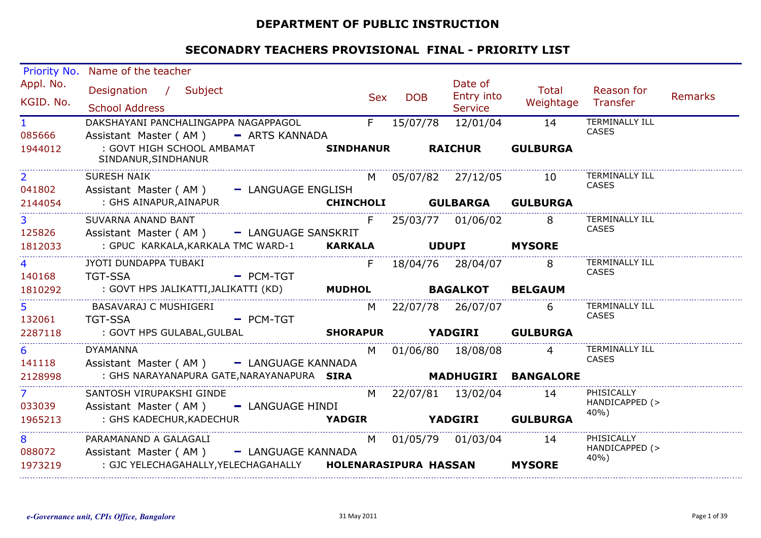# DEPARTMENT OF PUBLIC INSTRUCTION

## SECONADRY TEACHERS PROVISIONAL FINAL - PRIORITY LIST

| Priority No. / Appl. No. / KGID. No. | Name of the teacher / Designation / Subject / School Address | Sex | DOB | Date of Entry into Service | Total Weightage | Reason for Transfer | Remarks |
|---|---|---|---|---|---|---|---|
| 1<br>085666<br>1944012 | DAKSHAYANI PANCHALINGAPPA NAGAPPAGOL<br>Assistant Master ( AM ) - ARTS KANNADA<br>: GOVT HIGH SCHOOL AMBAMAT SINDANUR,SINDHANUR **SINDHANUR** **RAICHUR** **GULBURGA** | F | 15/07/78 | 12/01/04 | 14 | TERMINALLY ILL CASES | |
| 2<br>041802<br>2144054 | SURESH NAIK<br>Assistant Master ( AM ) - LANGUAGE ENGLISH<br>: GHS AINAPUR,AINAPUR **CHINCHOLI** **GULBARGA** **GULBURGA** | M | 05/07/82 | 27/12/05 | 10 | TERMINALLY ILL CASES | |
| 3<br>125826<br>1812033 | SUVARNA ANAND BANT<br>Assistant Master ( AM ) - LANGUAGE SANSKRIT<br>: GPUC KARKALA,KARKALA TMC WARD-1 **KARKALA** **UDUPI** **MYSORE** | F | 25/03/77 | 01/06/02 | 8 | TERMINALLY ILL CASES | |
| 4<br>140168<br>1810292 | JYOTI DUNDAPPA TUBAKI<br>TGT-SSA - PCM-TGT<br>: GOVT HPS JALIKATTI,JALIKATTI (KD) **MUDHOL** **BAGALKOT** **BELGAUM** | F | 18/04/76 | 28/04/07 | 8 | TERMINALLY ILL CASES | |
| 5<br>132061<br>2287118 | BASAVARAJ C MUSHIGERI<br>TGT-SSA - PCM-TGT<br>: GOVT HPS GULABAL,GULBAL **SHORAPUR** **YADGIRI** **GULBURGA** | M | 22/07/78 | 26/07/07 | 6 | TERMINALLY ILL CASES | |
| 6<br>141118<br>2128998 | DYAMANNA<br>Assistant Master ( AM ) - LANGUAGE KANNADA<br>: GHS NARAYANAPURA GATE,NARAYANAPURA **SIRA** **MADHUGIRI** **BANGALORE** | M | 01/06/80 | 18/08/08 | 4 | TERMINALLY ILL CASES | |
| 7<br>033039<br>1965213 | SANTOSH VIRUPAKSHI GINDE<br>Assistant Master ( AM ) - LANGUAGE HINDI<br>: GHS KADECHUR,KADECHUR **YADGIR** **YADGIRI** **GULBURGA** | M | 22/07/81 | 13/02/04 | 14 | PHISICALLY HANDICAPPED (> 40%) | |
| 8<br>088072<br>1973219 | PARAMANAND A GALAGALI<br>Assistant Master ( AM ) - LANGUAGE KANNADA<br>: GJC YELECHAGAHALLY,YELECHAGAHALLY **HOLENARASIPURA** **HASSAN** **MYSORE** | M | 01/05/79 | 01/03/04 | 14 | PHISICALLY HANDICAPPED (> 40%) | |

*e-Governance unit, CPIs Office, Bangalore* 31 May 2011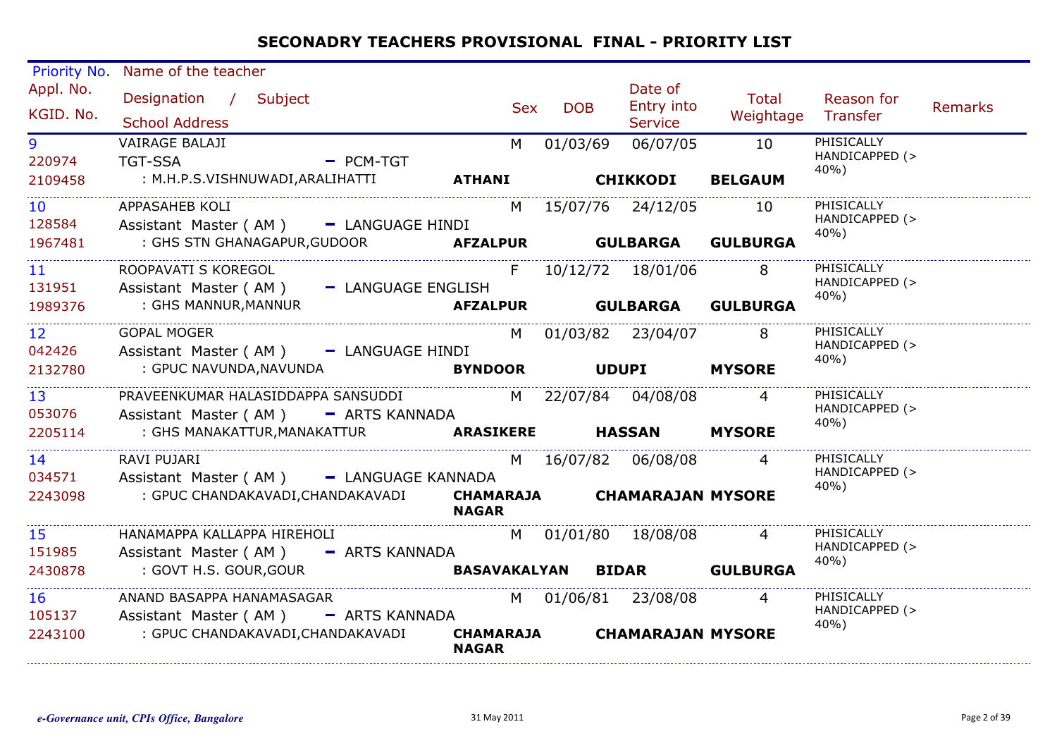## SECONADRY TEACHERS PROVISIONAL FINAL - PRIORITY LIST

| Priority No. / Appl. No. / KGID. No. | Name of the teacher / Designation / Subject / School Address | | | | Sex | DOB | Date of Entry into Service | Total Weightage | Reason for Transfer | Remarks |
|---|---|---|---|---|---|---|---|---|---|---|
| 9<br>220974<br>2109458 | VAIRAGE BALAJI<br>TGT-SSA - PCM-TGT<br>: M.H.P.S.VISHNUWADI,ARALIHATTI | **ATHANI** | **CHIKKODI** | **BELGAUM** | M | 01/03/69 | 06/07/05 | 10 | PHISICALLY HANDICAPPED (> 40%) | |
| 10<br>128584<br>1967481 | APPASAHEB KOLI<br>Assistant Master ( AM ) - LANGUAGE HINDI<br>: GHS STN GHANAGAPUR,GUDOOR | **AFZALPUR** | **GULBARGA** | **GULBURGA** | M | 15/07/76 | 24/12/05 | 10 | PHISICALLY HANDICAPPED (> 40%) | |
| 11<br>131951<br>1989376 | ROOPAVATI S KOREGOL<br>Assistant Master ( AM ) - LANGUAGE ENGLISH<br>: GHS MANNUR,MANNUR | **AFZALPUR** | **GULBARGA** | **GULBURGA** | F | 10/12/72 | 18/01/06 | 8 | PHISICALLY HANDICAPPED (> 40%) | |
| 12<br>042426<br>2132780 | GOPAL MOGER<br>Assistant Master ( AM ) - LANGUAGE HINDI<br>: GPUC NAVUNDA,NAVUNDA | **BYNDOOR** | **UDUPI** | **MYSORE** | M | 01/03/82 | 23/04/07 | 8 | PHISICALLY HANDICAPPED (> 40%) | |
| 13<br>053076<br>2205114 | PRAVEENKUMAR HALASIDDAPPA SANSUDDI<br>Assistant Master ( AM ) - ARTS KANNADA<br>: GHS MANAKATTUR,MANAKATTUR | **ARASIKERE** | **HASSAN** | **MYSORE** | M | 22/07/84 | 04/08/08 | 4 | PHISICALLY HANDICAPPED (> 40%) | |
| 14<br>034571<br>2243098 | RAVI PUJARI<br>Assistant Master ( AM ) - LANGUAGE KANNADA<br>: GPUC CHANDAKAVADI,CHANDAKAVADI | **CHAMARAJA NAGAR** | **CHAMARAJAN** | **MYSORE** | M | 16/07/82 | 06/08/08 | 4 | PHISICALLY HANDICAPPED (> 40%) | |
| 15<br>151985<br>2430878 | HANAMAPPA KALLAPPA HIREHOLI<br>Assistant Master ( AM ) - ARTS KANNADA<br>: GOVT H.S. GOUR,GOUR | **BASAVAKALYAN** | **BIDAR** | **GULBURGA** | M | 01/01/80 | 18/08/08 | 4 | PHISICALLY HANDICAPPED (> 40%) | |
| 16<br>105137<br>2243100 | ANAND BASAPPA HANAMASAGAR<br>Assistant Master ( AM ) - ARTS KANNADA<br>: GPUC CHANDAKAVADI,CHANDAKAVADI | **CHAMARAJA NAGAR** | **CHAMARAJAN** | **MYSORE** | M | 01/06/81 | 23/08/08 | 4 | PHISICALLY HANDICAPPED (> 40%) | |

*e-Governance unit, CPIs Office, Bangalore* 31 May 2011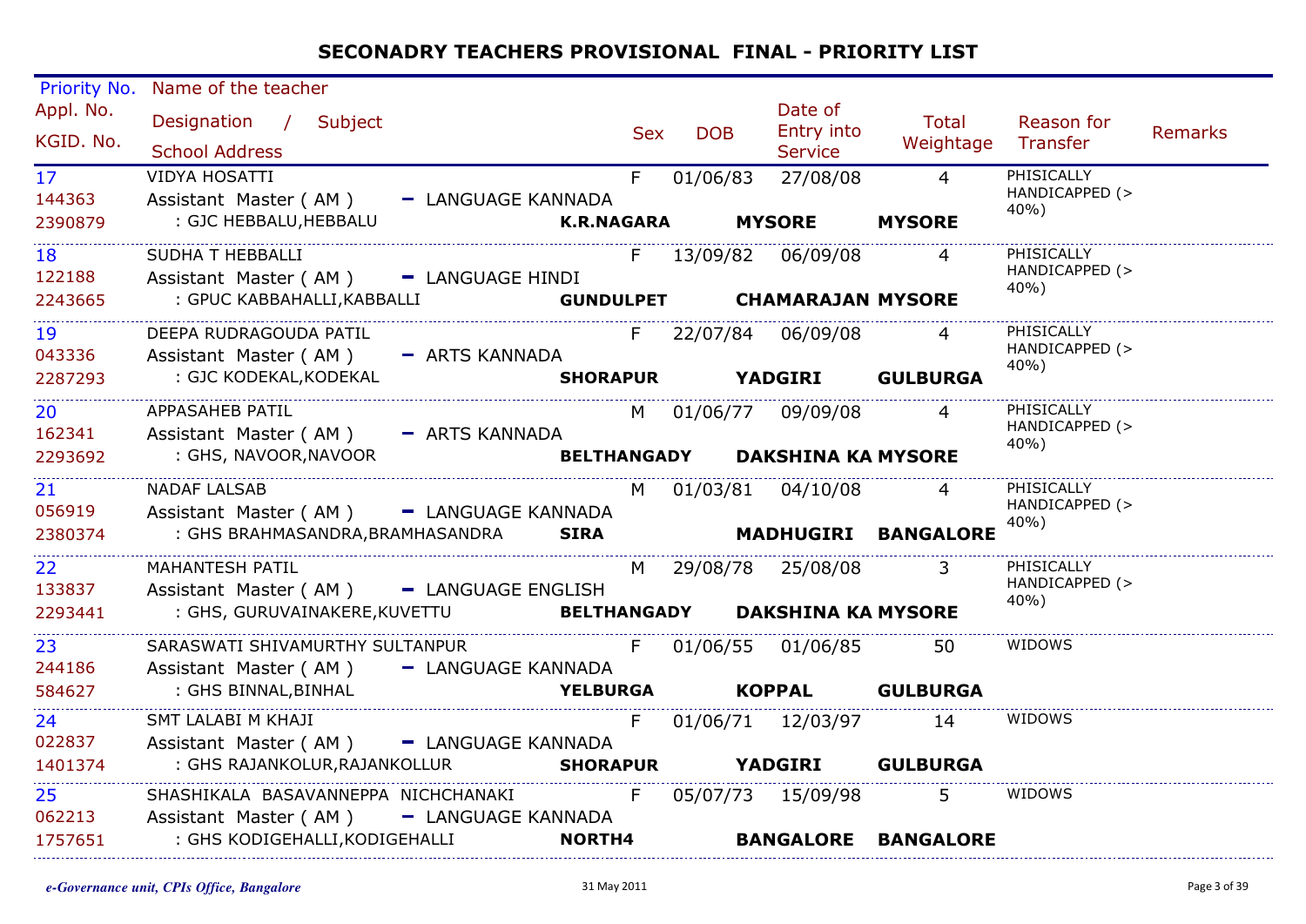## SECONADRY TEACHERS PROVISIONAL FINAL - PRIORITY LIST

| Priority No. / Appl. No. / KGID. No. | Name of the teacher / Designation / Subject / School Address | | | Sex | DOB | Date of Entry into Service | Total Weightage | Reason for Transfer | Remarks |
|---|---|---|---|---|---|---|---|---|---|
| 17<br>144363<br>2390879 | VIDYA HOSATTI<br>Assistant Master ( AM ) - LANGUAGE KANNADA<br>: GJC HEBBALU,HEBBALU | **K.R.NAGARA** | **MYSORE** | F | 01/06/83 | 27/08/08 | 4<br>**MYSORE** | PHISICALLY HANDICAPPED (> 40%) | |
| 18<br>122188<br>2243665 | SUDHA T HEBBALLI<br>Assistant Master ( AM ) - LANGUAGE HINDI<br>: GPUC KABBAHALLI,KABBALLI | **GUNDULPET** | **CHAMARAJAN** | F | 13/09/82 | 06/09/08 | 4<br>**MYSORE** | PHISICALLY HANDICAPPED (> 40%) | |
| 19<br>043336<br>2287293 | DEEPA RUDRAGOUDA PATIL<br>Assistant Master ( AM ) - ARTS KANNADA<br>: GJC KODEKAL,KODEKAL | **SHORAPUR** | **YADGIRI** | F | 22/07/84 | 06/09/08 | 4<br>**GULBURGA** | PHISICALLY HANDICAPPED (> 40%) | |
| 20<br>162341<br>2293692 | APPASAHEB PATIL<br>Assistant Master ( AM ) - ARTS KANNADA<br>: GHS, NAVOOR,NAVOOR | **BELTHANGADY** | **DAKSHINA KA** | M | 01/06/77 | 09/09/08 | 4<br>**MYSORE** | PHISICALLY HANDICAPPED (> 40%) | |
| 21<br>056919<br>2380374 | NADAF LALSAB<br>Assistant Master ( AM ) - LANGUAGE KANNADA<br>: GHS BRAHMASANDRA,BRAMHASANDRA | **SIRA** | **MADHUGIRI** | M | 01/03/81 | 04/10/08 | 4<br>**BANGALORE** | PHISICALLY HANDICAPPED (> 40%) | |
| 22<br>133837<br>2293441 | MAHANTESH PATIL<br>Assistant Master ( AM ) - LANGUAGE ENGLISH<br>: GHS, GURUVAINAKERE,KUVETTU | **BELTHANGADY** | **DAKSHINA KA** | M | 29/08/78 | 25/08/08 | 3<br>**MYSORE** | PHISICALLY HANDICAPPED (> 40%) | |
| 23<br>244186<br>584627 | SARASWATI SHIVAMURTHY SULTANPUR<br>Assistant Master ( AM ) - LANGUAGE KANNADA<br>: GHS BINNAL,BINHAL | **YELBURGA** | **KOPPAL** | F | 01/06/55 | 01/06/85 | 50<br>**GULBURGA** | WIDOWS | |
| 24<br>022837<br>1401374 | SMT LALABI M KHAJI<br>Assistant Master ( AM ) - LANGUAGE KANNADA<br>: GHS RAJANKOLUR,RAJANKOLLUR | **SHORAPUR** | **YADGIRI** | F | 01/06/71 | 12/03/97 | 14<br>**GULBURGA** | WIDOWS | |
| 25<br>062213<br>1757651 | SHASHIKALA BASAVANNEPPA NICHCHANAKI<br>Assistant Master ( AM ) - LANGUAGE KANNADA<br>: GHS KODIGEHALLI,KODIGEHALLI | **NORTH4** | **BANGALORE** | F | 05/07/73 | 15/09/98 | 5<br>**BANGALORE** | WIDOWS | |

*e-Governance unit, CPIs Office, Bangalore* — 31 May 2011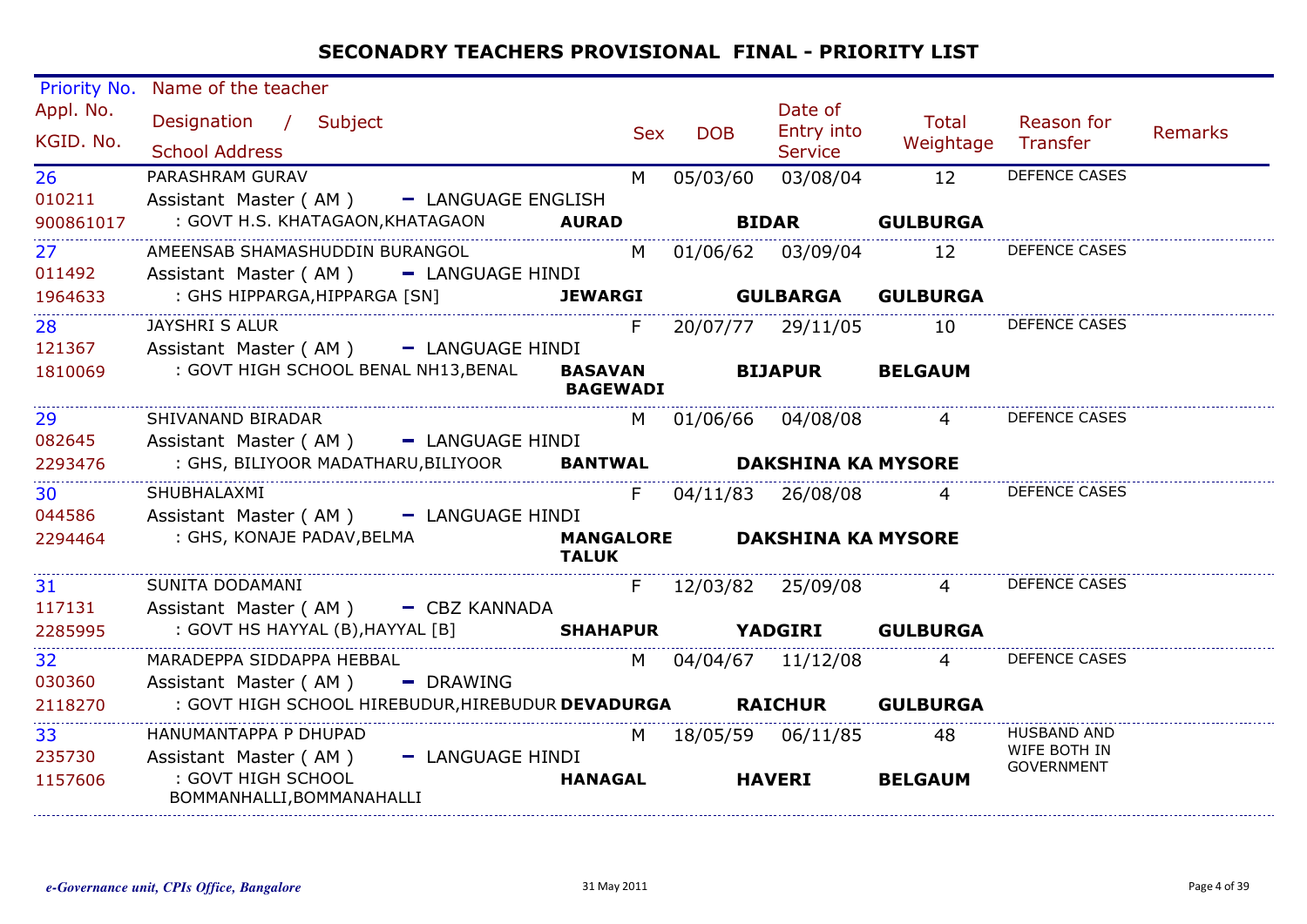# SECONADRY TEACHERS PROVISIONAL FINAL - PRIORITY LIST

| Priority No. / Appl. No. / KGID. No. | Name of the teacher / Designation / Subject / School Address | | | | Sex | DOB | Date of Entry into Service | Total Weightage | Reason for Transfer | Remarks |
|---|---|---|---|---|---|---|---|---|---|---|
| 26<br>010211<br>900861017 | PARASHRAM GURAV<br>Assistant Master ( AM ) - LANGUAGE ENGLISH<br>: GOVT H.S. KHATAGAON,KHATAGAON | AURAD | BIDAR | GULBURGA | M | 05/03/60 | 03/08/04 | 12 | DEFENCE CASES | |
| 27<br>011492<br>1964633 | AMEENSAB SHAMASHUDDIN BURANGOL<br>Assistant Master ( AM ) - LANGUAGE HINDI<br>: GHS HIPPARGA,HIPPARGA [SN] | JEWARGI | GULBARGA | GULBURGA | M | 01/06/62 | 03/09/04 | 12 | DEFENCE CASES | |
| 28<br>121367<br>1810069 | JAYSHRI S ALUR<br>Assistant Master ( AM ) - LANGUAGE HINDI<br>: GOVT HIGH SCHOOL BENAL NH13,BENAL | BASAVAN BAGEWADI | BIJAPUR | BELGAUM | F | 20/07/77 | 29/11/05 | 10 | DEFENCE CASES | |
| 29<br>082645<br>2293476 | SHIVANAND BIRADAR<br>Assistant Master ( AM ) - LANGUAGE HINDI<br>: GHS, BILIYOOR MADATHARU,BILIYOOR | BANTWAL | DAKSHINA KA | MYSORE | M | 01/06/66 | 04/08/08 | 4 | DEFENCE CASES | |
| 30<br>044586<br>2294464 | SHUBHALAXMI<br>Assistant Master ( AM ) - LANGUAGE HINDI<br>: GHS, KONAJE PADAV,BELMA | MANGALORE TALUK | DAKSHINA KA | MYSORE | F | 04/11/83 | 26/08/08 | 4 | DEFENCE CASES | |
| 31<br>117131<br>2285995 | SUNITA DODAMANI<br>Assistant Master ( AM ) - CBZ KANNADA<br>: GOVT HS HAYYAL (B),HAYYAL [B] | SHAHAPUR | YADGIRI | GULBURGA | F | 12/03/82 | 25/09/08 | 4 | DEFENCE CASES | |
| 32<br>030360<br>2118270 | MARADEPPA SIDDAPPA HEBBAL<br>Assistant Master ( AM ) - DRAWING<br>: GOVT HIGH SCHOOL HIREBUDUR,HIREBUDUR | DEVADURGA | RAICHUR | GULBURGA | M | 04/04/67 | 11/12/08 | 4 | DEFENCE CASES | |
| 33<br>235730<br>1157606 | HANUMANTAPPA P DHUPAD<br>Assistant Master ( AM ) - LANGUAGE HINDI<br>: GOVT HIGH SCHOOL BOMMANHALLI,BOMMANAHALLI | HANAGAL | HAVERI | BELGAUM | M | 18/05/59 | 06/11/85 | 48 | HUSBAND AND WIFE BOTH IN GOVERNMENT | |

*e-Governance unit, CPIs Office, Bangalore* 31 May 2011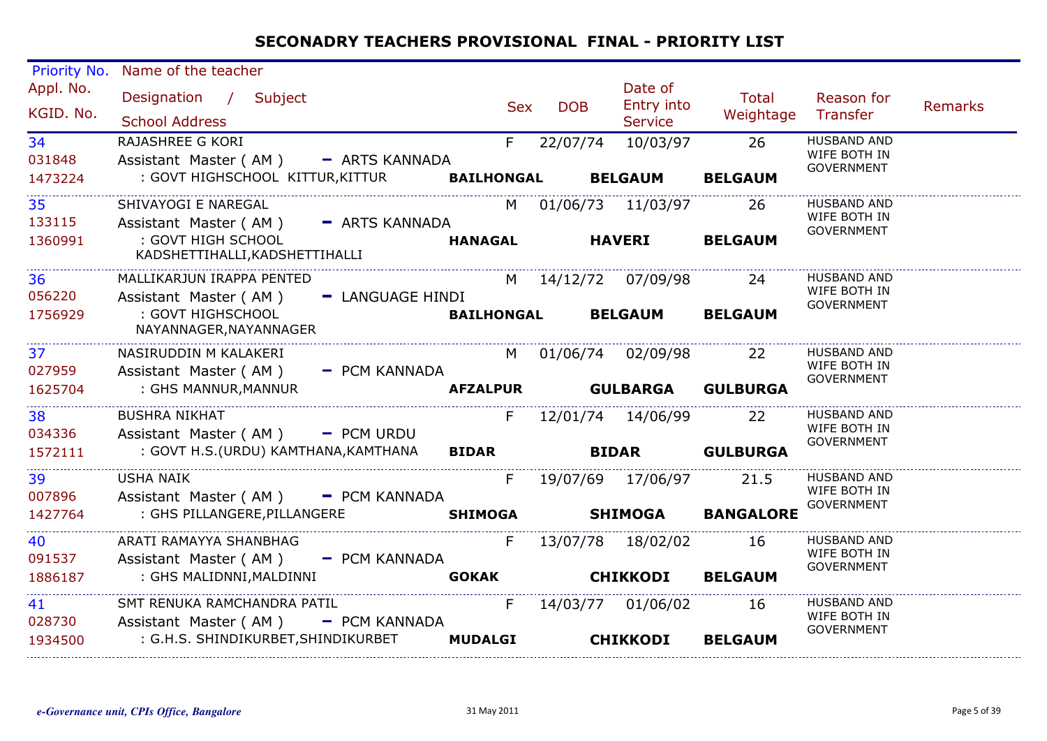# SECONADRY TEACHERS PROVISIONAL FINAL - PRIORITY LIST

| Priority No. / Appl. No. / KGID. No. | Name of the teacher / Designation / Subject / School Address | Sex | DOB | Date of Entry into Service | Total Weightage | Reason for Transfer | Remarks |
|---|---|---|---|---|---|---|---|
| 34 / 031848 / 1473224 | RAJASHREE G KORI / Assistant Master ( AM ) - ARTS KANNADA / : GOVT HIGHSCHOOL KITTUR,KITTUR **BAILHONGAL** **BELGAUM** **BELGAUM** | F | 22/07/74 | 10/03/97 | 26 | HUSBAND AND WIFE BOTH IN GOVERNMENT | |
| 35 / 133115 / 1360991 | SHIVAYOGI E NAREGAL / Assistant Master ( AM ) - ARTS KANNADA / : GOVT HIGH SCHOOL KADSHETTIHALLI,KADSHETTIHALLI **HANAGAL** **HAVERI** **BELGAUM** | M | 01/06/73 | 11/03/97 | 26 | HUSBAND AND WIFE BOTH IN GOVERNMENT | |
| 36 / 056220 / 1756929 | MALLIKARJUN IRAPPA PENTED / Assistant Master ( AM ) - LANGUAGE HINDI / : GOVT HIGHSCHOOL NAYANNAGER,NAYANNAGER **BAILHONGAL** **BELGAUM** **BELGAUM** | M | 14/12/72 | 07/09/98 | 24 | HUSBAND AND WIFE BOTH IN GOVERNMENT | |
| 37 / 027959 / 1625704 | NASIRUDDIN M KALAKERI / Assistant Master ( AM ) - PCM KANNADA / : GHS MANNUR,MANNUR **AFZALPUR** **GULBARGA** **GULBURGA** | M | 01/06/74 | 02/09/98 | 22 | HUSBAND AND WIFE BOTH IN GOVERNMENT | |
| 38 / 034336 / 1572111 | BUSHRA NIKHAT / Assistant Master ( AM ) - PCM URDU / : GOVT H.S.(URDU) KAMTHANA,KAMTHANA **BIDAR** **BIDAR** **GULBURGA** | F | 12/01/74 | 14/06/99 | 22 | HUSBAND AND WIFE BOTH IN GOVERNMENT | |
| 39 / 007896 / 1427764 | USHA NAIK / Assistant Master ( AM ) - PCM KANNADA / : GHS PILLANGERE,PILLANGERE **SHIMOGA** **SHIMOGA** **BANGALORE** | F | 19/07/69 | 17/06/97 | 21.5 | HUSBAND AND WIFE BOTH IN GOVERNMENT | |
| 40 / 091537 / 1886187 | ARATI RAMAYYA SHANBHAG / Assistant Master ( AM ) - PCM KANNADA / : GHS MALIDNNI,MALDINNI **GOKAK** **CHIKKODI** **BELGAUM** | F | 13/07/78 | 18/02/02 | 16 | HUSBAND AND WIFE BOTH IN GOVERNMENT | |
| 41 / 028730 / 1934500 | SMT RENUKA RAMCHANDRA PATIL / Assistant Master ( AM ) - PCM KANNADA / : G.H.S. SHINDIKURBET,SHINDIKURBET **MUDALGI** **CHIKKODI** **BELGAUM** | F | 14/03/77 | 01/06/02 | 16 | HUSBAND AND WIFE BOTH IN GOVERNMENT | |

*e-Governance unit, CPIs Office, Bangalore* 31 May 2011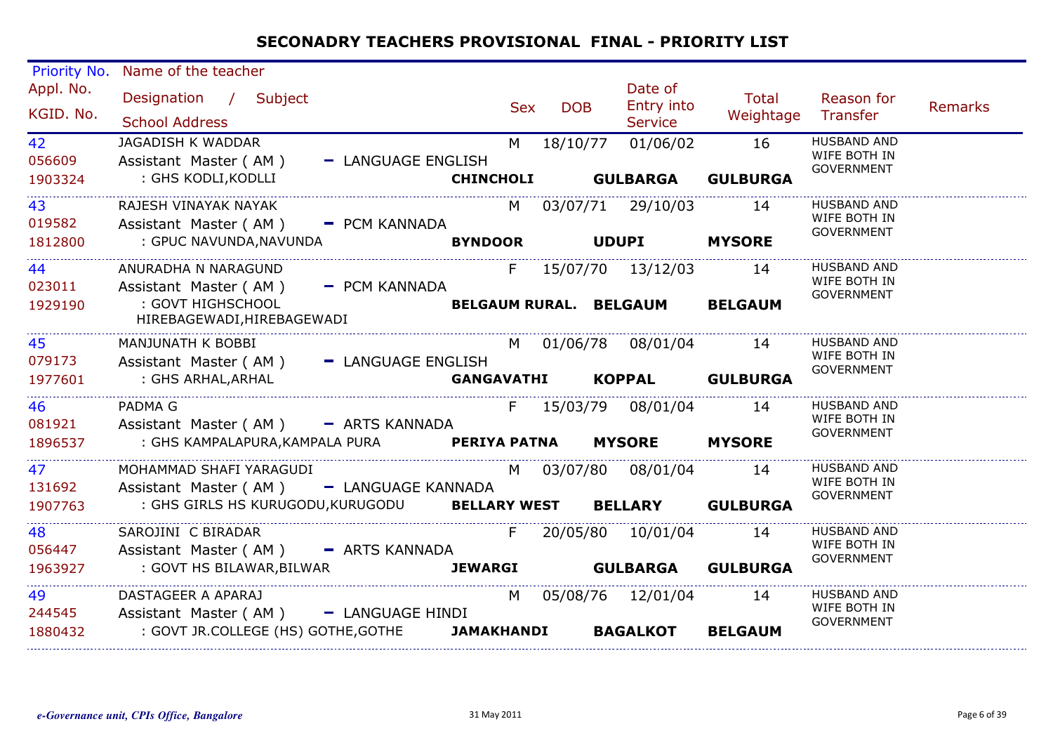# SECONADRY TEACHERS PROVISIONAL FINAL - PRIORITY LIST

| Priority No. / Appl. No. / KGID. No. | Name of the teacher / Designation / Subject / School Address | Sex | DOB | Date of Entry into Service | Total Weightage | Reason for Transfer | Remarks |
|---|---|---|---|---|---|---|---|
| 42<br>056609<br>1903324 | JAGADISH K WADDAR<br>Assistant Master ( AM ) - LANGUAGE ENGLISH<br>: GHS KODLI,KODLLI **CHINCHOLI GULBARGA GULBARGA** | M | 18/10/77 | 01/06/02 | 16 | HUSBAND AND WIFE BOTH IN GOVERNMENT | |
| 43<br>019582<br>1812800 | RAJESH VINAYAK NAYAK<br>Assistant Master ( AM ) - PCM KANNADA<br>: GPUC NAVUNDA,NAVUNDA **BYNDOOR UDUPI MYSORE** | M | 03/07/71 | 29/10/03 | 14 | HUSBAND AND WIFE BOTH IN GOVERNMENT | |
| 44<br>023011<br>1929190 | ANURADHA N NARAGUND<br>Assistant Master ( AM ) - PCM KANNADA<br>: GOVT HIGHSCHOOL HIREBAGEWADI,HIREBAGEWADI **BELGAUM RURAL. BELGAUM BELGAUM** | F | 15/07/70 | 13/12/03 | 14 | HUSBAND AND WIFE BOTH IN GOVERNMENT | |
| 45<br>079173<br>1977601 | MANJUNATH K BOBBI<br>Assistant Master ( AM ) - LANGUAGE ENGLISH<br>: GHS ARHAL,ARHAL **GANGAVATHI KOPPAL GULBARGA** | M | 01/06/78 | 08/01/04 | 14 | HUSBAND AND WIFE BOTH IN GOVERNMENT | |
| 46<br>081921<br>1896537 | PADMA G<br>Assistant Master ( AM ) - ARTS KANNADA<br>: GHS KAMPALAPURA,KAMPALA PURA **PERIYA PATNA MYSORE MYSORE** | F | 15/03/79 | 08/01/04 | 14 | HUSBAND AND WIFE BOTH IN GOVERNMENT | |
| 47<br>131692<br>1907763 | MOHAMMAD SHAFI YARAGUDI<br>Assistant Master ( AM ) - LANGUAGE KANNADA<br>: GHS GIRLS HS KURUGODU,KURUGODU **BELLARY WEST BELLARY GULBURGA** | M | 03/07/80 | 08/01/04 | 14 | HUSBAND AND WIFE BOTH IN GOVERNMENT | |
| 48<br>056447<br>1963927 | SAROJINI C BIRADAR<br>Assistant Master ( AM ) - ARTS KANNADA<br>: GOVT HS BILAWAR,BILWAR **JEWARGI GULBARGA GULBURGA** | F | 20/05/80 | 10/01/04 | 14 | HUSBAND AND WIFE BOTH IN GOVERNMENT | |
| 49<br>244545<br>1880432 | DASTAGEER A APARAJ<br>Assistant Master ( AM ) - LANGUAGE HINDI<br>: GOVT JR.COLLEGE (HS) GOTHE,GOTHE **JAMAKHANDI BAGALKOT BELGAUM** | M | 05/08/76 | 12/01/04 | 14 | HUSBAND AND WIFE BOTH IN GOVERNMENT | |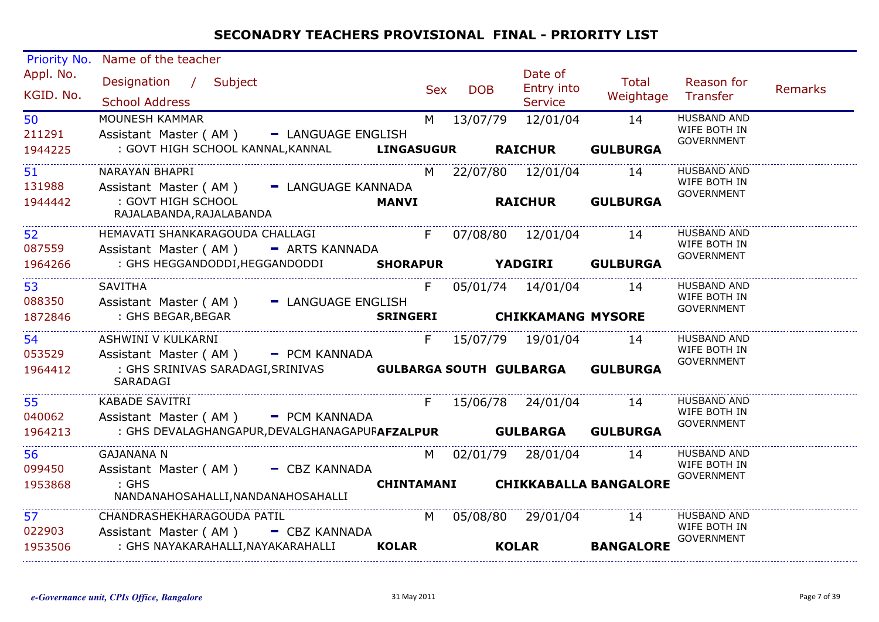# SECONADRY TEACHERS PROVISIONAL FINAL - PRIORITY LIST

| Priority No. / Appl. No. / KGID. No. | Name of the teacher / Designation / Subject / School Address | Sex | DOB | Date of Entry into Service | Total Weightage | Reason for Transfer | Remarks |
|---|---|---|---|---|---|---|---|
| 50<br>211291<br>1944225 | MOUNESH KAMMAR<br>Assistant Master ( AM ) - LANGUAGE ENGLISH<br>: GOVT HIGH SCHOOL KANNAL,KANNAL **LINGASUGUR RAICHUR GULBURGA** | M | 13/07/79 | 12/01/04 | 14 | HUSBAND AND WIFE BOTH IN GOVERNMENT | |
| 51<br>131988<br>1944442 | NARAYAN BHAPRI<br>Assistant Master ( AM ) - LANGUAGE KANNADA<br>: GOVT HIGH SCHOOL RAJALABANDA,RAJALABANDA **MANVI RAICHUR GULBURGA** | M | 22/07/80 | 12/01/04 | 14 | HUSBAND AND WIFE BOTH IN GOVERNMENT | |
| 52<br>087559<br>1964266 | HEMAVATI SHANKARAGOUDA CHALLAGI<br>Assistant Master ( AM ) - ARTS KANNADA<br>: GHS HEGGANDODDI,HEGGANDODDI **SHORAPUR YADGIRI GULBURGA** | F | 07/08/80 | 12/01/04 | 14 | HUSBAND AND WIFE BOTH IN GOVERNMENT | |
| 53<br>088350<br>1872846 | SAVITHA<br>Assistant Master ( AM ) - LANGUAGE ENGLISH<br>: GHS BEGAR,BEGAR **SRINGERI CHIKKAMANG MYSORE** | F | 05/01/74 | 14/01/04 | 14 | HUSBAND AND WIFE BOTH IN GOVERNMENT | |
| 54<br>053529<br>1964412 | ASHWINI V KULKARNI<br>Assistant Master ( AM ) - PCM KANNADA<br>: GHS SRINIVAS SARADAGI,SRINIVAS SARADAGI **GULBARGA SOUTH GULBARGA GULBURGA** | F | 15/07/79 | 19/01/04 | 14 | HUSBAND AND WIFE BOTH IN GOVERNMENT | |
| 55<br>040062<br>1964213 | KABADE SAVITRI<br>Assistant Master ( AM ) - PCM KANNADA<br>: GHS DEVALAGHANGAPUR,DEVALGHANAGAPUR **AFZALPUR GULBARGA GULBURGA** | F | 15/06/78 | 24/01/04 | 14 | HUSBAND AND WIFE BOTH IN GOVERNMENT | |
| 56<br>099450<br>1953868 | GAJANANA N<br>Assistant Master ( AM ) - CBZ KANNADA<br>: GHS NANDANAHOSAHALLI,NANDANAHOSAHALLI **CHINTAMANI CHIKKABALLA BANGALORE** | M | 02/01/79 | 28/01/04 | 14 | HUSBAND AND WIFE BOTH IN GOVERNMENT | |
| 57<br>022903<br>1953506 | CHANDRASHEKHARAGOUDA PATIL<br>Assistant Master ( AM ) - CBZ KANNADA<br>: GHS NAYAKARAHALLI,NAYAKARAHALLI **KOLAR KOLAR BANGALORE** | M | 05/08/80 | 29/01/04 | 14 | HUSBAND AND WIFE BOTH IN GOVERNMENT | |

*e-Governance unit, CPIs Office, Bangalore* 31 May 2011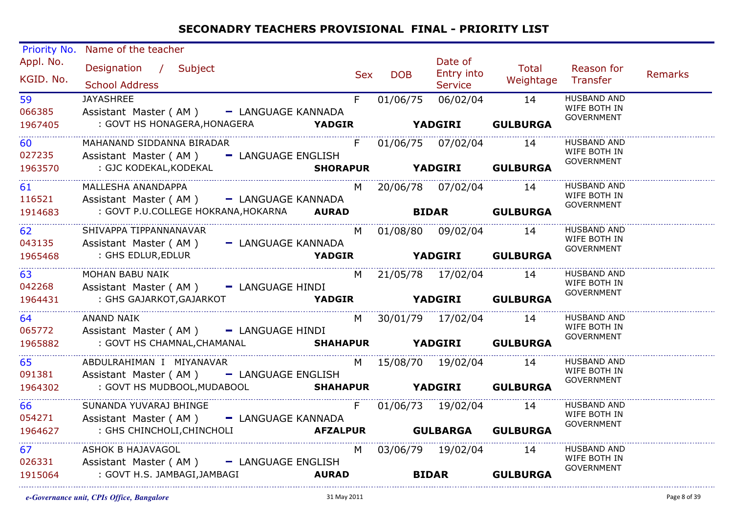# SECONADRY TEACHERS PROVISIONAL FINAL - PRIORITY LIST

| Priority No. / Appl. No. / KGID. No. | Name of the teacher / Designation / Subject / School Address | Sex | DOB | Date of Entry into Service | Total Weightage | Reason for Transfer | Remarks |
|---|---|---|---|---|---|---|---|
| 59 / 066385 / 1967405 | JAYASHREE / Assistant Master ( AM ) - LANGUAGE KANNADA / : GOVT HS HONAGERA,HONAGERA **YADGIR** **YADGIRI** **GULBURGA** | F | 01/06/75 | 06/02/04 | 14 | HUSBAND AND WIFE BOTH IN GOVERNMENT | |
| 60 / 027235 / 1963570 | MAHANAND SIDDANNA BIRADAR / Assistant Master ( AM ) - LANGUAGE ENGLISH / : GJC KODEKAL,KODEKAL **SHORAPUR** **YADGIRI** **GULBURGA** | F | 01/06/75 | 07/02/04 | 14 | HUSBAND AND WIFE BOTH IN GOVERNMENT | |
| 61 / 116521 / 1914683 | MALLESHA ANANDAPPA / Assistant Master ( AM ) - LANGUAGE KANNADA / : GOVT P.U.COLLEGE HOKRANA,HOKARNA **AURAD** **BIDAR** **GULBURGA** | M | 20/06/78 | 07/02/04 | 14 | HUSBAND AND WIFE BOTH IN GOVERNMENT | |
| 62 / 043135 / 1965468 | SHIVAPPA TIPPANNANAVAR / Assistant Master ( AM ) - LANGUAGE KANNADA / : GHS EDLUR,EDLUR **YADGIR** **YADGIRI** **GULBURGA** | M | 01/08/80 | 09/02/04 | 14 | HUSBAND AND WIFE BOTH IN GOVERNMENT | |
| 63 / 042268 / 1964431 | MOHAN BABU NAIK / Assistant Master ( AM ) - LANGUAGE HINDI / : GHS GAJARKOT,GAJARKOT **YADGIR** **YADGIRI** **GULBURGA** | M | 21/05/78 | 17/02/04 | 14 | HUSBAND AND WIFE BOTH IN GOVERNMENT | |
| 64 / 065772 / 1965882 | ANAND NAIK / Assistant Master ( AM ) - LANGUAGE HINDI / : GOVT HS CHAMNAL,CHAMANAL **SHAHAPUR** **YADGIRI** **GULBURGA** | M | 30/01/79 | 17/02/04 | 14 | HUSBAND AND WIFE BOTH IN GOVERNMENT | |
| 65 / 091381 / 1964302 | ABDULRAHIMAN I MIYANAVAR / Assistant Master ( AM ) - LANGUAGE ENGLISH / : GOVT HS MUDBOOL,MUDABOOL **SHAHAPUR** **YADGIRI** **GULBURGA** | M | 15/08/70 | 19/02/04 | 14 | HUSBAND AND WIFE BOTH IN GOVERNMENT | |
| 66 / 054271 / 1964627 | SUNANDA YUVARAJ BHINGE / Assistant Master ( AM ) - LANGUAGE KANNADA / : GHS CHINCHOLI,CHINCHOLI **AFZALPUR** **GULBARGA** **GULBURGA** | F | 01/06/73 | 19/02/04 | 14 | HUSBAND AND WIFE BOTH IN GOVERNMENT | |
| 67 / 026331 / 1915064 | ASHOK B HAJAVAGOL / Assistant Master ( AM ) - LANGUAGE ENGLISH / : GOVT H.S. JAMBAGI,JAMBAGI **AURAD** **BIDAR** **GULBURGA** | M | 03/06/79 | 19/02/04 | 14 | HUSBAND AND WIFE BOTH IN GOVERNMENT | |

*e-Governance unit, CPIs Office, Bangalore* 31 May 2011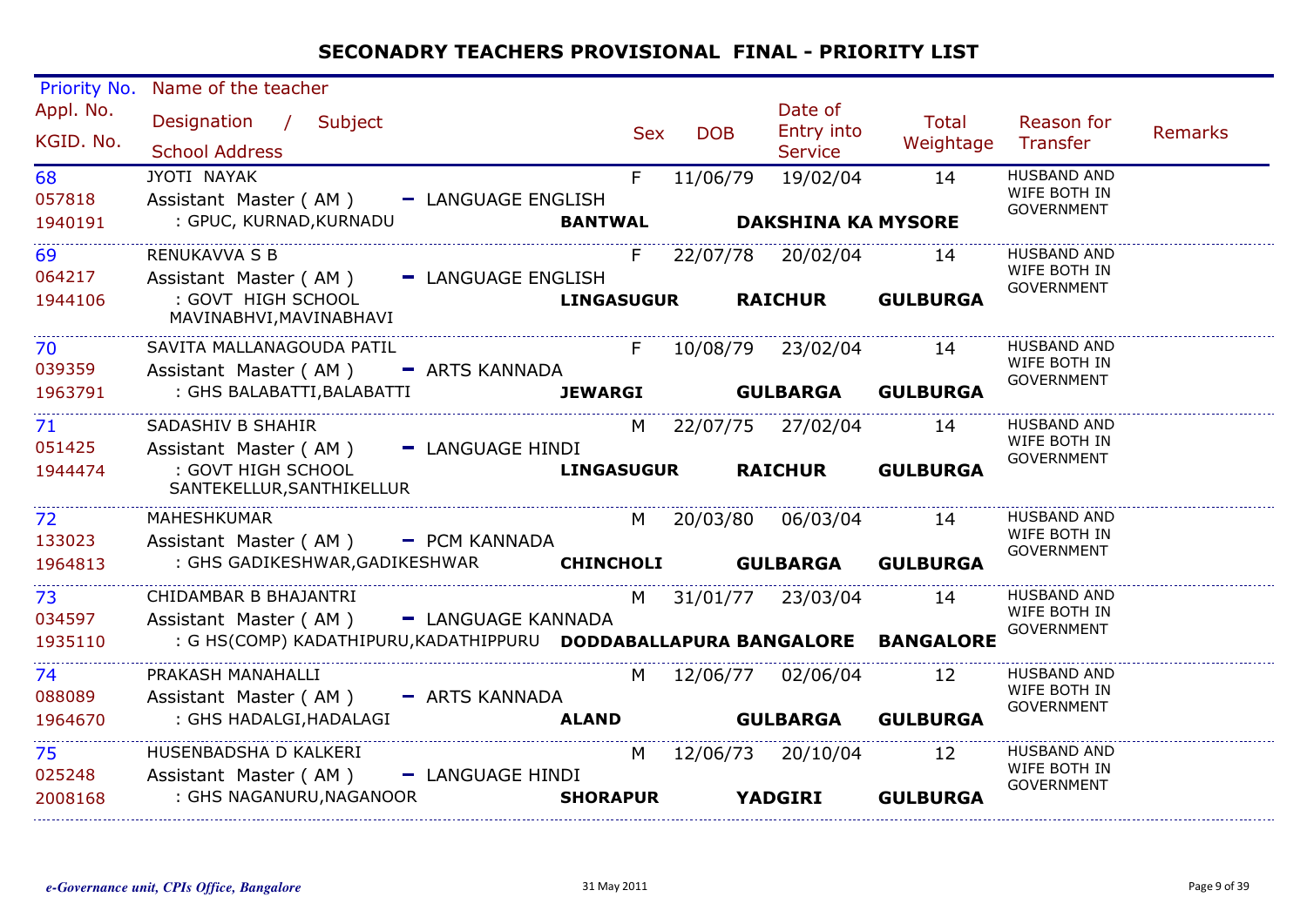# SECONADRY TEACHERS PROVISIONAL FINAL - PRIORITY LIST

| Priority No. / Appl. No. / KGID. No. | Name of the teacher / Designation / Subject / School Address | Sex | DOB | Date of Entry into Service | Total Weightage | Reason for Transfer | Remarks |
|---|---|---|---|---|---|---|---|
| 68 / 057818 / 1940191 | JYOTI NAYAK / Assistant Master ( AM ) - LANGUAGE ENGLISH / : GPUC, KURNAD,KURNADU / **BANTWAL** **DAKSHINA KA MYSORE** | F | 11/06/79 | 19/02/04 | 14 | HUSBAND AND WIFE BOTH IN GOVERNMENT | |
| 69 / 064217 / 1944106 | RENUKAVVA S B / Assistant Master ( AM ) - LANGUAGE ENGLISH / : GOVT HIGH SCHOOL MAVINABHVI,MAVINABHAVI / **LINGASUGUR** **RAICHUR** **GULBURGA** | F | 22/07/78 | 20/02/04 | 14 | HUSBAND AND WIFE BOTH IN GOVERNMENT | |
| 70 / 039359 / 1963791 | SAVITA MALLANAGOUDA PATIL / Assistant Master ( AM ) - ARTS KANNADA / : GHS BALABATTI,BALABATTI / **JEWARGI** **GULBARGA** **GULBURGA** | F | 10/08/79 | 23/02/04 | 14 | HUSBAND AND WIFE BOTH IN GOVERNMENT | |
| 71 / 051425 / 1944474 | SADASHIV B SHAHIR / Assistant Master ( AM ) - LANGUAGE HINDI / : GOVT HIGH SCHOOL SANTEKELLUR,SANTHIKELLUR / **LINGASUGUR** **RAICHUR** **GULBURGA** | M | 22/07/75 | 27/02/04 | 14 | HUSBAND AND WIFE BOTH IN GOVERNMENT | |
| 72 / 133023 / 1964813 | MAHESHKUMAR / Assistant Master ( AM ) - PCM KANNADA / : GHS GADIKESHWAR,GADIKESHWAR / **CHINCHOLI** **GULBARGA** **GULBURGA** | M | 20/03/80 | 06/03/04 | 14 | HUSBAND AND WIFE BOTH IN GOVERNMENT | |
| 73 / 034597 / 1935110 | CHIDAMBAR B BHAJANTRI / Assistant Master ( AM ) - LANGUAGE KANNADA / : G HS(COMP) KADATHIPURU,KADATHIPPURU / **DODDABALLAPURA** **BANGALORE** **BANGALORE** | M | 31/01/77 | 23/03/04 | 14 | HUSBAND AND WIFE BOTH IN GOVERNMENT | |
| 74 / 088089 / 1964670 | PRAKASH MANAHALLI / Assistant Master ( AM ) - ARTS KANNADA / : GHS HADALGI,HADALAGI / **ALAND** **GULBARGA** **GULBURGA** | M | 12/06/77 | 02/06/04 | 12 | HUSBAND AND WIFE BOTH IN GOVERNMENT | |
| 75 / 025248 / 2008168 | HUSENBADSHA D KALKERI / Assistant Master ( AM ) - LANGUAGE HINDI / : GHS NAGANURU,NAGANOOR / **SHORAPUR** **YADGIRI** **GULBURGA** | M | 12/06/73 | 20/10/04 | 12 | HUSBAND AND WIFE BOTH IN GOVERNMENT | |

*e-Governance unit, CPIs Office, Bangalore* 31 May 2011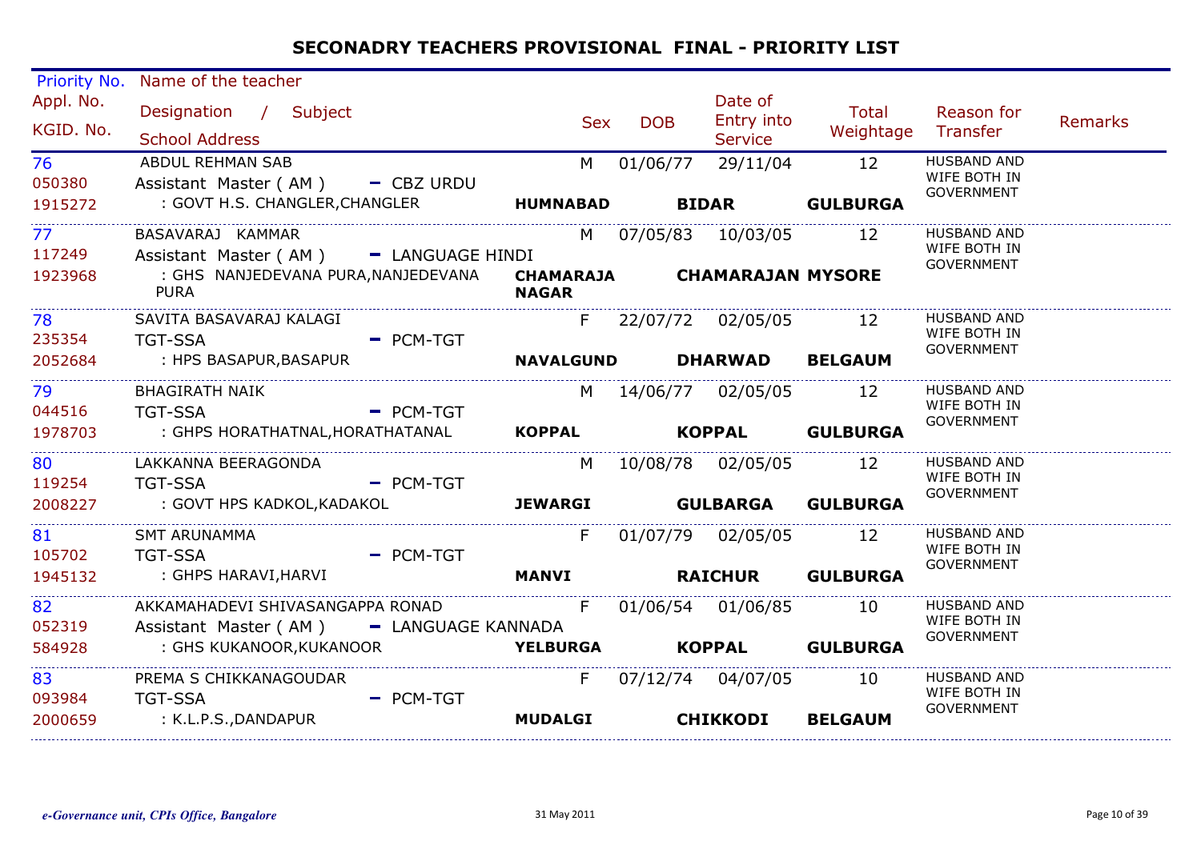# SECONADRY TEACHERS PROVISIONAL FINAL - PRIORITY LIST

| Priority No. / Appl. No. / KGID. No. | Name of the teacher / Designation / Subject / School Address | Sex | DOB | Date of Entry into Service | Total Weightage | Reason for Transfer | Remarks |
|---|---|---|---|---|---|---|---|
| 76 / 050380 / 1915272 | ABDUL REHMAN SAB / Assistant Master ( AM ) - CBZ URDU / : GOVT H.S. CHANGLER,CHANGLER / HUMNABAD / BIDAR / GULBURGA | M | 01/06/77 | 29/11/04 | 12 | HUSBAND AND WIFE BOTH IN GOVERNMENT | |
| 77 / 117249 / 1923968 | BASAVARAJ KAMMAR / Assistant Master ( AM ) - LANGUAGE HINDI / : GHS NANJEDEVANA PURA,NANJEDEVANA PURA / CHAMARAJA NAGAR / CHAMARAJAN / MYSORE | M | 07/05/83 | 10/03/05 | 12 | HUSBAND AND WIFE BOTH IN GOVERNMENT | |
| 78 / 235354 / 2052684 | SAVITA BASAVARAJ KALAGI / TGT-SSA - PCM-TGT / : HPS BASAPUR,BASAPUR / NAVALGUND / DHARWAD / BELGAUM | F | 22/07/72 | 02/05/05 | 12 | HUSBAND AND WIFE BOTH IN GOVERNMENT | |
| 79 / 044516 / 1978703 | BHAGIRATH NAIK / TGT-SSA - PCM-TGT / : GHPS HORATHATNAL,HORATHATANAL / KOPPAL / KOPPAL / GULBURGA | M | 14/06/77 | 02/05/05 | 12 | HUSBAND AND WIFE BOTH IN GOVERNMENT | |
| 80 / 119254 / 2008227 | LAKKANNA BEERAGONDA / TGT-SSA - PCM-TGT / : GOVT HPS KADKOL,KADAKOL / JEWARGI / GULBARGA / GULBURGA | M | 10/08/78 | 02/05/05 | 12 | HUSBAND AND WIFE BOTH IN GOVERNMENT | |
| 81 / 105702 / 1945132 | SMT ARUNAMMA / TGT-SSA - PCM-TGT / : GHPS HARAVI,HARVI / MANVI / RAICHUR / GULBURGA | F | 01/07/79 | 02/05/05 | 12 | HUSBAND AND WIFE BOTH IN GOVERNMENT | |
| 82 / 052319 / 584928 | AKKAMAHADEVI SHIVASANGAPPA RONAD / Assistant Master ( AM ) - LANGUAGE KANNADA / : GHS KUKANOOR,KUKANOOR / YELBURGA / KOPPAL / GULBURGA | F | 01/06/54 | 01/06/85 | 10 | HUSBAND AND WIFE BOTH IN GOVERNMENT | |
| 83 / 093984 / 2000659 | PREMA S CHIKKANAGOUDAR / TGT-SSA - PCM-TGT / : K.L.P.S.,DANDAPUR / MUDALGI / CHIKKODI / BELGAUM | F | 07/12/74 | 04/07/05 | 10 | HUSBAND AND WIFE BOTH IN GOVERNMENT | |

*e-Governance unit, CPIs Office, Bangalore* 31 May 2011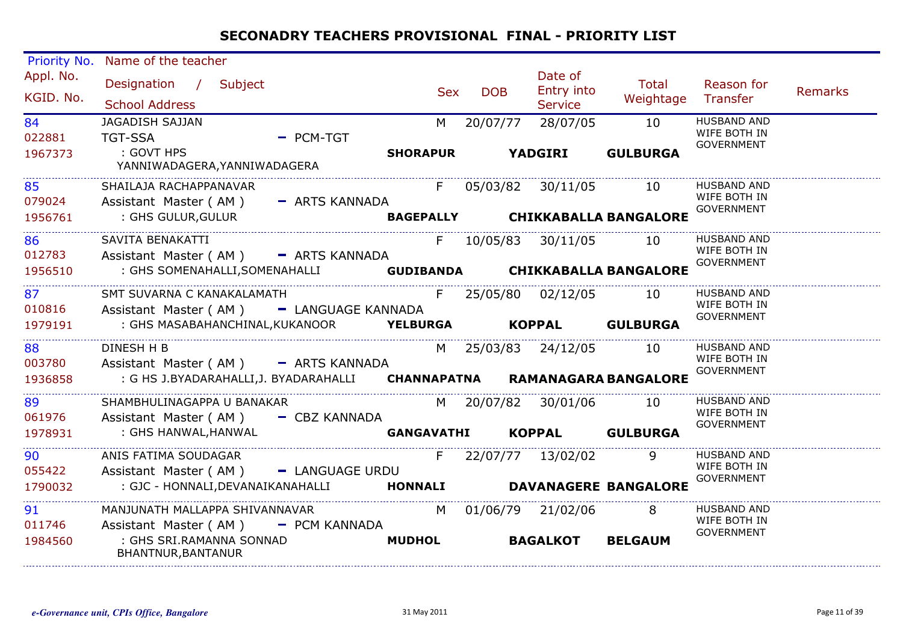# SECONADRY TEACHERS PROVISIONAL FINAL - PRIORITY LIST

| Priority No. / Appl. No. / KGID. No. | Name of the teacher / Designation / Subject / School Address | Sex | DOB | Date of Entry into Service | Total Weightage | Reason for Transfer | Remarks |
|---|---|---|---|---|---|---|---|
| 84 / 022881 / 1967373 | JAGADISH SAJJAN / TGT-SSA - PCM-TGT / : GOVT HPS YANNIWADAGERA,YANNIWADAGERA / SHORAPUR YADGIRI GULBURGA | M | 20/07/77 | 28/07/05 | 10 | HUSBAND AND WIFE BOTH IN GOVERNMENT | |
| 85 / 079024 / 1956761 | SHAILAJA RACHAPPANAVAR / Assistant Master ( AM ) - ARTS KANNADA / : GHS GULUR,GULUR / BAGEPALLY CHIKKABALLA BANGALORE | F | 05/03/82 | 30/11/05 | 10 | HUSBAND AND WIFE BOTH IN GOVERNMENT | |
| 86 / 012783 / 1956510 | SAVITA BENAKATTI / Assistant Master ( AM ) - ARTS KANNADA / : GHS SOMENAHALLI,SOMENAHALLI / GUDIBANDA CHIKKABALLA BANGALORE | F | 10/05/83 | 30/11/05 | 10 | HUSBAND AND WIFE BOTH IN GOVERNMENT | |
| 87 / 010816 / 1979191 | SMT SUVARNA C KANAKALAMATH / Assistant Master ( AM ) - LANGUAGE KANNADA / : GHS MASABAHANCHINAL,KUKANOOR / YELBURGA KOPPAL GULBURGA | F | 25/05/80 | 02/12/05 | 10 | HUSBAND AND WIFE BOTH IN GOVERNMENT | |
| 88 / 003780 / 1936858 | DINESH H B / Assistant Master ( AM ) - ARTS KANNADA / : G HS J.BYADARAHALLI,J. BYADARAHALLI / CHANNAPATNA RAMANAGARA BANGALORE | M | 25/03/83 | 24/12/05 | 10 | HUSBAND AND WIFE BOTH IN GOVERNMENT | |
| 89 / 061976 / 1978931 | SHAMBHULINAGAPPA U BANAKAR / Assistant Master ( AM ) - CBZ KANNADA / : GHS HANWAL,HANWAL / GANGAVATHI KOPPAL GULBURGA | M | 20/07/82 | 30/01/06 | 10 | HUSBAND AND WIFE BOTH IN GOVERNMENT | |
| 90 / 055422 / 1790032 | ANIS FATIMA SOUDAGAR / Assistant Master ( AM ) - LANGUAGE URDU / : GJC - HONNALI,DEVANAIKANAHALLI / HONNALI DAVANAGERE BANGALORE | F | 22/07/77 | 13/02/02 | 9 | HUSBAND AND WIFE BOTH IN GOVERNMENT | |
| 91 / 011746 / 1984560 | MANJUNATH MALLAPPA SHIVANNAVAR / Assistant Master ( AM ) - PCM KANNADA / : GHS SRI.RAMANNA SONNAD BHANTNUR,BANTANUR / MUDHOL BAGALKOT BELGAUM | M | 01/06/79 | 21/02/06 | 8 | HUSBAND AND WIFE BOTH IN GOVERNMENT | |

*e-Governance unit, CPIs Office, Bangalore*

31 May 2011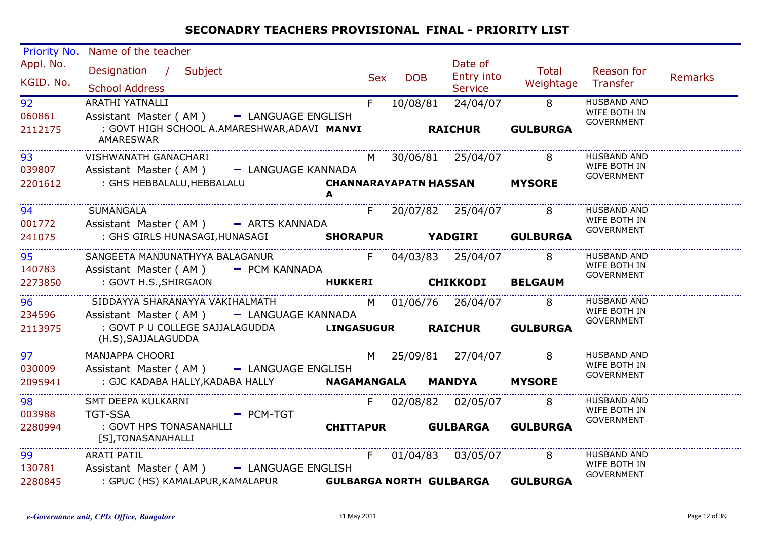## SECONADRY TEACHERS PROVISIONAL FINAL - PRIORITY LIST

| Priority No. / Appl. No. / KGID. No. | Name of the teacher / Designation / Subject / School Address | | | | Sex | DOB | Date of Entry into Service | Total Weightage | Reason for Transfer | Remarks |
|---|---|---|---|---|---|---|---|---|---|---|
| 92<br>060861<br>2112175 | ARATHI YATNALLI<br>Assistant Master ( AM ) - LANGUAGE ENGLISH<br>: GOVT HIGH SCHOOL A.AMARESHWAR,ADAVI AMARESWAR | MANVI | RAICHUR | GULBURGA | F | 10/08/81 | 24/04/07 | 8 | HUSBAND AND WIFE BOTH IN GOVERNMENT | |
| 93<br>039807<br>2201612 | VISHWANATH GANACHARI<br>Assistant Master ( AM ) - LANGUAGE KANNADA<br>: GHS HEBBALALU,HEBBALALU | CHANNARAYAPATNA | HASSAN | MYSORE | M | 30/06/81 | 25/04/07 | 8 | HUSBAND AND WIFE BOTH IN GOVERNMENT | |
| 94<br>001772<br>241075 | SUMANGALA<br>Assistant Master ( AM ) - ARTS KANNADA<br>: GHS GIRLS HUNASAGI,HUNASAGI | SHORAPUR | YADGIRI | GULBURGA | F | 20/07/82 | 25/04/07 | 8 | HUSBAND AND WIFE BOTH IN GOVERNMENT | |
| 95<br>140783<br>2273850 | SANGEETA MANJUNATHYYA BALAGANUR<br>Assistant Master ( AM ) - PCM KANNADA<br>: GOVT H.S.,SHIRGAON | HUKKERI | CHIKKODI | BELGAUM | F | 04/03/83 | 25/04/07 | 8 | HUSBAND AND WIFE BOTH IN GOVERNMENT | |
| 96<br>234596<br>2113975 | SIDDAYYA SHARANAYYA VAKIHALMATH<br>Assistant Master ( AM ) - LANGUAGE KANNADA<br>: GOVT P U COLLEGE SAJJALAGUDDA (H.S),SAJJALAGUDDA | LINGASUGUR | RAICHUR | GULBURGA | M | 01/06/76 | 26/04/07 | 8 | HUSBAND AND WIFE BOTH IN GOVERNMENT | |
| 97<br>030009<br>2095941 | MANJAPPA CHOORI<br>Assistant Master ( AM ) - LANGUAGE ENGLISH<br>: GJC KADABA HALLY,KADABA HALLY | NAGAMANGALA | MANDYA | MYSORE | M | 25/09/81 | 27/04/07 | 8 | HUSBAND AND WIFE BOTH IN GOVERNMENT | |
| 98<br>003988<br>2280994 | SMT DEEPA KULKARNI<br>TGT-SSA - PCM-TGT<br>: GOVT HPS TONASANAHLLI [S],TONASANAHALLI | CHITTAPUR | GULBARGA | GULBURGA | F | 02/08/82 | 02/05/07 | 8 | HUSBAND AND WIFE BOTH IN GOVERNMENT | |
| 99<br>130781<br>2280845 | ARATI PATIL<br>Assistant Master ( AM ) - LANGUAGE ENGLISH<br>: GPUC (HS) KAMALAPUR,KAMALAPUR | GULBARGA NORTH | GULBARGA | GULBURGA | F | 01/04/83 | 03/05/07 | 8 | HUSBAND AND WIFE BOTH IN GOVERNMENT | |

*e-Governance unit, CPIs Office, Bangalore* 31 May 2011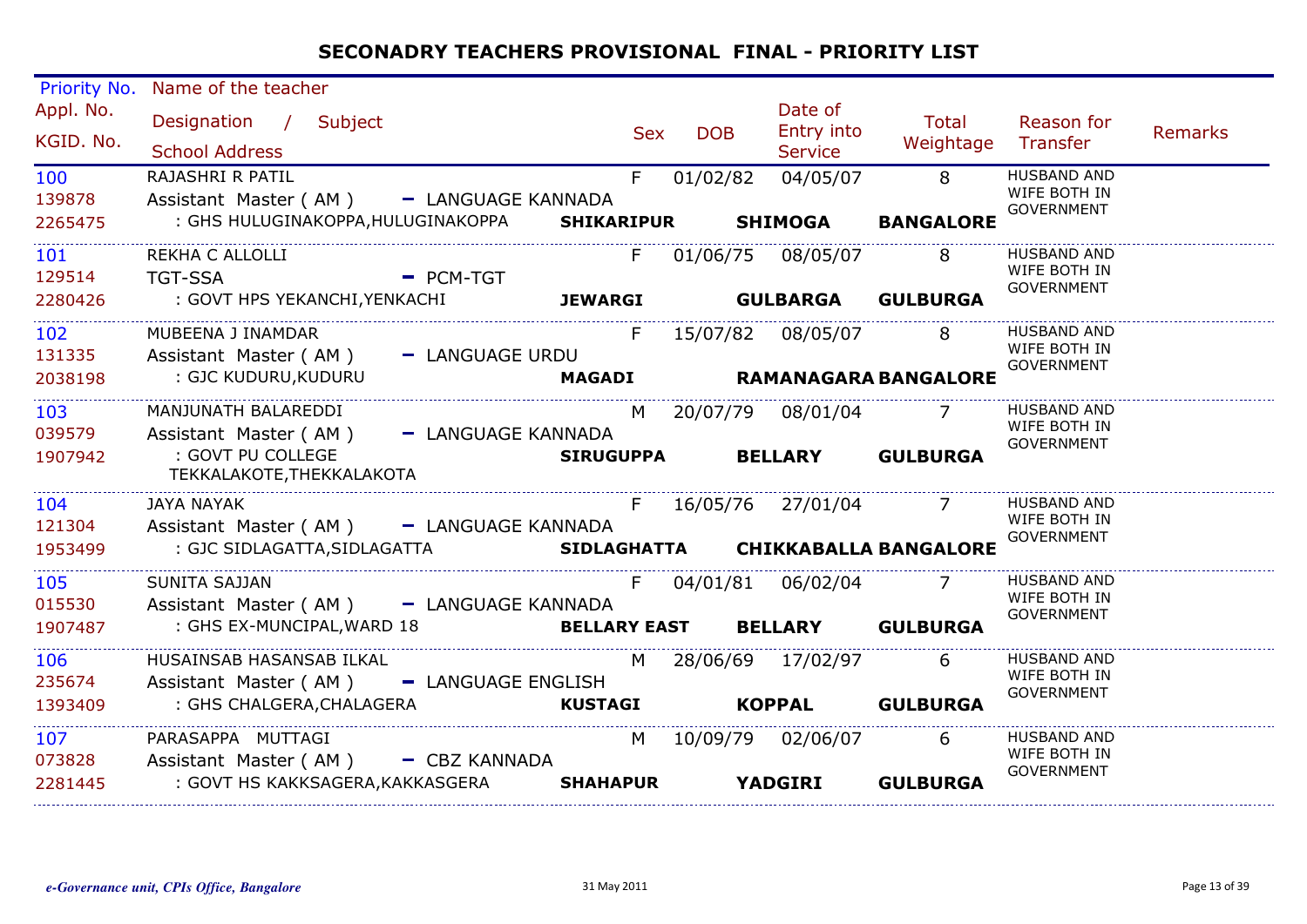# SECONADRY TEACHERS PROVISIONAL FINAL - PRIORITY LIST

| Priority No. / Appl. No. / KGID. No. | Name of the teacher / Designation / Subject / School Address | Sex | DOB | Date of Entry into Service | Total Weightage | Reason for Transfer | Remarks |
|---|---|---|---|---|---|---|---|
| 100<br>139878<br>2265475 | RAJASHRI R PATIL<br>Assistant Master ( AM ) - LANGUAGE KANNADA<br>: GHS HULUGINAKOPPA,HULUGINAKOPPA **SHIKARIPUR SHIMOGA BANGALORE** | F | 01/02/82 | 04/05/07 | 8 | HUSBAND AND WIFE BOTH IN GOVERNMENT | |
| 101<br>129514<br>2280426 | REKHA C ALLOLLI<br>TGT-SSA - PCM-TGT<br>: GOVT HPS YEKANCHI,YENKACHI **JEWARGI GULBARGA GULBURGA** | F | 01/06/75 | 08/05/07 | 8 | HUSBAND AND WIFE BOTH IN GOVERNMENT | |
| 102<br>131335<br>2038198 | MUBEENA J INAMDAR<br>Assistant Master ( AM ) - LANGUAGE URDU<br>: GJC KUDURU,KUDURU **MAGADI RAMANAGARA BANGALORE** | F | 15/07/82 | 08/05/07 | 8 | HUSBAND AND WIFE BOTH IN GOVERNMENT | |
| 103<br>039579<br>1907942 | MANJUNATH BALAREDDI<br>Assistant Master ( AM ) - LANGUAGE KANNADA<br>: GOVT PU COLLEGE TEKKALAKOTE,THEKKALAKOTA **SIRUGUPPA BELLARY GULBURGA** | M | 20/07/79 | 08/01/04 | 7 | HUSBAND AND WIFE BOTH IN GOVERNMENT | |
| 104<br>121304<br>1953499 | JAYA NAYAK<br>Assistant Master ( AM ) - LANGUAGE KANNADA<br>: GJC SIDLAGATTA,SIDLAGATTA **SIDLAGHATTA CHIKKABALLA BANGALORE** | F | 16/05/76 | 27/01/04 | 7 | HUSBAND AND WIFE BOTH IN GOVERNMENT | |
| 105<br>015530<br>1907487 | SUNITA SAJJAN<br>Assistant Master ( AM ) - LANGUAGE KANNADA<br>: GHS EX-MUNCIPAL,WARD 18 **BELLARY EAST BELLARY GULBURGA** | F | 04/01/81 | 06/02/04 | 7 | HUSBAND AND WIFE BOTH IN GOVERNMENT | |
| 106<br>235674<br>1393409 | HUSAINSAB HASANSAB ILKAL<br>Assistant Master ( AM ) - LANGUAGE ENGLISH<br>: GHS CHALGERA,CHALAGERA **KUSTAGI KOPPAL GULBURGA** | M | 28/06/69 | 17/02/97 | 6 | HUSBAND AND WIFE BOTH IN GOVERNMENT | |
| 107<br>073828<br>2281445 | PARASAPPA MUTTAGI<br>Assistant Master ( AM ) - CBZ KANNADA<br>: GOVT HS KAKKSAGERA,KAKKASGERA **SHAHAPUR YADGIRI GULBURGA** | M | 10/09/79 | 02/06/07 | 6 | HUSBAND AND WIFE BOTH IN GOVERNMENT | |

*e-Governance unit, CPIs Office, Bangalore* 31 May 2011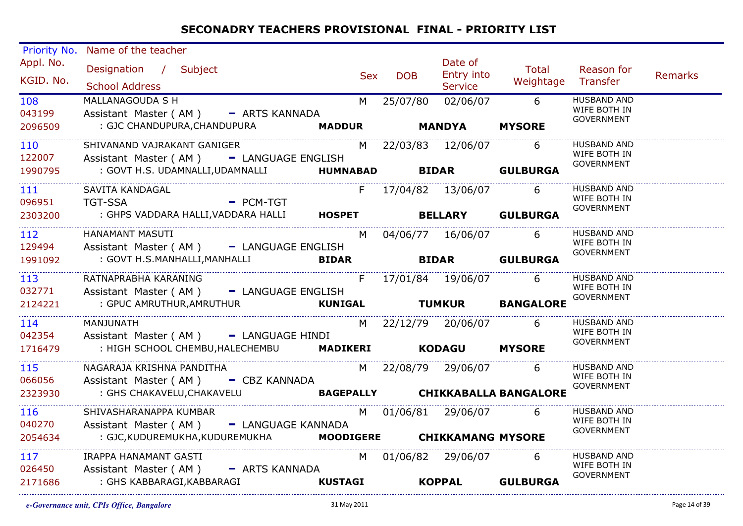# SECONADRY TEACHERS PROVISIONAL FINAL - PRIORITY LIST

| Priority No. / Appl. No. / KGID. No. | Name of the teacher / Designation / Subject / School Address | Sex | DOB | Date of Entry into Service | Total Weightage | Reason for Transfer | Remarks |
|---|---|---|---|---|---|---|---|
| 108 / 043199 / 2096509 | MALLANAGOUDA S H / Assistant Master ( AM ) - ARTS KANNADA / : GJC CHANDUPURA,CHANDUPURA **MADDUR** **MANDYA** **MYSORE** | M | 25/07/80 | 02/06/07 | 6 | HUSBAND AND WIFE BOTH IN GOVERNMENT | |
| 110 / 122007 / 1990795 | SHIVANAND VAJRAKANT GANIGER / Assistant Master ( AM ) - LANGUAGE ENGLISH / : GOVT H.S. UDAMNALLI,UDAMNALLI **HUMNABAD** **BIDAR** **GULBURGA** | M | 22/03/83 | 12/06/07 | 6 | HUSBAND AND WIFE BOTH IN GOVERNMENT | |
| 111 / 096951 / 2303200 | SAVITA KANDAGAL / TGT-SSA - PCM-TGT / : GHPS VADDARA HALLI,VADDARA HALLI **HOSPET** **BELLARY** **GULBURGA** | F | 17/04/82 | 13/06/07 | 6 | HUSBAND AND WIFE BOTH IN GOVERNMENT | |
| 112 / 129494 / 1991092 | HANAMANT MASUTI / Assistant Master ( AM ) - LANGUAGE ENGLISH / : GOVT H.S.MANHALLI,MANHALLI **BIDAR** **BIDAR** **GULBURGA** | M | 04/06/77 | 16/06/07 | 6 | HUSBAND AND WIFE BOTH IN GOVERNMENT | |
| 113 / 032771 / 2124221 | RATNAPRABHA KARANING / Assistant Master ( AM ) - LANGUAGE ENGLISH / : GPUC AMRUTHUR,AMRUTHUR **KUNIGAL** **TUMKUR** **BANGALORE** | F | 17/01/84 | 19/06/07 | 6 | HUSBAND AND WIFE BOTH IN GOVERNMENT | |
| 114 / 042354 / 1716479 | MANJUNATH / Assistant Master ( AM ) - LANGUAGE HINDI / : HIGH SCHOOL CHEMBU,HALECHEMBU **MADIKERI** **KODAGU** **MYSORE** | M | 22/12/79 | 20/06/07 | 6 | HUSBAND AND WIFE BOTH IN GOVERNMENT | |
| 115 / 066056 / 2323930 | NAGARAJA KRISHNA PANDITHA / Assistant Master ( AM ) - CBZ KANNADA / : GHS CHAKAVELU,CHAKAVELU **BAGEPALLY** **CHIKKABALLA** **BANGALORE** | M | 22/08/79 | 29/06/07 | 6 | HUSBAND AND WIFE BOTH IN GOVERNMENT | |
| 116 / 040270 / 2054634 | SHIVASHARANAPPA KUMBAR / Assistant Master ( AM ) - LANGUAGE KANNADA / : GJC,KUDUREMUKHA,KUDUREMUKHA **MOODIGERE** **CHIKKAMANG** **MYSORE** | M | 01/06/81 | 29/06/07 | 6 | HUSBAND AND WIFE BOTH IN GOVERNMENT | |
| 117 / 026450 / 2171686 | IRAPPA HANAMANT GASTI / Assistant Master ( AM ) - ARTS KANNADA / : GHS KABBARAGI,KABBARAGI **KUSTAGI** **KOPPAL** **GULBURGA** | M | 01/06/82 | 29/06/07 | 6 | HUSBAND AND WIFE BOTH IN GOVERNMENT | |

*e-Governance unit, CPIs Office, Bangalore* 31 May 2011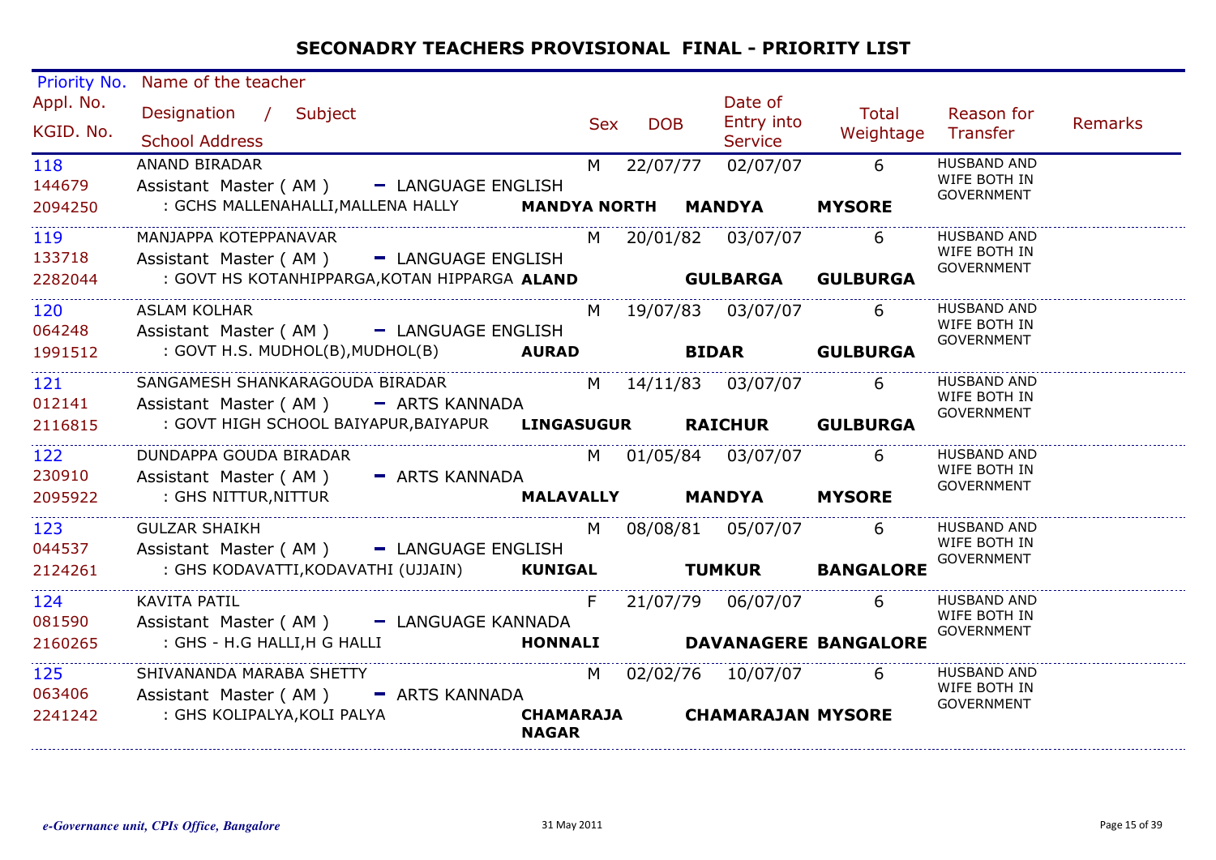# SECONADRY TEACHERS PROVISIONAL FINAL - PRIORITY LIST

| Priority No. / Appl. No. / KGID. No. | Name of the teacher / Designation / Subject / School Address | | | Sex | DOB | Date of Entry into Service | Total Weightage | Reason for Transfer | Remarks |
|---|---|---|---|---|---|---|---|---|---|
| 118<br>144679<br>2094250 | ANAND BIRADAR<br>Assistant Master ( AM ) - LANGUAGE ENGLISH<br>: GCHS MALLENAHALLI,MALLENA HALLY | **MANDYA NORTH** | **MANDYA** | M | 22/07/77 | 02/07/07 | 6<br>**MYSORE** | HUSBAND AND WIFE BOTH IN GOVERNMENT | |
| 119<br>133718<br>2282044 | MANJAPPA KOTEPPANAVAR<br>Assistant Master ( AM ) - LANGUAGE ENGLISH<br>: GOVT HS KOTANHIPPARGA,KOTAN HIPPARGA | **ALAND** | **GULBARGA** | M | 20/01/82 | 03/07/07 | 6<br>**GULBURGA** | HUSBAND AND WIFE BOTH IN GOVERNMENT | |
| 120<br>064248<br>1991512 | ASLAM KOLHAR<br>Assistant Master ( AM ) - LANGUAGE ENGLISH<br>: GOVT H.S. MUDHOL(B),MUDHOL(B) | **AURAD** | **BIDAR** | M | 19/07/83 | 03/07/07 | 6<br>**GULBURGA** | HUSBAND AND WIFE BOTH IN GOVERNMENT | |
| 121<br>012141<br>2116815 | SANGAMESH SHANKARAGOUDA BIRADAR<br>Assistant Master ( AM ) - ARTS KANNADA<br>: GOVT HIGH SCHOOL BAIYAPUR,BAIYAPUR | **LINGASUGUR** | **RAICHUR** | M | 14/11/83 | 03/07/07 | 6<br>**GULBURGA** | HUSBAND AND WIFE BOTH IN GOVERNMENT | |
| 122<br>230910<br>2095922 | DUNDAPPA GOUDA BIRADAR<br>Assistant Master ( AM ) - ARTS KANNADA<br>: GHS NITTUR,NITTUR | **MALAVALLY** | **MANDYA** | M | 01/05/84 | 03/07/07 | 6<br>**MYSORE** | HUSBAND AND WIFE BOTH IN GOVERNMENT | |
| 123<br>044537<br>2124261 | GULZAR SHAIKH<br>Assistant Master ( AM ) - LANGUAGE ENGLISH<br>: GHS KODAVATTI,KODAVATHI (UJJAIN) | **KUNIGAL** | **TUMKUR** | M | 08/08/81 | 05/07/07 | 6<br>**BANGALORE** | HUSBAND AND WIFE BOTH IN GOVERNMENT | |
| 124<br>081590<br>2160265 | KAVITA PATIL<br>Assistant Master ( AM ) - LANGUAGE KANNADA<br>: GHS - H.G HALLI,H G HALLI | **HONNALI** | **DAVANAGERE** | F | 21/07/79 | 06/07/07 | 6<br>**BANGALORE** | HUSBAND AND WIFE BOTH IN GOVERNMENT | |
| 125<br>063406<br>2241242 | SHIVANANDA MARABA SHETTY<br>Assistant Master ( AM ) - ARTS KANNADA<br>: GHS KOLIPALYA,KOLI PALYA | **CHAMARAJA NAGAR** | **CHAMARAJAN** | M | 02/02/76 | 10/07/07 | 6<br>**MYSORE** | HUSBAND AND WIFE BOTH IN GOVERNMENT | |

*e-Governance unit, CPIs Office, Bangalore* 31 May 2011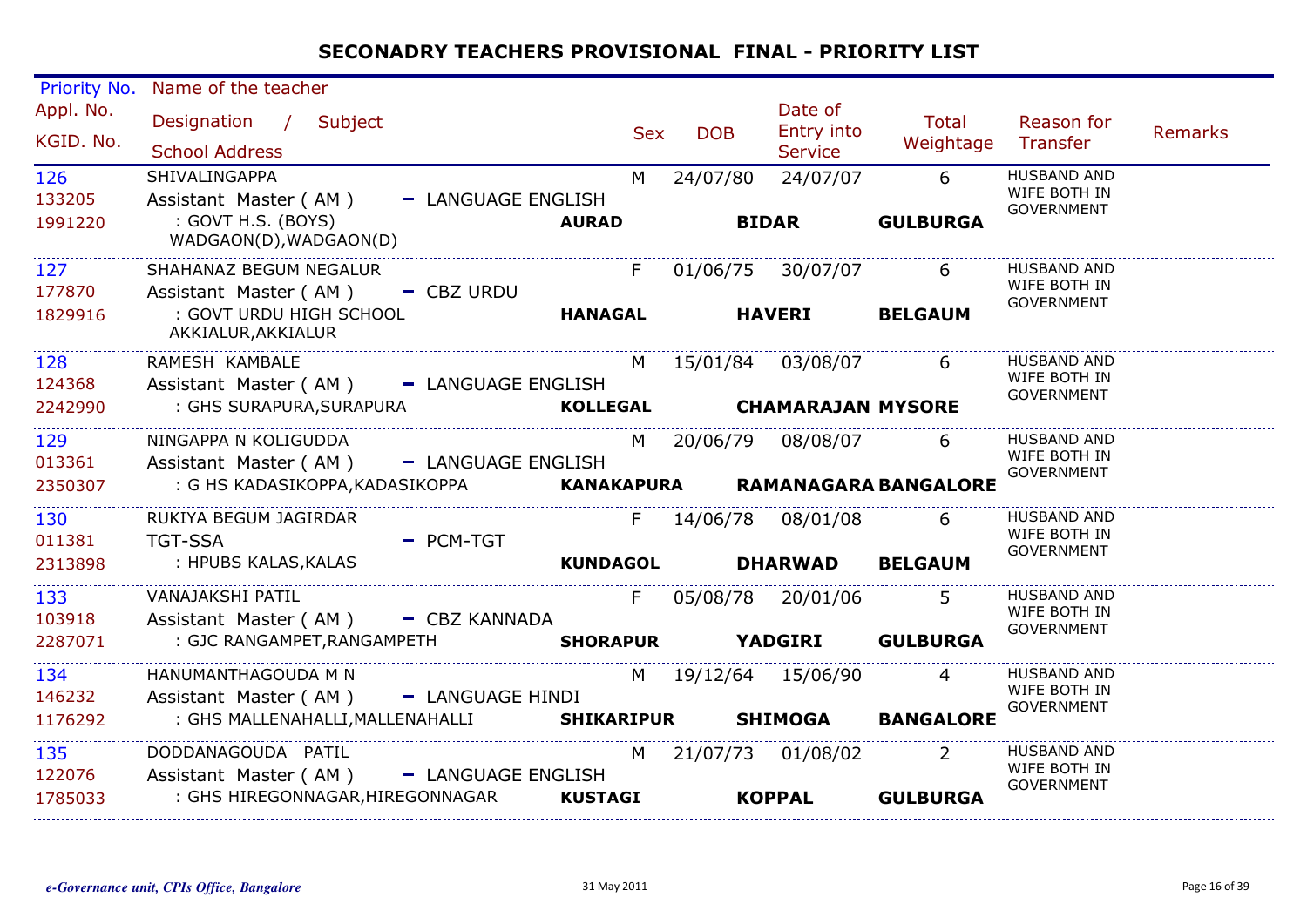# SECONADRY TEACHERS PROVISIONAL FINAL - PRIORITY LIST

| Priority No. / Appl. No. / KGID. No. | Name of the teacher / Designation / Subject / School Address | | Sex | DOB | Date of Entry into Service | Total Weightage | Reason for Transfer | Remarks |
|---|---|---|---|---|---|---|---|---|
| 126<br>133205<br>1991220 | SHIVALINGAPPA<br>Assistant Master ( AM ) - LANGUAGE ENGLISH<br>: GOVT H.S. (BOYS) WADGAON(D),WADGAON(D) | **AURAD** | M | 24/07/80 | 24/07/07<br>**BIDAR** | 6<br>**GULBURGA** | HUSBAND AND WIFE BOTH IN GOVERNMENT | |
| 127<br>177870<br>1829916 | SHAHANAZ BEGUM NEGALUR<br>Assistant Master ( AM ) - CBZ URDU<br>: GOVT URDU HIGH SCHOOL AKKIALUR,AKKIALUR | **HANAGAL** | F | 01/06/75 | 30/07/07<br>**HAVERI** | 6<br>**BELGAUM** | HUSBAND AND WIFE BOTH IN GOVERNMENT | |
| 128<br>124368<br>2242990 | RAMESH KAMBALE<br>Assistant Master ( AM ) - LANGUAGE ENGLISH<br>: GHS SURAPURA,SURAPURA | **KOLLEGAL** | M | 15/01/84 | 03/08/07<br>**CHAMARAJAN** | 6<br>**MYSORE** | HUSBAND AND WIFE BOTH IN GOVERNMENT | |
| 129<br>013361<br>2350307 | NINGAPPA N KOLIGUDDA<br>Assistant Master ( AM ) - LANGUAGE ENGLISH<br>: G HS KADASIKOPPA,KADASIKOPPA | **KANAKAPURA** | M | 20/06/79 | 08/08/07<br>**RAMANAGARA** | 6<br>**BANGALORE** | HUSBAND AND WIFE BOTH IN GOVERNMENT | |
| 130<br>011381<br>2313898 | RUKIYA BEGUM JAGIRDAR<br>TGT-SSA - PCM-TGT<br>: HPUBS KALAS,KALAS | **KUNDAGOL** | F | 14/06/78 | 08/01/08<br>**DHARWAD** | 6<br>**BELGAUM** | HUSBAND AND WIFE BOTH IN GOVERNMENT | |
| 133<br>103918<br>2287071 | VANAJAKSHI PATIL<br>Assistant Master ( AM ) - CBZ KANNADA<br>: GJC RANGAMPET,RANGAMPETH | **SHORAPUR** | F | 05/08/78 | 20/01/06<br>**YADGIRI** | 5<br>**GULBURGA** | HUSBAND AND WIFE BOTH IN GOVERNMENT | |
| 134<br>146232<br>1176292 | HANUMANTHAGOUDA M N<br>Assistant Master ( AM ) - LANGUAGE HINDI<br>: GHS MALLENAHALLI,MALLENAHALLI | **SHIKARIPUR** | M | 19/12/64 | 15/06/90<br>**SHIMOGA** | 4<br>**BANGALORE** | HUSBAND AND WIFE BOTH IN GOVERNMENT | |
| 135<br>122076<br>1785033 | DODDANAGOUDA PATIL<br>Assistant Master ( AM ) - LANGUAGE ENGLISH<br>: GHS HIREGONNAGAR,HIREGONNAGAR | **KUSTAGI** | M | 21/07/73 | 01/08/02<br>**KOPPAL** | 2<br>**GULBURGA** | HUSBAND AND WIFE BOTH IN GOVERNMENT | |

*e-Governance unit, CPIs Office, Bangalore*

31 May 2011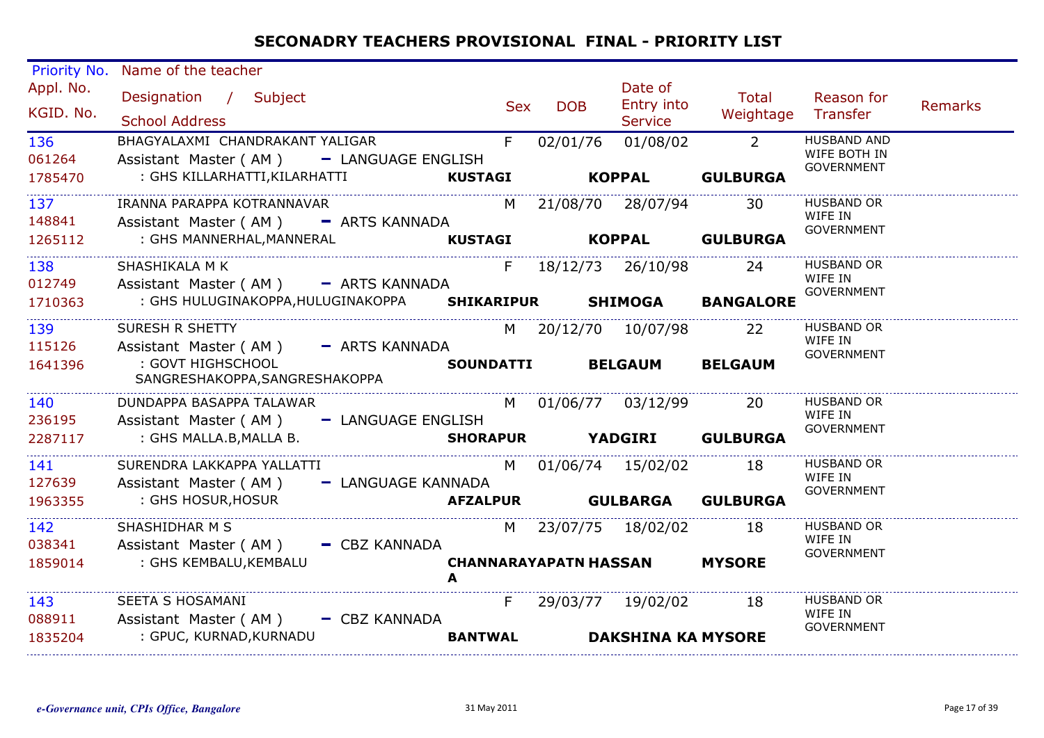# SECONADRY TEACHERS PROVISIONAL FINAL - PRIORITY LIST

| Priority No. / Appl. No. / KGID. No. | Name of the teacher / Designation / Subject / School Address | Sex | DOB | Date of Entry into Service | Total Weightage | Reason for Transfer | Remarks |
|---|---|---|---|---|---|---|---|
| 136 / 061264 / 1785470 | BHAGYALAXMI CHANDRAKANT YALIGAR / Assistant Master ( AM ) - LANGUAGE ENGLISH / : GHS KILLARHATTI,KILARHATTI / **KUSTAGI** **KOPPAL** **GULBURGA** | F | 02/01/76 | 01/08/02 | 2 | HUSBAND AND WIFE BOTH IN GOVERNMENT | |
| 137 / 148841 / 1265112 | IRANNA PARAPPA KOTRANNAVAR / Assistant Master ( AM ) - ARTS KANNADA / : GHS MANNERHAL,MANNERAL / **KUSTAGI** **KOPPAL** **GULBURGA** | M | 21/08/70 | 28/07/94 | 30 | HUSBAND OR WIFE IN GOVERNMENT | |
| 138 / 012749 / 1710363 | SHASHIKALA M K / Assistant Master ( AM ) - ARTS KANNADA / : GHS HULUGINAKOPPA,HULUGINAKOPPA / **SHIKARIPUR** **SHIMOGA** **BANGALORE** | F | 18/12/73 | 26/10/98 | 24 | HUSBAND OR WIFE IN GOVERNMENT | |
| 139 / 115126 / 1641396 | SURESH R SHETTY / Assistant Master ( AM ) - ARTS KANNADA / : GOVT HIGHSCHOOL SANGRESHAKOPPA,SANGRESHAKOPPA / **SOUNDATTI** **BELGAUM** **BELGAUM** | M | 20/12/70 | 10/07/98 | 22 | HUSBAND OR WIFE IN GOVERNMENT | |
| 140 / 236195 / 2287117 | DUNDAPPA BASAPPA TALAWAR / Assistant Master ( AM ) - LANGUAGE ENGLISH / : GHS MALLA.B,MALLA B. / **SHORAPUR** **YADGIRI** **GULBURGA** | M | 01/06/77 | 03/12/99 | 20 | HUSBAND OR WIFE IN GOVERNMENT | |
| 141 / 127639 / 1963355 | SURENDRA LAKKAPPA YALLATTI / Assistant Master ( AM ) - LANGUAGE KANNADA / : GHS HOSUR,HOSUR / **AFZALPUR** **GULBARGA** **GULBURGA** | M | 01/06/74 | 15/02/02 | 18 | HUSBAND OR WIFE IN GOVERNMENT | |
| 142 / 038341 / 1859014 | SHASHIDHAR M S / Assistant Master ( AM ) - CBZ KANNADA / : GHS KEMBALU,KEMBALU / **CHANNARAYAPATNA** **HASSAN** **MYSORE** | M | 23/07/75 | 18/02/02 | 18 | HUSBAND OR WIFE IN GOVERNMENT | |
| 143 / 088911 / 1835204 | SEETA S HOSAMANI / Assistant Master ( AM ) - CBZ KANNADA / : GPUC, KURNAD,KURNADU / **BANTWAL** **DAKSHINA KA** **MYSORE** | F | 29/03/77 | 19/02/02 | 18 | HUSBAND OR WIFE IN GOVERNMENT | |

*e-Governance unit, CPIs Office, Bangalore* 31 May 2011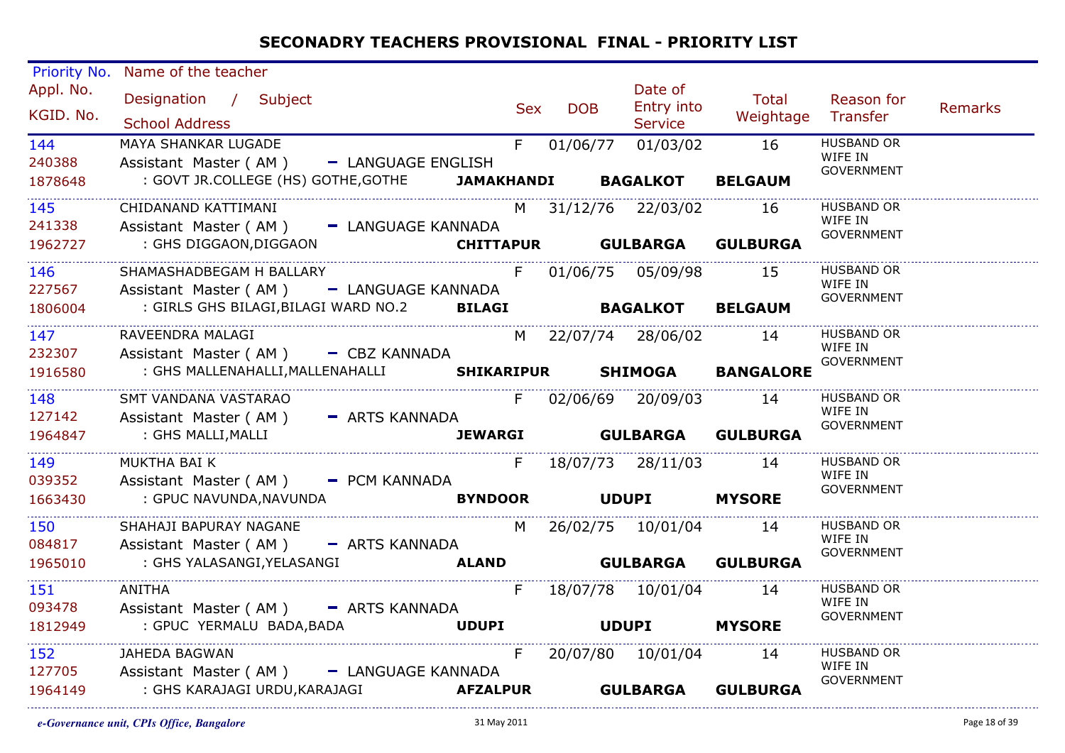# SECONADRY TEACHERS PROVISIONAL FINAL - PRIORITY LIST

| Priority No. / Appl. No. / KGID. No. | Name of the teacher / Designation / Subject / School Address | Sex | DOB | Date of Entry into Service | Total Weightage | Reason for Transfer | Remarks |
|---|---|---|---|---|---|---|---|
| 144<br>240388<br>1878648 | MAYA SHANKAR LUGADE<br>Assistant Master ( AM ) - LANGUAGE ENGLISH<br>: GOVT JR.COLLEGE (HS) GOTHE,GOTHE **JAMAKHANDI** **BAGALKOT** **BELGAUM** | F | 01/06/77 | 01/03/02 | 16 | HUSBAND OR WIFE IN GOVERNMENT | |
| 145<br>241338<br>1962727 | CHIDANAND KATTIMANI<br>Assistant Master ( AM ) - LANGUAGE KANNADA<br>: GHS DIGGAON,DIGGAON **CHITTAPUR** **GULBARGA** **GULBURGA** | M | 31/12/76 | 22/03/02 | 16 | HUSBAND OR WIFE IN GOVERNMENT | |
| 146<br>227567<br>1806004 | SHAMASHADBEGAM H BALLARY<br>Assistant Master ( AM ) - LANGUAGE KANNADA<br>: GIRLS GHS BILAGI,BILAGI WARD NO.2 **BILAGI** **BAGALKOT** **BELGAUM** | F | 01/06/75 | 05/09/98 | 15 | HUSBAND OR WIFE IN GOVERNMENT | |
| 147<br>232307<br>1916580 | RAVEENDRA MALAGI<br>Assistant Master ( AM ) - CBZ KANNADA<br>: GHS MALLENAHALLI,MALLENAHALLI **SHIKARIPUR** **SHIMOGA** **BANGALORE** | M | 22/07/74 | 28/06/02 | 14 | HUSBAND OR WIFE IN GOVERNMENT | |
| 148<br>127142<br>1964847 | SMT VANDANA VASTARAO<br>Assistant Master ( AM ) - ARTS KANNADA<br>: GHS MALLI,MALLI **JEWARGI** **GULBARGA** **GULBURGA** | F | 02/06/69 | 20/09/03 | 14 | HUSBAND OR WIFE IN GOVERNMENT | |
| 149<br>039352<br>1663430 | MUKTHA BAI K<br>Assistant Master ( AM ) - PCM KANNADA<br>: GPUC NAVUNDA,NAVUNDA **BYNDOOR** **UDUPI** **MYSORE** | F | 18/07/73 | 28/11/03 | 14 | HUSBAND OR WIFE IN GOVERNMENT | |
| 150<br>084817<br>1965010 | SHAHAJI BAPURAY NAGANE<br>Assistant Master ( AM ) - ARTS KANNADA<br>: GHS YALASANGI,YELASANGI **ALAND** **GULBARGA** **GULBURGA** | M | 26/02/75 | 10/01/04 | 14 | HUSBAND OR WIFE IN GOVERNMENT | |
| 151<br>093478<br>1812949 | ANITHA<br>Assistant Master ( AM ) - ARTS KANNADA<br>: GPUC YERMALU BADA,BADA **UDUPI** **UDUPI** **MYSORE** | F | 18/07/78 | 10/01/04 | 14 | HUSBAND OR WIFE IN GOVERNMENT | |
| 152<br>127705<br>1964149 | JAHEDA BAGWAN<br>Assistant Master ( AM ) - LANGUAGE KANNADA<br>: GHS KARAJAGI URDU,KARAJAGI **AFZALPUR** **GULBARGA** **GULBURGA** | F | 20/07/80 | 10/01/04 | 14 | HUSBAND OR WIFE IN GOVERNMENT | |

*e-Governance unit, CPIs Office, Bangalore* 31 May 2011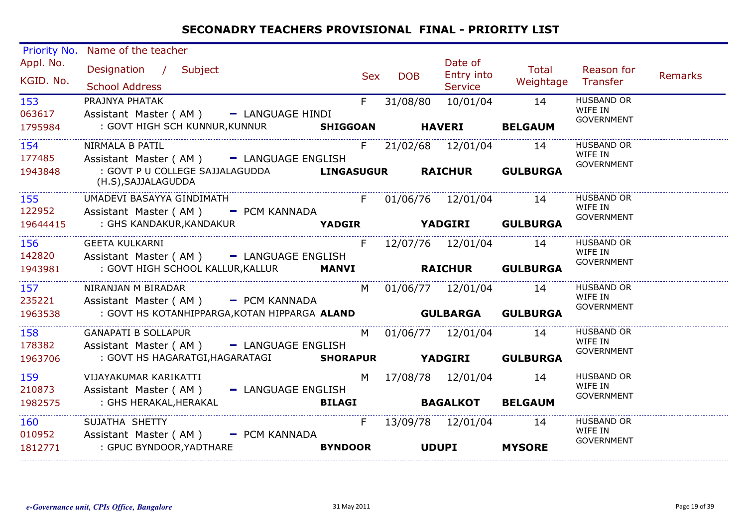# SECONADRY TEACHERS PROVISIONAL FINAL - PRIORITY LIST

| Priority No. / Appl. No. / KGID. No. | Name of the teacher / Designation / Subject / School Address | Sex | DOB | Date of Entry into Service | Total Weightage | Reason for Transfer | Remarks |
|---|---|---|---|---|---|---|---|
| 153 / 063617 / 1795984 | PRAJNYA PHATAK / Assistant Master ( AM ) - LANGUAGE HINDI / : GOVT HIGH SCH KUNNUR,KUNNUR **SHIGGOAN** **HAVERI** **BELGAUM** | F | 31/08/80 | 10/01/04 | 14 | HUSBAND OR WIFE IN GOVERNMENT | |
| 154 / 177485 / 1943848 | NIRMALA B PATIL / Assistant Master ( AM ) - LANGUAGE ENGLISH / : GOVT P U COLLEGE SAJJALAGUDDA (H.S),SAJJALAGUDDA **LINGASUGUR** **RAICHUR** **GULBURGA** | F | 21/02/68 | 12/01/04 | 14 | HUSBAND OR WIFE IN GOVERNMENT | |
| 155 / 122952 / 19644415 | UMADEVI BASAYYA GINDIMATH / Assistant Master ( AM ) - PCM KANNADA / : GHS KANDAKUR,KANDAKUR **YADGIR** **YADGIRI** **GULBURGA** | F | 01/06/76 | 12/01/04 | 14 | HUSBAND OR WIFE IN GOVERNMENT | |
| 156 / 142820 / 1943981 | GEETA KULKARNI / Assistant Master ( AM ) - LANGUAGE ENGLISH / : GOVT HIGH SCHOOL KALLUR,KALLUR **MANVI** **RAICHUR** **GULBURGA** | F | 12/07/76 | 12/01/04 | 14 | HUSBAND OR WIFE IN GOVERNMENT | |
| 157 / 235221 / 1963538 | NIRANJAN M BIRADAR / Assistant Master ( AM ) - PCM KANNADA / : GOVT HS KOTANHIPPARGA,KOTAN HIPPARGA **ALAND** **GULBARGA** **GULBURGA** | M | 01/06/77 | 12/01/04 | 14 | HUSBAND OR WIFE IN GOVERNMENT | |
| 158 / 178382 / 1963706 | GANAPATI B SOLLAPUR / Assistant Master ( AM ) - LANGUAGE ENGLISH / : GOVT HS HAGARATGI,HAGARATAGI **SHORAPUR** **YADGIRI** **GULBURGA** | M | 01/06/77 | 12/01/04 | 14 | HUSBAND OR WIFE IN GOVERNMENT | |
| 159 / 210873 / 1982575 | VIJAYAKUMAR KARIKATTI / Assistant Master ( AM ) - LANGUAGE ENGLISH / : GHS HERAKAL,HERAKAL **BILAGI** **BAGALKOT** **BELGAUM** | M | 17/08/78 | 12/01/04 | 14 | HUSBAND OR WIFE IN GOVERNMENT | |
| 160 / 010952 / 1812771 | SUJATHA SHETTY / Assistant Master ( AM ) - PCM KANNADA / : GPUC BYNDOOR,YADTHARE **BYNDOOR** **UDUPI** **MYSORE** | F | 13/09/78 | 12/01/04 | 14 | HUSBAND OR WIFE IN GOVERNMENT | |

*e-Governance unit, CPIs Office, Bangalore* — 31 May 2011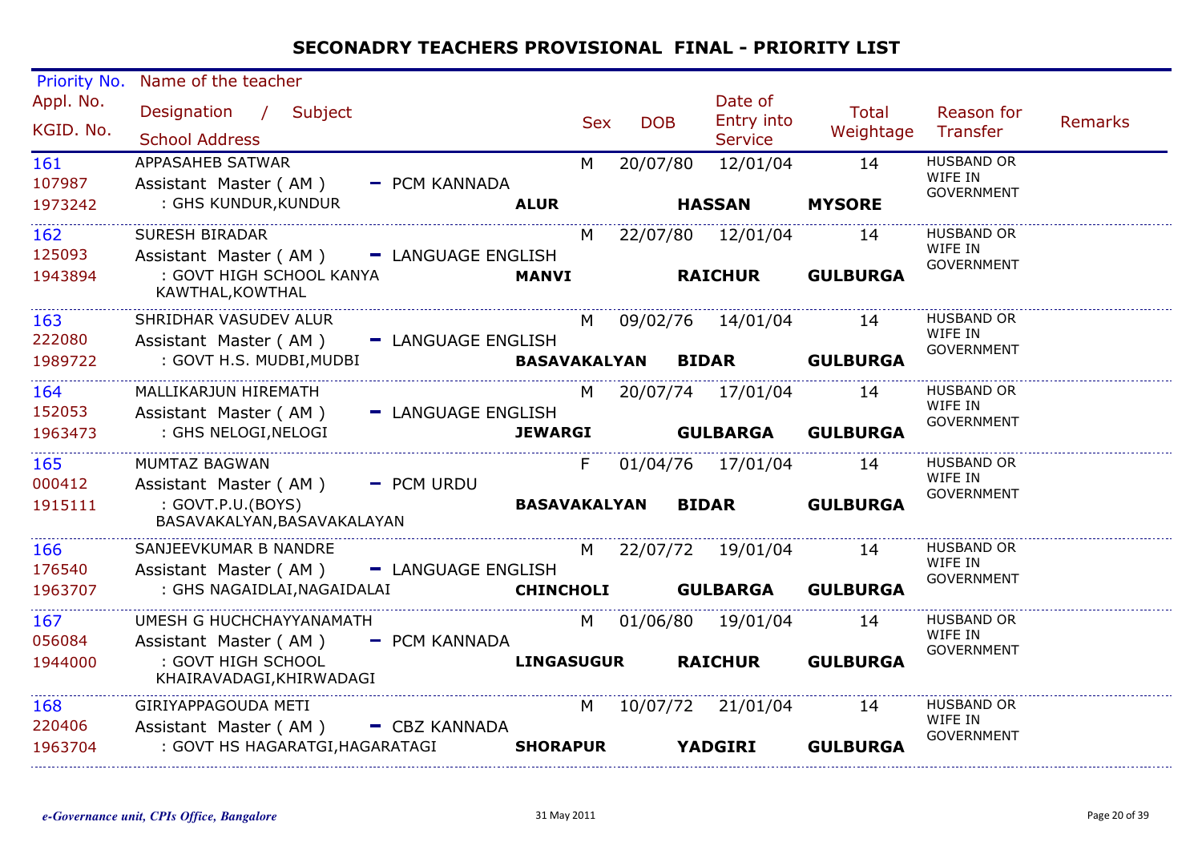# SECONADRY TEACHERS PROVISIONAL FINAL - PRIORITY LIST

| Priority No. / Appl. No. / KGID. No. | Name of the teacher / Designation / Subject / School Address | | Sex | DOB | Date of Entry into Service | Total Weightage | Reason for Transfer | Remarks |
|---|---|---|---|---|---|---|---|---|
| 161<br>107987<br>1973242 | APPASAHEB SATWAR<br>Assistant Master ( AM ) - PCM KANNADA<br>: GHS KUNDUR,KUNDUR | **ALUR** | M | 20/07/80 | 12/01/04<br>**HASSAN** | 14<br>**MYSORE** | HUSBAND OR WIFE IN GOVERNMENT | |
| 162<br>125093<br>1943894 | SURESH BIRADAR<br>Assistant Master ( AM ) - LANGUAGE ENGLISH<br>: GOVT HIGH SCHOOL KANYA KAWTHAL,KOWTHAL | **MANVI** | M | 22/07/80 | 12/01/04<br>**RAICHUR** | 14<br>**GULBURGA** | HUSBAND OR WIFE IN GOVERNMENT | |
| 163<br>222080<br>1989722 | SHRIDHAR VASUDEV ALUR<br>Assistant Master ( AM ) - LANGUAGE ENGLISH<br>: GOVT H.S. MUDBI,MUDBI | **BASAVAKALYAN** | M | 09/02/76 | 14/01/04<br>**BIDAR** | 14<br>**GULBURGA** | HUSBAND OR WIFE IN GOVERNMENT | |
| 164<br>152053<br>1963473 | MALLIKARJUN HIREMATH<br>Assistant Master ( AM ) - LANGUAGE ENGLISH<br>: GHS NELOGI,NELOGI | **JEWARGI** | M | 20/07/74 | 17/01/04<br>**GULBARGA** | 14<br>**GULBURGA** | HUSBAND OR WIFE IN GOVERNMENT | |
| 165<br>000412<br>1915111 | MUMTAZ BAGWAN<br>Assistant Master ( AM ) - PCM URDU<br>: GOVT.P.U.(BOYS) BASAVAKALYAN,BASAVAKALAYAN | **BASAVAKALYAN** | F | 01/04/76 | 17/01/04<br>**BIDAR** | 14<br>**GULBURGA** | HUSBAND OR WIFE IN GOVERNMENT | |
| 166<br>176540<br>1963707 | SANJEEVKUMAR B NANDRE<br>Assistant Master ( AM ) - LANGUAGE ENGLISH<br>: GHS NAGAIDLAI,NAGAIDALAI | **CHINCHOLI** | M | 22/07/72 | 19/01/04<br>**GULBARGA** | 14<br>**GULBURGA** | HUSBAND OR WIFE IN GOVERNMENT | |
| 167<br>056084<br>1944000 | UMESH G HUCHCHAYYANAMATH<br>Assistant Master ( AM ) - PCM KANNADA<br>: GOVT HIGH SCHOOL KHAIRAVADAGI,KHIRWADAGI | **LINGASUGUR** | M | 01/06/80 | 19/01/04<br>**RAICHUR** | 14<br>**GULBURGA** | HUSBAND OR WIFE IN GOVERNMENT | |
| 168<br>220406<br>1963704 | GIRIYAPPAGOUDA METI<br>Assistant Master ( AM ) - CBZ KANNADA<br>: GOVT HS HAGARATGI,HAGARATAGI | **SHORAPUR** | M | 10/07/72 | 21/01/04<br>**YADGIRI** | 14<br>**GULBURGA** | HUSBAND OR WIFE IN GOVERNMENT | |

*e-Governance unit, CPIs Office, Bangalore* 31 May 2011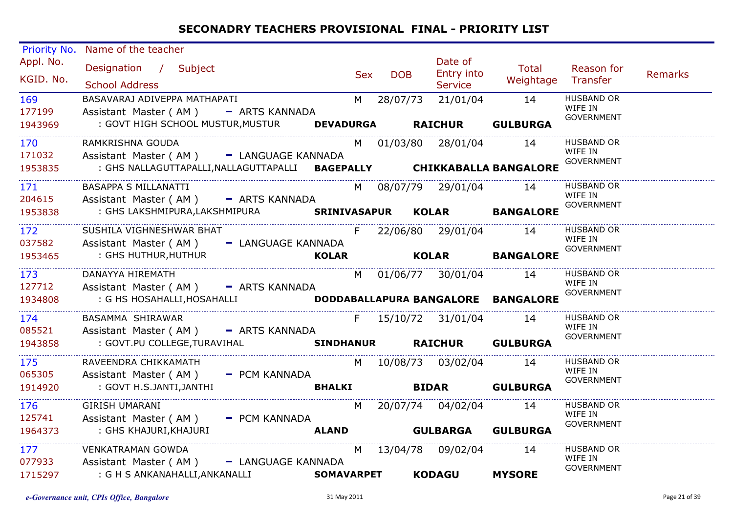# SECONADRY TEACHERS PROVISIONAL FINAL - PRIORITY LIST

| Priority No. / Appl. No. / KGID. No. | Name of the teacher / Designation / Subject / School Address | Sex | DOB | Date of Entry into Service | Total Weightage | Reason for Transfer | Remarks |
|---|---|---|---|---|---|---|---|
| 169 / 177199 / 1943969 | BASAVARAJ ADIVEPPA MATHAPATI / Assistant Master ( AM ) - ARTS KANNADA / : GOVT HIGH SCHOOL MUSTUR,MUSTUR **DEVADURGA RAICHUR GULBURGA** | M | 28/07/73 | 21/01/04 | 14 | HUSBAND OR WIFE IN GOVERNMENT | |
| 170 / 171032 / 1953835 | RAMKRISHNA GOUDA / Assistant Master ( AM ) - LANGUAGE KANNADA / : GHS NALLAGUTTAPALLI,NALLAGUTTAPALLI **BAGEPALLY CHIKKABALLA BANGALORE** | M | 01/03/80 | 28/01/04 | 14 | HUSBAND OR WIFE IN GOVERNMENT | |
| 171 / 204615 / 1953838 | BASAPPA S MILLANATTI / Assistant Master ( AM ) - ARTS KANNADA / : GHS LAKSHMIPURA,LAKSHMIPURA **SRINIVASAPUR KOLAR BANGALORE** | M | 08/07/79 | 29/01/04 | 14 | HUSBAND OR WIFE IN GOVERNMENT | |
| 172 / 037582 / 1953465 | SUSHILA VIGHNESHWAR BHAT / Assistant Master ( AM ) - LANGUAGE KANNADA / : GHS HUTHUR,HUTHUR **KOLAR KOLAR BANGALORE** | F | 22/06/80 | 29/01/04 | 14 | HUSBAND OR WIFE IN GOVERNMENT | |
| 173 / 127712 / 1934808 | DANAYYA HIREMATH / Assistant Master ( AM ) - ARTS KANNADA / : G HS HOSAHALLI,HOSAHALLI **DODDABALLAPURA BANGALORE BANGALORE** | M | 01/06/77 | 30/01/04 | 14 | HUSBAND OR WIFE IN GOVERNMENT | |
| 174 / 085521 / 1943858 | BASAMMA SHIRAWAR / Assistant Master ( AM ) - ARTS KANNADA / : GOVT.PU COLLEGE,TURAVIHAL **SINDHANUR RAICHUR GULBURGA** | F | 15/10/72 | 31/01/04 | 14 | HUSBAND OR WIFE IN GOVERNMENT | |
| 175 / 065305 / 1914920 | RAVEENDRA CHIKKAMATH / Assistant Master ( AM ) - PCM KANNADA / : GOVT H.S.JANTI,JANTHI **BHALKI BIDAR GULBURGA** | M | 10/08/73 | 03/02/04 | 14 | HUSBAND OR WIFE IN GOVERNMENT | |
| 176 / 125741 / 1964373 | GIRISH UMARANI / Assistant Master ( AM ) - PCM KANNADA / : GHS KHAJURI,KHAJURI **ALAND GULBARGA GULBURGA** | M | 20/07/74 | 04/02/04 | 14 | HUSBAND OR WIFE IN GOVERNMENT | |
| 177 / 077933 / 1715297 | VENKATRAMAN GOWDA / Assistant Master ( AM ) - LANGUAGE KANNADA / : G H S ANKANAHALLI,ANKANALLI **SOMAVARPET KODAGU MYSORE** | M | 13/04/78 | 09/02/04 | 14 | HUSBAND OR WIFE IN GOVERNMENT | |

*e-Governance unit, CPIs Office, Bangalore* 31 May 2011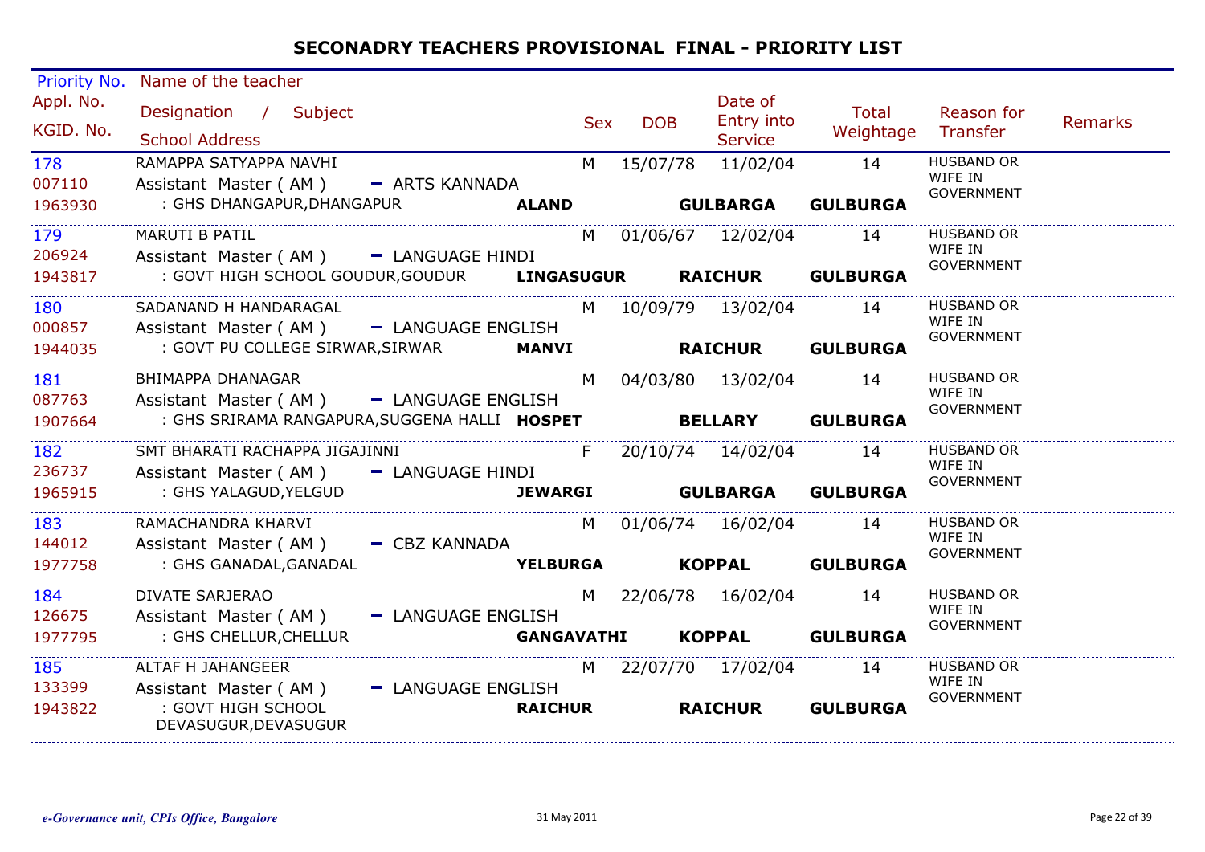# SECONADRY TEACHERS PROVISIONAL FINAL - PRIORITY LIST

| Priority No. / Appl. No. / KGID. No. | Name of the teacher / Designation / Subject / School Address | | Sex | DOB | Date of Entry into Service | | Total Weightage | | Reason for Transfer | Remarks |
|---|---|---|---|---|---|---|---|---|---|---|
| 178 / 007110 / 1963930 | RAMAPPA SATYAPPA NAVHI / Assistant Master ( AM ) - ARTS KANNADA / : GHS DHANGAPUR,DHANGAPUR | **ALAND** | M | 15/07/78 | 11/02/04 | **GULBARGA** | 14 | **GULBURGA** | HUSBAND OR WIFE IN GOVERNMENT | |
| 179 / 206924 / 1943817 | MARUTI B PATIL / Assistant Master ( AM ) - LANGUAGE HINDI / : GOVT HIGH SCHOOL GOUDUR,GOUDUR | **LINGASUGUR** | M | 01/06/67 | 12/02/04 | **RAICHUR** | 14 | **GULBURGA** | HUSBAND OR WIFE IN GOVERNMENT | |
| 180 / 000857 / 1944035 | SADANAND H HANDARAGAL / Assistant Master ( AM ) - LANGUAGE ENGLISH / : GOVT PU COLLEGE SIRWAR,SIRWAR | **MANVI** | M | 10/09/79 | 13/02/04 | **RAICHUR** | 14 | **GULBURGA** | HUSBAND OR WIFE IN GOVERNMENT | |
| 181 / 087763 / 1907664 | BHIMAPPA DHANAGAR / Assistant Master ( AM ) - LANGUAGE ENGLISH / : GHS SRIRAMA RANGAPURA,SUGGENA HALLI | **HOSPET** | M | 04/03/80 | 13/02/04 | **BELLARY** | 14 | **GULBURGA** | HUSBAND OR WIFE IN GOVERNMENT | |
| 182 / 236737 / 1965915 | SMT BHARATI RACHAPPA JIGAJINNI / Assistant Master ( AM ) - LANGUAGE HINDI / : GHS YALAGUD,YELGUD | **JEWARGI** | F | 20/10/74 | 14/02/04 | **GULBARGA** | 14 | **GULBURGA** | HUSBAND OR WIFE IN GOVERNMENT | |
| 183 / 144012 / 1977758 | RAMACHANDRA KHARVI / Assistant Master ( AM ) - CBZ KANNADA / : GHS GANADAL,GANADAL | **YELBURGA** | M | 01/06/74 | 16/02/04 | **KOPPAL** | 14 | **GULBURGA** | HUSBAND OR WIFE IN GOVERNMENT | |
| 184 / 126675 / 1977795 | DIVATE SARJERAO / Assistant Master ( AM ) - LANGUAGE ENGLISH / : GHS CHELLUR,CHELLUR | **GANGAVATHI** | M | 22/06/78 | 16/02/04 | **KOPPAL** | 14 | **GULBURGA** | HUSBAND OR WIFE IN GOVERNMENT | |
| 185 / 133399 / 1943822 | ALTAF H JAHANGEER / Assistant Master ( AM ) - LANGUAGE ENGLISH / : GOVT HIGH SCHOOL DEVASUGUR,DEVASUGUR | **RAICHUR** | M | 22/07/70 | 17/02/04 | **RAICHUR** | 14 | **GULBURGA** | HUSBAND OR WIFE IN GOVERNMENT | |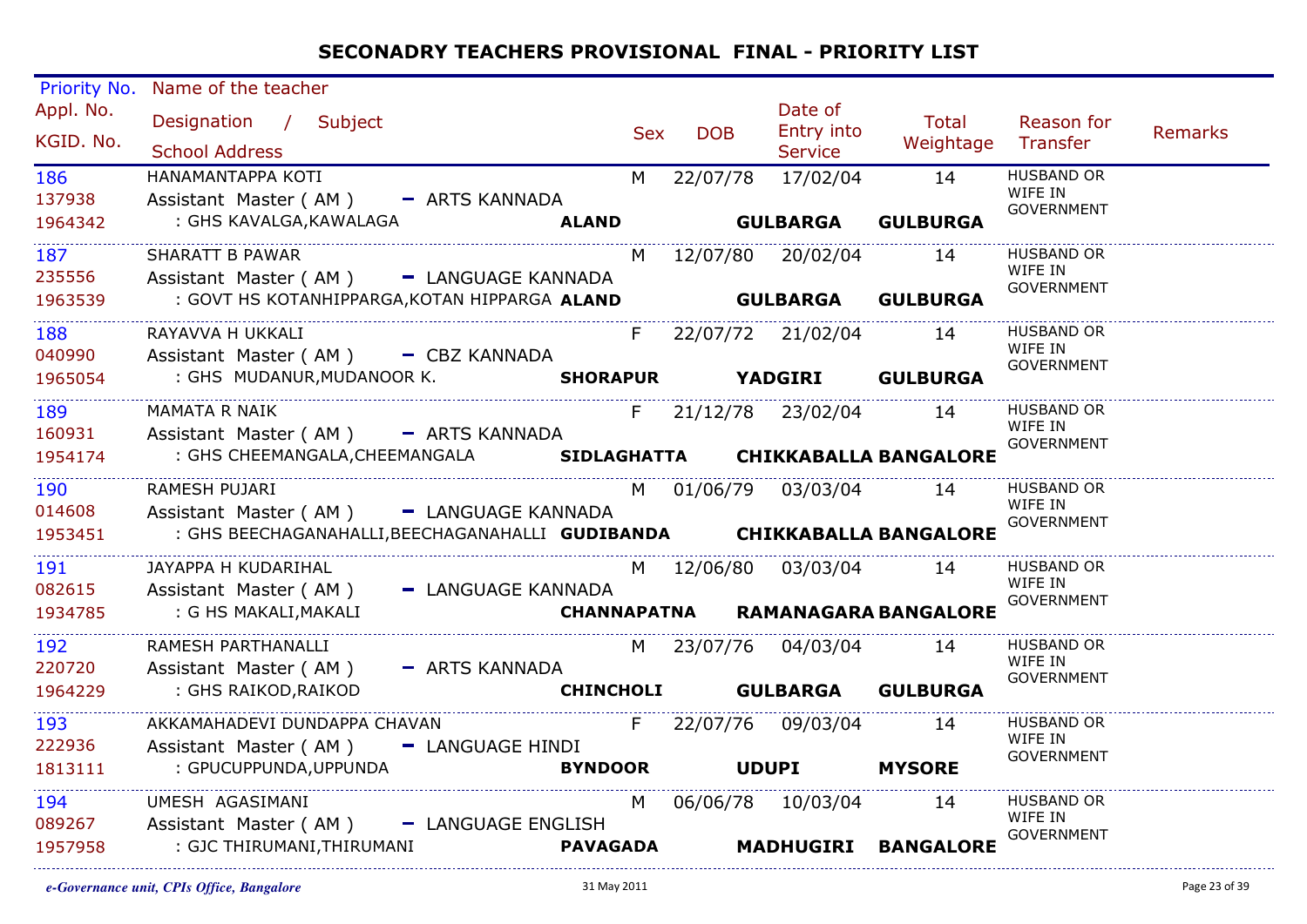# SECONADRY TEACHERS PROVISIONAL FINAL - PRIORITY LIST

| Priority No. / Appl. No. / KGID. No. | Name of the teacher / Designation / Subject / School Address | Sex | DOB | Date of Entry into Service | Total Weightage | Reason for Transfer | Remarks |
|---|---|---|---|---|---|---|---|
| 186 / 137938 / 1964342 | HANAMANTAPPA KOTI / Assistant Master ( AM ) - ARTS KANNADA / : GHS KAVALGA,KAWALAGA **ALAND GULBARGA GULBURGA** | M | 22/07/78 | 17/02/04 | 14 | HUSBAND OR WIFE IN GOVERNMENT | |
| 187 / 235556 / 1963539 | SHARATT B PAWAR / Assistant Master ( AM ) - LANGUAGE KANNADA / : GOVT HS KOTANHIPPARGA,KOTAN HIPPARGA **ALAND GULBARGA GULBURGA** | M | 12/07/80 | 20/02/04 | 14 | HUSBAND OR WIFE IN GOVERNMENT | |
| 188 / 040990 / 1965054 | RAYAVVA H UKKALI / Assistant Master ( AM ) - CBZ KANNADA / : GHS MUDANUR,MUDANOOR K. **SHORAPUR YADGIRI GULBURGA** | F | 22/07/72 | 21/02/04 | 14 | HUSBAND OR WIFE IN GOVERNMENT | |
| 189 / 160931 / 1954174 | MAMATA R NAIK / Assistant Master ( AM ) - ARTS KANNADA / : GHS CHEEMANGALA,CHEEMANGALA **SIDLAGHATTA CHIKKABALLA BANGALORE** | F | 21/12/78 | 23/02/04 | 14 | HUSBAND OR WIFE IN GOVERNMENT | |
| 190 / 014608 / 1953451 | RAMESH PUJARI / Assistant Master ( AM ) - LANGUAGE KANNADA / : GHS BEECHAGANAHALLI,BEECHAGANAHALLI **GUDIBANDA CHIKKABALLA BANGALORE** | M | 01/06/79 | 03/03/04 | 14 | HUSBAND OR WIFE IN GOVERNMENT | |
| 191 / 082615 / 1934785 | JAYAPPA H KUDARIHAL / Assistant Master ( AM ) - LANGUAGE KANNADA / : G HS MAKALI,MAKALI **CHANNAPATNA RAMANAGARA BANGALORE** | M | 12/06/80 | 03/03/04 | 14 | HUSBAND OR WIFE IN GOVERNMENT | |
| 192 / 220720 / 1964229 | RAMESH PARTHANALLI / Assistant Master ( AM ) - ARTS KANNADA / : GHS RAIKOD,RAIKOD **CHINCHOLI GULBARGA GULBURGA** | M | 23/07/76 | 04/03/04 | 14 | HUSBAND OR WIFE IN GOVERNMENT | |
| 193 / 222936 / 1813111 | AKKAMAHADEVI DUNDAPPA CHAVAN / Assistant Master ( AM ) - LANGUAGE HINDI / : GPUCUPPUNDA,UPPUNDA **BYNDOOR UDUPI MYSORE** | F | 22/07/76 | 09/03/04 | 14 | HUSBAND OR WIFE IN GOVERNMENT | |
| 194 / 089267 / 1957958 | UMESH AGASIMANI / Assistant Master ( AM ) - LANGUAGE ENGLISH / : GJC THIRUMANI,THIRUMANI **PAVAGADA MADHUGIRI BANGALORE** | M | 06/06/78 | 10/03/04 | 14 | HUSBAND OR WIFE IN GOVERNMENT | |

*e-Governance unit, CPIs Office, Bangalore* 31 May 2011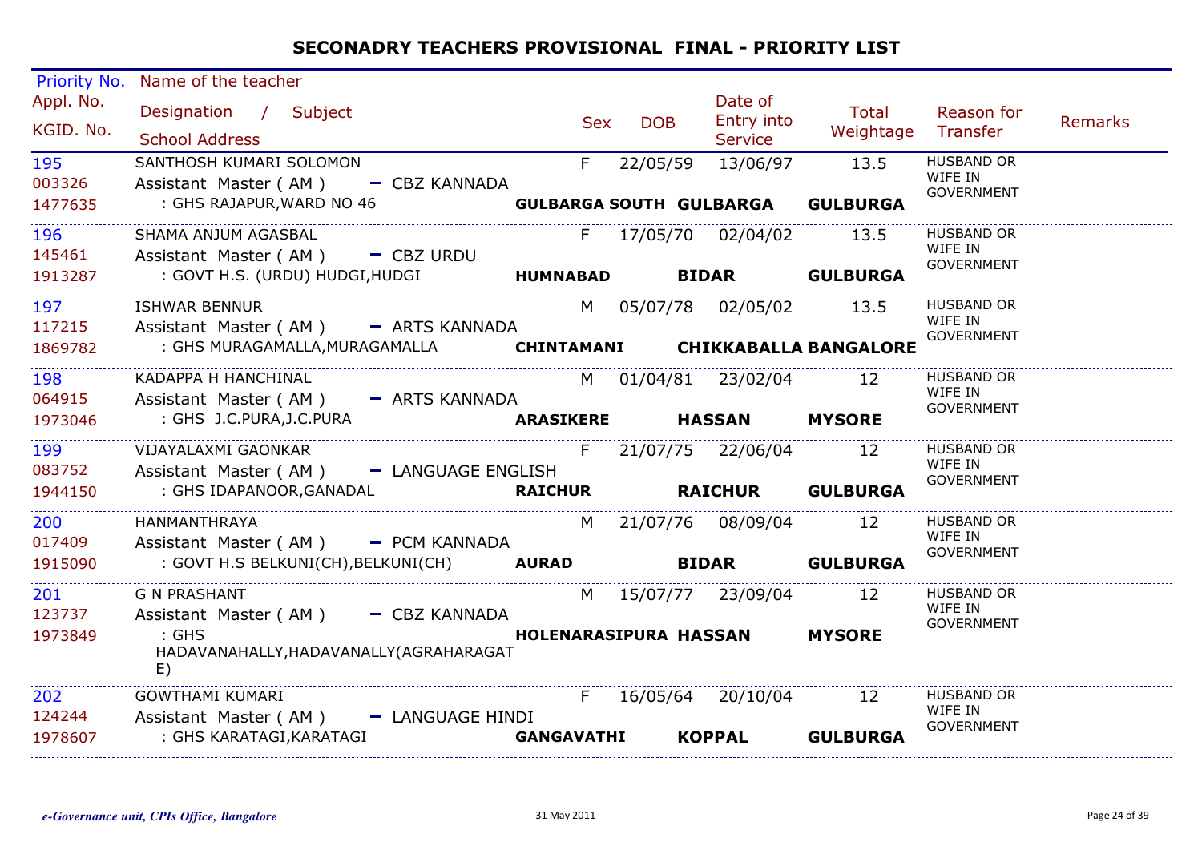# SECONADRY TEACHERS PROVISIONAL FINAL - PRIORITY LIST

| Priority No. / Appl. No. / KGID. No. | Name of the teacher / Designation / Subject / School Address | Sex | DOB | Date of Entry into Service | Total Weightage | Reason for Transfer | Remarks |
|---|---|---|---|---|---|---|---|
| 195 / 003326 / 1477635 | SANTHOSH KUMARI SOLOMON / Assistant Master ( AM ) - CBZ KANNADA / : GHS RAJAPUR,WARD NO 46 / **GULBARGA SOUTH GULBARGA GULBARGA** | F | 22/05/59 | 13/06/97 | 13.5 | HUSBAND OR WIFE IN GOVERNMENT | |
| 196 / 145461 / 1913287 | SHAMA ANJUM AGASBAL / Assistant Master ( AM ) - CBZ URDU / : GOVT H.S. (URDU) HUDGI,HUDGI / **HUMNABAD BIDAR GULBARGA** | F | 17/05/70 | 02/04/02 | 13.5 | HUSBAND OR WIFE IN GOVERNMENT | |
| 197 / 117215 / 1869782 | ISHWAR BENNUR / Assistant Master ( AM ) - ARTS KANNADA / : GHS MURAGAMALLA,MURAGAMALLA / **CHINTAMANI CHIKKABALLA BANGALORE** | M | 05/07/78 | 02/05/02 | 13.5 | HUSBAND OR WIFE IN GOVERNMENT | |
| 198 / 064915 / 1973046 | KADAPPA H HANCHINAL / Assistant Master ( AM ) - ARTS KANNADA / : GHS J.C.PURA,J.C.PURA / **ARASIKERE HASSAN MYSORE** | M | 01/04/81 | 23/02/04 | 12 | HUSBAND OR WIFE IN GOVERNMENT | |
| 199 / 083752 / 1944150 | VIJAYALAXMI GAONKAR / Assistant Master ( AM ) - LANGUAGE ENGLISH / : GHS IDAPANOOR,GANADAL / **RAICHUR RAICHUR GULBARGA** | F | 21/07/75 | 22/06/04 | 12 | HUSBAND OR WIFE IN GOVERNMENT | |
| 200 / 017409 / 1915090 | HANMANTHRAYA / Assistant Master ( AM ) - PCM KANNADA / : GOVT H.S BELKUNI(CH),BELKUNI(CH) / **AURAD BIDAR GULBARGA** | M | 21/07/76 | 08/09/04 | 12 | HUSBAND OR WIFE IN GOVERNMENT | |
| 201 / 123737 / 1973849 | G N PRASHANT / Assistant Master ( AM ) - CBZ KANNADA / : GHS HADAVANAHALLY,HADAVANALLY(AGRAHARAGATE) / **HOLENARASIPURA HASSAN MYSORE** | M | 15/07/77 | 23/09/04 | 12 | HUSBAND OR WIFE IN GOVERNMENT | |
| 202 / 124244 / 1978607 | GOWTHAMI KUMARI / Assistant Master ( AM ) - LANGUAGE HINDI / : GHS KARATAGI,KARATAGI / **GANGAVATHI KOPPAL GULBARGA** | F | 16/05/64 | 20/10/04 | 12 | HUSBAND OR WIFE IN GOVERNMENT | |

*e-Governance unit, CPIs Office, Bangalore* — 31 May 2011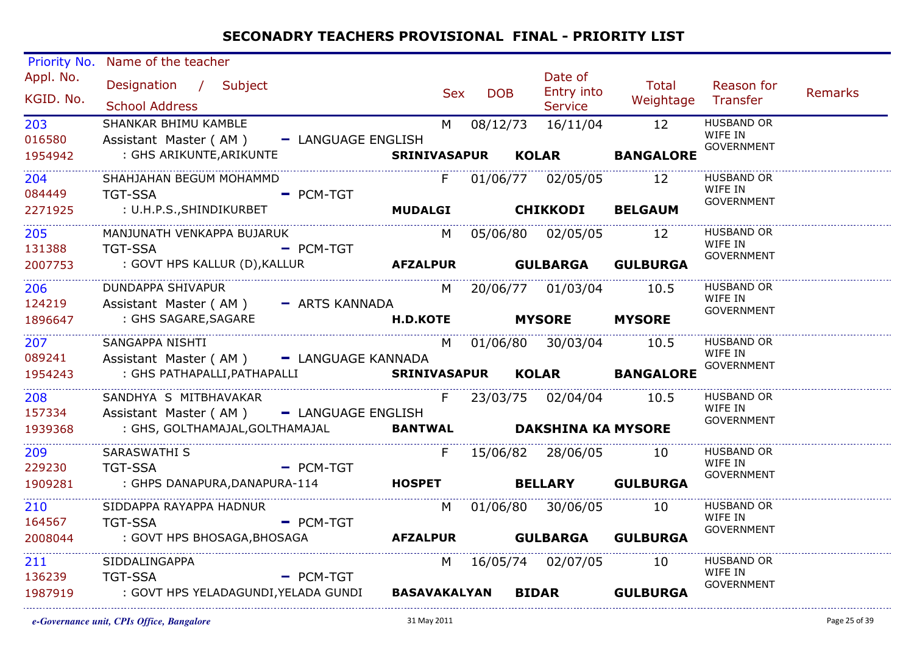# SECONADRY TEACHERS PROVISIONAL FINAL - PRIORITY LIST

| Priority No. / Appl. No. / KGID. No. | Name of the teacher / Designation / Subject / School Address | Sex | DOB | Date of Entry into Service | Total Weightage | Reason for Transfer | Remarks |
|---|---|---|---|---|---|---|---|
| 203<br>016580<br>1954942 | SHANKAR BHIMU KAMBLE<br>Assistant Master ( AM ) - LANGUAGE ENGLISH<br>: GHS ARIKUNTE,ARIKUNTE **SRINIVASAPUR KOLAR BANGALORE** | M | 08/12/73 | 16/11/04 | 12 | HUSBAND OR WIFE IN GOVERNMENT | |
| 204<br>084449<br>2271925 | SHAHJAHAN BEGUM MOHAMMD<br>TGT-SSA - PCM-TGT<br>: U.H.P.S.,SHINDIKURBET **MUDALGI CHIKKODI BELGAUM** | F | 01/06/77 | 02/05/05 | 12 | HUSBAND OR WIFE IN GOVERNMENT | |
| 205<br>131388<br>2007753 | MANJUNATH VENKAPPA BUJARUK<br>TGT-SSA - PCM-TGT<br>: GOVT HPS KALLUR (D),KALLUR **AFZALPUR GULBARGA GULBURGA** | M | 05/06/80 | 02/05/05 | 12 | HUSBAND OR WIFE IN GOVERNMENT | |
| 206<br>124219<br>1896647 | DUNDAPPA SHIVAPUR<br>Assistant Master ( AM ) - ARTS KANNADA<br>: GHS SAGARE,SAGARE **H.D.KOTE MYSORE MYSORE** | M | 20/06/77 | 01/03/04 | 10.5 | HUSBAND OR WIFE IN GOVERNMENT | |
| 207<br>089241<br>1954243 | SANGAPPA NISHTI<br>Assistant Master ( AM ) - LANGUAGE KANNADA<br>: GHS PATHAPALLI,PATHAPALLI **SRINIVASAPUR KOLAR BANGALORE** | M | 01/06/80 | 30/03/04 | 10.5 | HUSBAND OR WIFE IN GOVERNMENT | |
| 208<br>157334<br>1939368 | SANDHYA S MITBHAVAKAR<br>Assistant Master ( AM ) - LANGUAGE ENGLISH<br>: GHS, GOLTHAMAJAL,GOLTHAMAJAL **BANTWAL DAKSHINA KA MYSORE** | F | 23/03/75 | 02/04/04 | 10.5 | HUSBAND OR WIFE IN GOVERNMENT | |
| 209<br>229230<br>1909281 | SARASWATHI S<br>TGT-SSA - PCM-TGT<br>: GHPS DANAPURA,DANAPURA-114 **HOSPET BELLARY GULBURGA** | F | 15/06/82 | 28/06/05 | 10 | HUSBAND OR WIFE IN GOVERNMENT | |
| 210<br>164567<br>2008044 | SIDDAPPA RAYAPPA HADNUR<br>TGT-SSA - PCM-TGT<br>: GOVT HPS BHOSAGA,BHOSAGA **AFZALPUR GULBARGA GULBURGA** | M | 01/06/80 | 30/06/05 | 10 | HUSBAND OR WIFE IN GOVERNMENT | |
| 211<br>136239<br>1987919 | SIDDALINGAPPA<br>TGT-SSA - PCM-TGT<br>: GOVT HPS YELADAGUNDI,YELADA GUNDI **BASAVAKALYAN BIDAR GULBURGA** | M | 16/05/74 | 02/07/05 | 10 | HUSBAND OR WIFE IN GOVERNMENT | |

*e-Governance unit, CPIs Office, Bangalore* 31 May 2011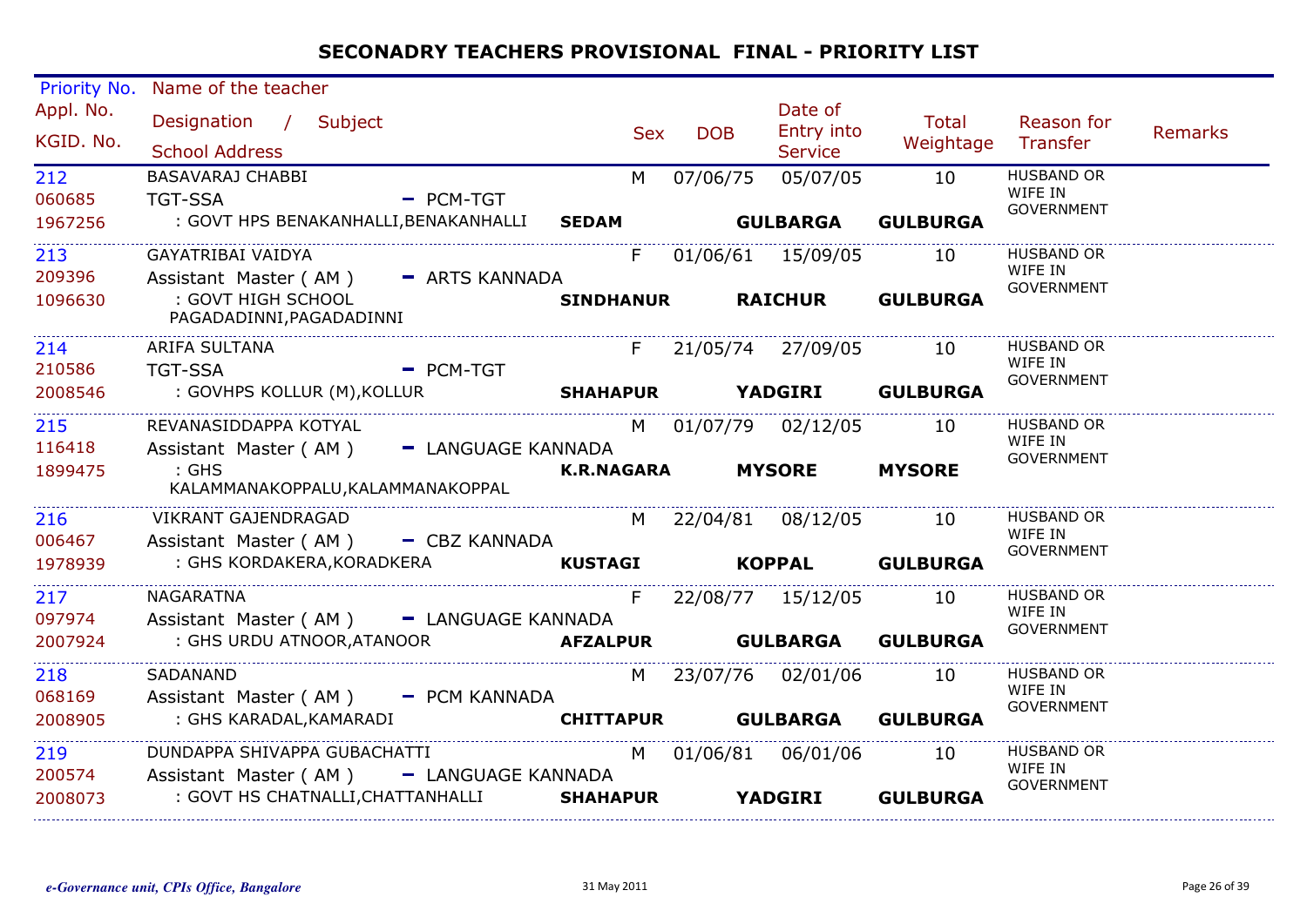# SECONADRY TEACHERS PROVISIONAL FINAL - PRIORITY LIST

| Priority No. / Appl. No. / KGID. No. | Name of the teacher / Designation / Subject / School Address | | Sex | DOB | Date of Entry into Service | Total Weightage | Reason for Transfer | Remarks |
|---|---|---|---|---|---|---|---|---|
| 212 / 060685 / 1967256 | BASAVARAJ CHABBI / TGT-SSA - PCM-TGT / : GOVT HPS BENAKANHALLI,BENAKANHALLI | SEDAM | M | 07/06/75 | 05/07/05 GULBARGA | 10 GULBARGA | HUSBAND OR WIFE IN GOVERNMENT | |
| 213 / 209396 / 1096630 | GAYATRIBAI VAIDYA / Assistant Master ( AM ) - ARTS KANNADA / : GOVT HIGH SCHOOL PAGADADINNI,PAGADADINNI | SINDHANUR | F | 01/06/61 | 15/09/05 RAICHUR | 10 GULBARGA | HUSBAND OR WIFE IN GOVERNMENT | |
| 214 / 210586 / 2008546 | ARIFA SULTANA / TGT-SSA - PCM-TGT / : GOVHPS KOLLUR (M),KOLLUR | SHAHAPUR | F | 21/05/74 | 27/09/05 YADGIRI | 10 GULBARGA | HUSBAND OR WIFE IN GOVERNMENT | |
| 215 / 116418 / 1899475 | REVANASIDDAPPA KOTYAL / Assistant Master ( AM ) - LANGUAGE KANNADA / : GHS KALAMMANAKOPPALU,KALAMMANAKOPPAL | K.R.NAGARA | M | 01/07/79 | 02/12/05 MYSORE | 10 MYSORE | HUSBAND OR WIFE IN GOVERNMENT | |
| 216 / 006467 / 1978939 | VIKRANT GAJENDRAGAD / Assistant Master ( AM ) - CBZ KANNADA / : GHS KORDAKERA,KORADKERA | KUSTAGI | M | 22/04/81 | 08/12/05 KOPPAL | 10 GULBARGA | HUSBAND OR WIFE IN GOVERNMENT | |
| 217 / 097974 / 2007924 | NAGARATNA / Assistant Master ( AM ) - LANGUAGE KANNADA / : GHS URDU ATNOOR,ATANOOR | AFZALPUR | F | 22/08/77 | 15/12/05 GULBARGA | 10 GULBARGA | HUSBAND OR WIFE IN GOVERNMENT | |
| 218 / 068169 / 2008905 | SADANAND / Assistant Master ( AM ) - PCM KANNADA / : GHS KARADAL,KAMARADI | CHITTAPUR | M | 23/07/76 | 02/01/06 GULBARGA | 10 GULBARGA | HUSBAND OR WIFE IN GOVERNMENT | |
| 219 / 200574 / 2008073 | DUNDAPPA SHIVAPPA GUBACHATTI / Assistant Master ( AM ) - LANGUAGE KANNADA / : GOVT HS CHATNALLI,CHATTANHALLI | SHAHAPUR | M | 01/06/81 | 06/01/06 YADGIRI | 10 GULBARGA | HUSBAND OR WIFE IN GOVERNMENT | |

*e-Governance unit, CPIs Office, Bangalore* 31 May 2011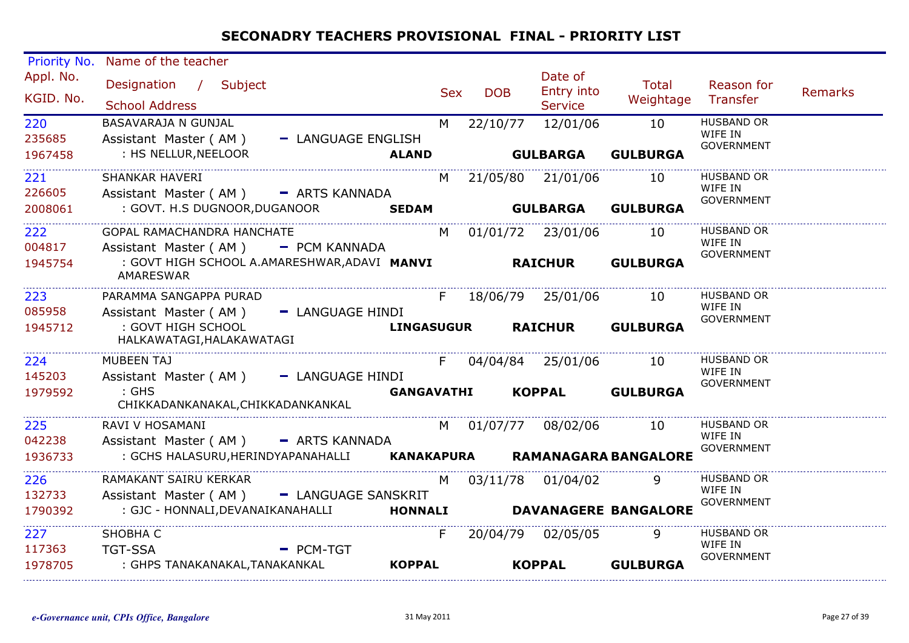# SECONADRY TEACHERS PROVISIONAL FINAL - PRIORITY LIST

| Priority No. / Appl. No. / KGID. No. | Name of the teacher / Designation / Subject / School Address | | Sex | DOB | Date of Entry into Service | Total Weightage | Reason for Transfer | Remarks |
|---|---|---|---|---|---|---|---|---|
| 220 / 235685 / 1967458 | BASAVARAJA N GUNJAL / Assistant Master ( AM ) - LANGUAGE ENGLISH / : HS NELLUR,NEELOOR | **ALAND** | M | 22/10/77 | 12/01/06 **GULBARGA** | 10 **GULBURGA** | HUSBAND OR WIFE IN GOVERNMENT | |
| 221 / 226605 / 2008061 | SHANKAR HAVERI / Assistant Master ( AM ) - ARTS KANNADA / : GOVT. H.S DUGNOOR,DUGANOOR | **SEDAM** | M | 21/05/80 | 21/01/06 **GULBARGA** | 10 **GULBURGA** | HUSBAND OR WIFE IN GOVERNMENT | |
| 222 / 004817 / 1945754 | GOPAL RAMACHANDRA HANCHATE / Assistant Master ( AM ) - PCM KANNADA / : GOVT HIGH SCHOOL A.AMARESHWAR,ADAVI AMARESWAR | **MANVI** | M | 01/01/72 | 23/01/06 **RAICHUR** | 10 **GULBURGA** | HUSBAND OR WIFE IN GOVERNMENT | |
| 223 / 085958 / 1945712 | PARAMMA SANGAPPA PURAD / Assistant Master ( AM ) - LANGUAGE HINDI / : GOVT HIGH SCHOOL HALKAWATAGI,HALAKAWATAGI | **LINGASUGUR** | F | 18/06/79 | 25/01/06 **RAICHUR** | 10 **GULBURGA** | HUSBAND OR WIFE IN GOVERNMENT | |
| 224 / 145203 / 1979592 | MUBEEN TAJ / Assistant Master ( AM ) - LANGUAGE HINDI / : GHS CHIKKADANKANAKAL,CHIKKADANKANKAL | **GANGAVATHI** | F | 04/04/84 | 25/01/06 **KOPPAL** | 10 **GULBURGA** | HUSBAND OR WIFE IN GOVERNMENT | |
| 225 / 042238 / 1936733 | RAVI V HOSAMANI / Assistant Master ( AM ) - ARTS KANNADA / : GCHS HALASURU,HERINDYAPANAHALLI | **KANAKAPURA** | M | 01/07/77 | 08/02/06 **RAMANAGARA** | 10 **BANGALORE** | HUSBAND OR WIFE IN GOVERNMENT | |
| 226 / 132733 / 1790392 | RAMAKANT SAIRU KERKAR / Assistant Master ( AM ) - LANGUAGE SANSKRIT / : GJC - HONNALI,DEVANAIKANAHALLI | **HONNALI** | M | 03/11/78 | 01/04/02 **DAVANAGERE** | 9 **BANGALORE** | HUSBAND OR WIFE IN GOVERNMENT | |
| 227 / 117363 / 1978705 | SHOBHA C / TGT-SSA - PCM-TGT / : GHPS TANAKANAKAL,TANAKANKAL | **KOPPAL** | F | 20/04/79 | 02/05/05 **KOPPAL** | 9 **GULBURGA** | HUSBAND OR WIFE IN GOVERNMENT | |

*e-Governance unit, CPIs Office, Bangalore* — 31 May 2011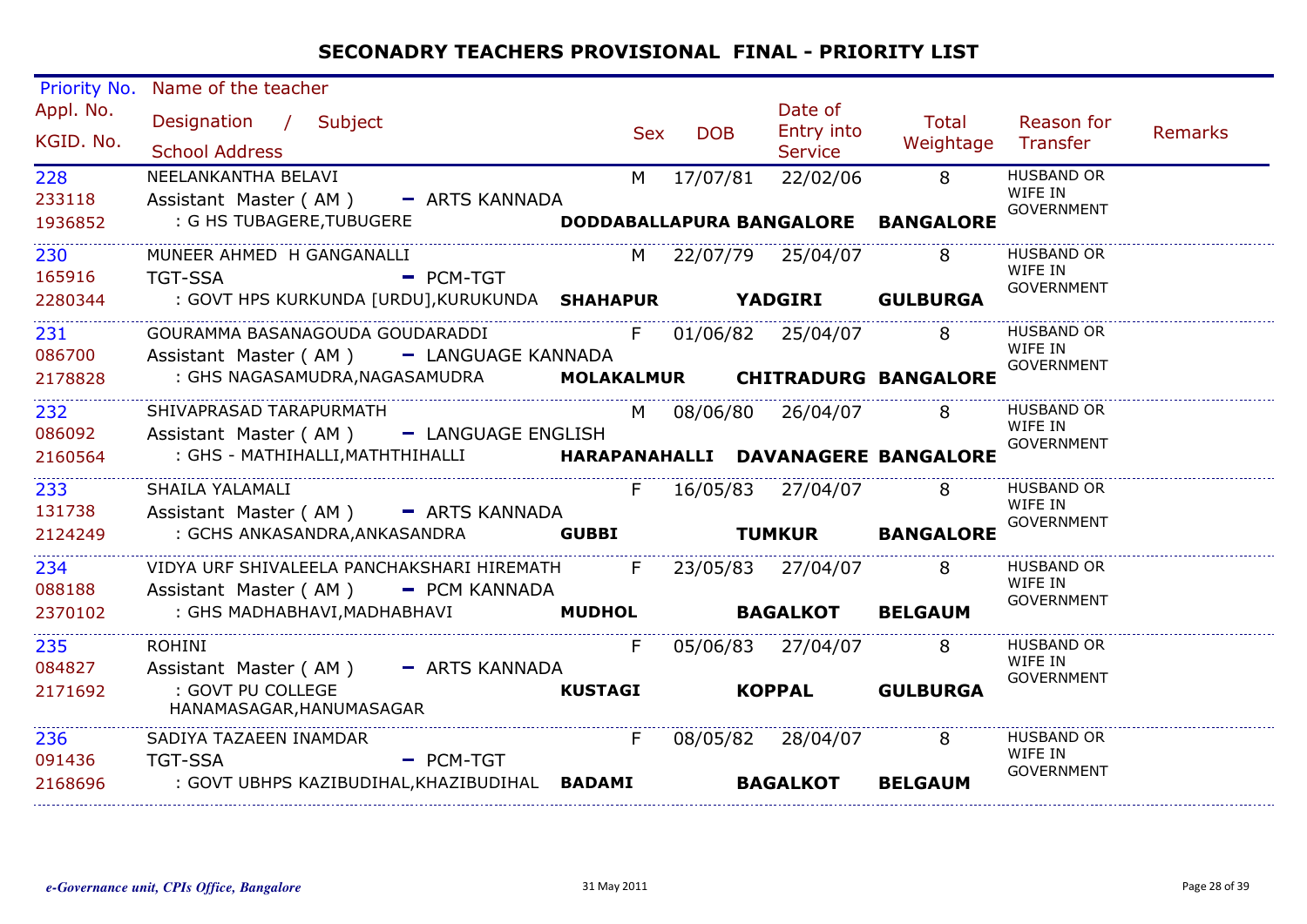# SECONADRY TEACHERS PROVISIONAL FINAL - PRIORITY LIST

| Priority No. / Appl. No. / KGID. No. | Name of the teacher / Designation / Subject / School Address | Sex | DOB | Date of Entry into Service | Total Weightage | Reason for Transfer | Remarks |
|---|---|---|---|---|---|---|---|
| 228 / 233118 / 1936852 | NEELANKANTHA BELAVI / Assistant Master ( AM ) - ARTS KANNADA / : G HS TUBAGERE,TUBUGERE **DODDABALLAPURA BANGALORE BANGALORE** | M | 17/07/81 | 22/02/06 | 8 | HUSBAND OR WIFE IN GOVERNMENT | |
| 230 / 165916 / 2280344 | MUNEER AHMED H GANGANALLI / TGT-SSA - PCM-TGT / : GOVT HPS KURKUNDA [URDU],KURUKUNDA **SHAHAPUR YADGIRI GULBURGA** | M | 22/07/79 | 25/04/07 | 8 | HUSBAND OR WIFE IN GOVERNMENT | |
| 231 / 086700 / 2178828 | GOURAMMA BASANAGOUDA GOUDARADDI / Assistant Master ( AM ) - LANGUAGE KANNADA / : GHS NAGASAMUDRA,NAGASAMUDRA **MOLAKALMUR CHITRADURG BANGALORE** | F | 01/06/82 | 25/04/07 | 8 | HUSBAND OR WIFE IN GOVERNMENT | |
| 232 / 086092 / 2160564 | SHIVAPRASAD TARAPURMATH / Assistant Master ( AM ) - LANGUAGE ENGLISH / : GHS - MATHIHALLI,MATHTHIHALLI **HARAPANAHALLI DAVANAGERE BANGALORE** | M | 08/06/80 | 26/04/07 | 8 | HUSBAND OR WIFE IN GOVERNMENT | |
| 233 / 131738 / 2124249 | SHAILA YALAMALI / Assistant Master ( AM ) - ARTS KANNADA / : GCHS ANKASANDRA,ANKASANDRA **GUBBI TUMKUR BANGALORE** | F | 16/05/83 | 27/04/07 | 8 | HUSBAND OR WIFE IN GOVERNMENT | |
| 234 / 088188 / 2370102 | VIDYA URF SHIVALEELA PANCHAKSHARI HIREMATH / Assistant Master ( AM ) - PCM KANNADA / : GHS MADHABHAVI,MADHABHAVI **MUDHOL BAGALKOT BELGAUM** | F | 23/05/83 | 27/04/07 | 8 | HUSBAND OR WIFE IN GOVERNMENT | |
| 235 / 084827 / 2171692 | ROHINI / Assistant Master ( AM ) - ARTS KANNADA / : GOVT PU COLLEGE HANAMASAGAR,HANUMASAGAR **KUSTAGI KOPPAL GULBURGA** | F | 05/06/83 | 27/04/07 | 8 | HUSBAND OR WIFE IN GOVERNMENT | |
| 236 / 091436 / 2168696 | SADIYA TAZAEEN INAMDAR / TGT-SSA - PCM-TGT / : GOVT UBHPS KAZIBUDIHAL,KHAZIBUDIHAL **BADAMI BAGALKOT BELGAUM** | F | 08/05/82 | 28/04/07 | 8 | HUSBAND OR WIFE IN GOVERNMENT | |

*e-Governance unit, CPIs Office, Bangalore* 31 May 2011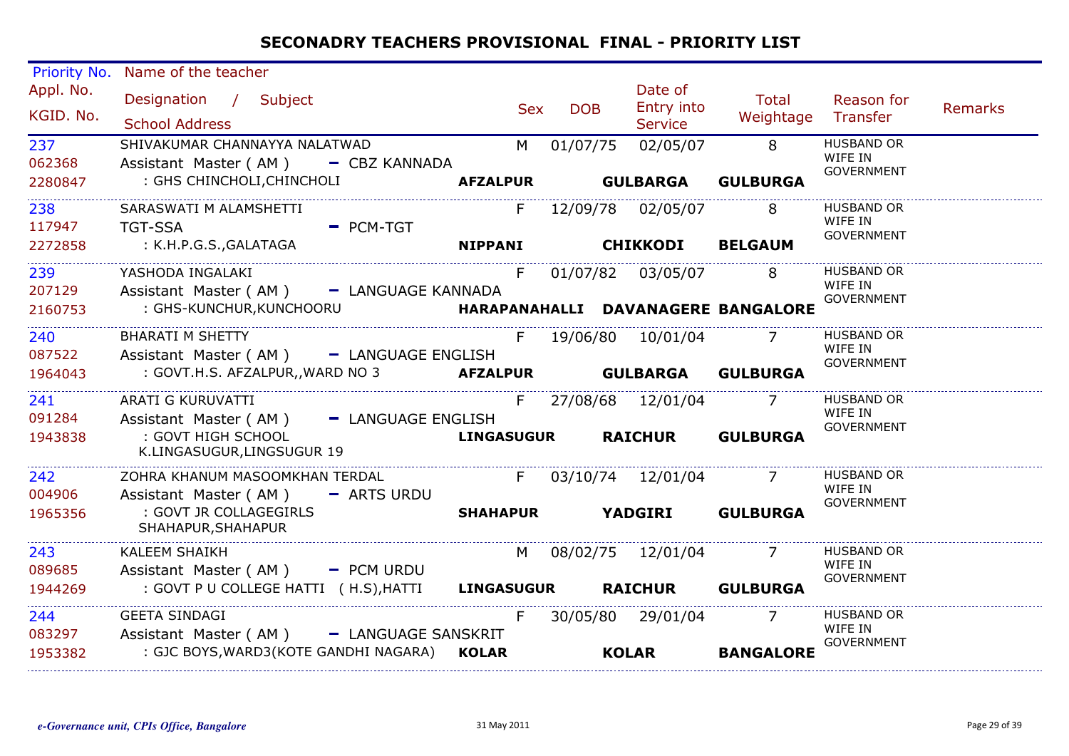# SECONADRY TEACHERS PROVISIONAL FINAL - PRIORITY LIST

| Priority No. / Appl. No. / KGID. No. | Name of the teacher / Designation / Subject / School Address | Sex | DOB | Date of Entry into Service | Total Weightage | Reason for Transfer | Remarks |
|---|---|---|---|---|---|---|---|
| 237 / 062368 / 2280847 | SHIVAKUMAR CHANNAYYA NALATWAD / Assistant Master ( AM ) - CBZ KANNADA / : GHS CHINCHOLI,CHINCHOLI **AFZALPUR GULBARGA GULBURGA** | M | 01/07/75 | 02/05/07 | 8 | HUSBAND OR WIFE IN GOVERNMENT | |
| 238 / 117947 / 2272858 | SARASWATI M ALAMSHETTI / TGT-SSA - PCM-TGT / : K.H.P.G.S.,GALATAGA **NIPPANI CHIKKODI BELGAUM** | F | 12/09/78 | 02/05/07 | 8 | HUSBAND OR WIFE IN GOVERNMENT | |
| 239 / 207129 / 2160753 | YASHODA INGALAKI / Assistant Master ( AM ) - LANGUAGE KANNADA / : GHS-KUNCHUR,KUNCHOORU **HARAPANAHALLI DAVANAGERE BANGALORE** | F | 01/07/82 | 03/05/07 | 8 | HUSBAND OR WIFE IN GOVERNMENT | |
| 240 / 087522 / 1964043 | BHARATI M SHETTY / Assistant Master ( AM ) - LANGUAGE ENGLISH / : GOVT.H.S. AFZALPUR,,WARD NO 3 **AFZALPUR GULBARGA GULBURGA** | F | 19/06/80 | 10/01/04 | 7 | HUSBAND OR WIFE IN GOVERNMENT | |
| 241 / 091284 / 1943838 | ARATI G KURUVATTI / Assistant Master ( AM ) - LANGUAGE ENGLISH / : GOVT HIGH SCHOOL K.LINGASUGUR,LINGSUGUR 19 **LINGASUGUR RAICHUR GULBURGA** | F | 27/08/68 | 12/01/04 | 7 | HUSBAND OR WIFE IN GOVERNMENT | |
| 242 / 004906 / 1965356 | ZOHRA KHANUM MASOOMKHAN TERDAL / Assistant Master ( AM ) - ARTS URDU / : GOVT JR COLLAGEGIRLS SHAHAPUR,SHAHAPUR **SHAHAPUR YADGIRI GULBURGA** | F | 03/10/74 | 12/01/04 | 7 | HUSBAND OR WIFE IN GOVERNMENT | |
| 243 / 089685 / 1944269 | KALEEM SHAIKH / Assistant Master ( AM ) - PCM URDU / : GOVT P U COLLEGE HATTI ( H.S),HATTI **LINGASUGUR RAICHUR GULBURGA** | M | 08/02/75 | 12/01/04 | 7 | HUSBAND OR WIFE IN GOVERNMENT | |
| 244 / 083297 / 1953382 | GEETA SINDAGI / Assistant Master ( AM ) - LANGUAGE SANSKRIT / : GJC BOYS,WARD3(KOTE GANDHI NAGARA) **KOLAR KOLAR BANGALORE** | F | 30/05/80 | 29/01/04 | 7 | HUSBAND OR WIFE IN GOVERNMENT | |

*e-Governance unit, CPIs Office, Bangalore* 31 May 2011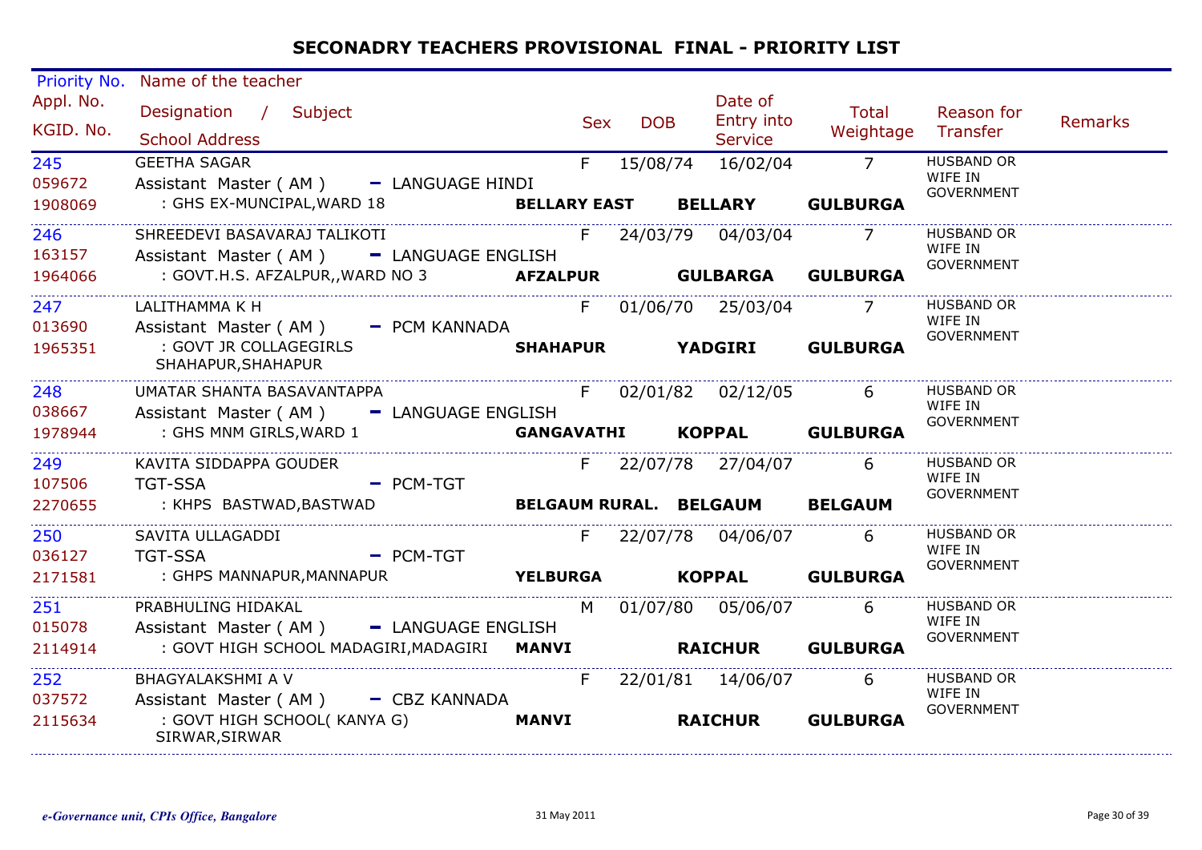# SECONADRY TEACHERS PROVISIONAL FINAL - PRIORITY LIST

| Priority No. / Appl. No. / KGID. No. | Name of the teacher / Designation / Subject / School Address | Sex | DOB | Date of Entry into Service | Total Weightage | Reason for Transfer | Remarks |
|---|---|---|---|---|---|---|---|
| 245<br>059672<br>1908069 | GEETHA SAGAR<br>Assistant Master ( AM ) - LANGUAGE HINDI<br>: GHS EX-MUNCIPAL,WARD 18 **BELLARY EAST** **BELLARY** **GULBURGA** | F | 15/08/74 | 16/02/04 | 7 | HUSBAND OR WIFE IN GOVERNMENT | |
| 246<br>163157<br>1964066 | SHREEDEVI BASAVARAJ TALIKOTI<br>Assistant Master ( AM ) - LANGUAGE ENGLISH<br>: GOVT.H.S. AFZALPUR,,WARD NO 3 **AFZALPUR** **GULBARGA** **GULBURGA** | F | 24/03/79 | 04/03/04 | 7 | HUSBAND OR WIFE IN GOVERNMENT | |
| 247<br>013690<br>1965351 | LALITHAMMA K H<br>Assistant Master ( AM ) - PCM KANNADA<br>: GOVT JR COLLAGEGIRLS SHAHAPUR,SHAHAPUR **SHAHAPUR** **YADGIRI** **GULBURGA** | F | 01/06/70 | 25/03/04 | 7 | HUSBAND OR WIFE IN GOVERNMENT | |
| 248<br>038667<br>1978944 | UMATAR SHANTA BASAVANTAPPA<br>Assistant Master ( AM ) - LANGUAGE ENGLISH<br>: GHS MNM GIRLS,WARD 1 **GANGAVATHI** **KOPPAL** **GULBURGA** | F | 02/01/82 | 02/12/05 | 6 | HUSBAND OR WIFE IN GOVERNMENT | |
| 249<br>107506<br>2270655 | KAVITA SIDDAPPA GOUDER<br>TGT-SSA - PCM-TGT<br>: KHPS BASTWAD,BASTWAD **BELGAUM RURAL.** **BELGAUM** **BELGAUM** | F | 22/07/78 | 27/04/07 | 6 | HUSBAND OR WIFE IN GOVERNMENT | |
| 250<br>036127<br>2171581 | SAVITA ULLAGADDI<br>TGT-SSA - PCM-TGT<br>: GHPS MANNAPUR,MANNAPUR **YELBURGA** **KOPPAL** **GULBURGA** | F | 22/07/78 | 04/06/07 | 6 | HUSBAND OR WIFE IN GOVERNMENT | |
| 251<br>015078<br>2114914 | PRABHULING HIDAKAL<br>Assistant Master ( AM ) - LANGUAGE ENGLISH<br>: GOVT HIGH SCHOOL MADAGIRI,MADAGIRI **MANVI** **RAICHUR** **GULBURGA** | M | 01/07/80 | 05/06/07 | 6 | HUSBAND OR WIFE IN GOVERNMENT | |
| 252<br>037572<br>2115634 | BHAGYALAKSHMI A V<br>Assistant Master ( AM ) - CBZ KANNADA<br>: GOVT HIGH SCHOOL( KANYA G) SIRWAR,SIRWAR **MANVI** **RAICHUR** **GULBURGA** | F | 22/01/81 | 14/06/07 | 6 | HUSBAND OR WIFE IN GOVERNMENT | |

*e-Governance unit, CPIs Office, Bangalore* 31 May 2011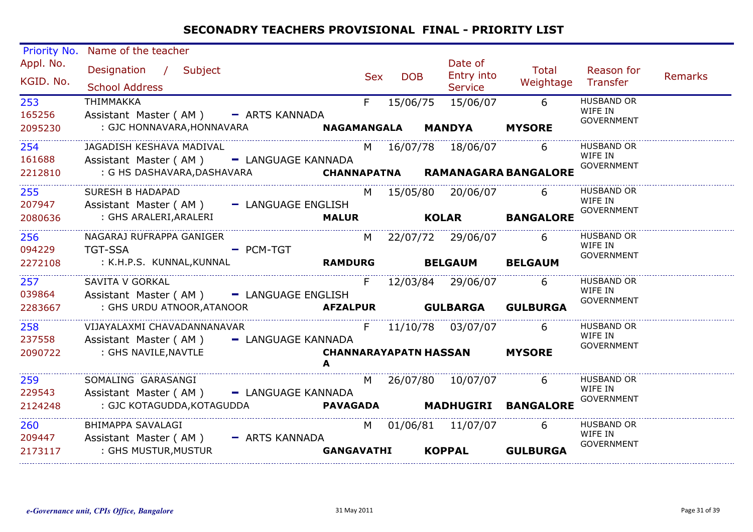# SECONADRY TEACHERS PROVISIONAL FINAL - PRIORITY LIST

| Priority No. / Appl. No. / KGID. No. | Name of the teacher / Designation / Subject / School Address | Sex | DOB | Date of Entry into Service | Total Weightage | Reason for Transfer | Remarks |
|---|---|---|---|---|---|---|---|
| 253<br>165256<br>2095230 | THIMMAKKA<br>Assistant Master ( AM ) - ARTS KANNADA<br>: GJC HONNAVARA,HONNAVARA **NAGAMANGALA MANDYA MYSORE** | F | 15/06/75 | 15/06/07 | 6 | HUSBAND OR WIFE IN GOVERNMENT | |
| 254<br>161688<br>2212810 | JAGADISH KESHAVA MADIVAL<br>Assistant Master ( AM ) - LANGUAGE KANNADA<br>: G HS DASHAVARA,DASHAVARA **CHANNAPATNA RAMANAGARA BANGALORE** | M | 16/07/78 | 18/06/07 | 6 | HUSBAND OR WIFE IN GOVERNMENT | |
| 255<br>207947<br>2080636 | SURESH B HADAPAD<br>Assistant Master ( AM ) - LANGUAGE ENGLISH<br>: GHS ARALERI,ARALERI **MALUR KOLAR BANGALORE** | M | 15/05/80 | 20/06/07 | 6 | HUSBAND OR WIFE IN GOVERNMENT | |
| 256<br>094229<br>2272108 | NAGARAJ RUFRAPPA GANIGER<br>TGT-SSA - PCM-TGT<br>: K.H.P.S. KUNNAL,KUNNAL **RAMDURG BELGAUM BELGAUM** | M | 22/07/72 | 29/06/07 | 6 | HUSBAND OR WIFE IN GOVERNMENT | |
| 257<br>039864<br>2283667 | SAVITA V GORKAL<br>Assistant Master ( AM ) - LANGUAGE ENGLISH<br>: GHS URDU ATNOOR,ATANOOR **AFZALPUR GULBARGA GULBURGA** | F | 12/03/84 | 29/06/07 | 6 | HUSBAND OR WIFE IN GOVERNMENT | |
| 258<br>237558<br>2090722 | VIJAYALAXMI CHAVADANNANAVAR<br>Assistant Master ( AM ) - LANGUAGE KANNADA<br>: GHS NAVILE,NAVTLE **CHANNARAYAPATNA HASSAN MYSORE** | F | 11/10/78 | 03/07/07 | 6 | HUSBAND OR WIFE IN GOVERNMENT | |
| 259<br>229543<br>2124248 | SOMALING GARASANGI<br>Assistant Master ( AM ) - LANGUAGE KANNADA<br>: GJC KOTAGUDDA,KOTAGUDDA **PAVAGADA MADHUGIRI BANGALORE** | M | 26/07/80 | 10/07/07 | 6 | HUSBAND OR WIFE IN GOVERNMENT | |
| 260<br>209447<br>2173117 | BHIMAPPA SAVALAGI<br>Assistant Master ( AM ) - ARTS KANNADA<br>: GHS MUSTUR,MUSTUR **GANGAVATHI KOPPAL GULBURGA** | M | 01/06/81 | 11/07/07 | 6 | HUSBAND OR WIFE IN GOVERNMENT | |

*e-Governance unit, CPIs Office, Bangalore* 31 May 2011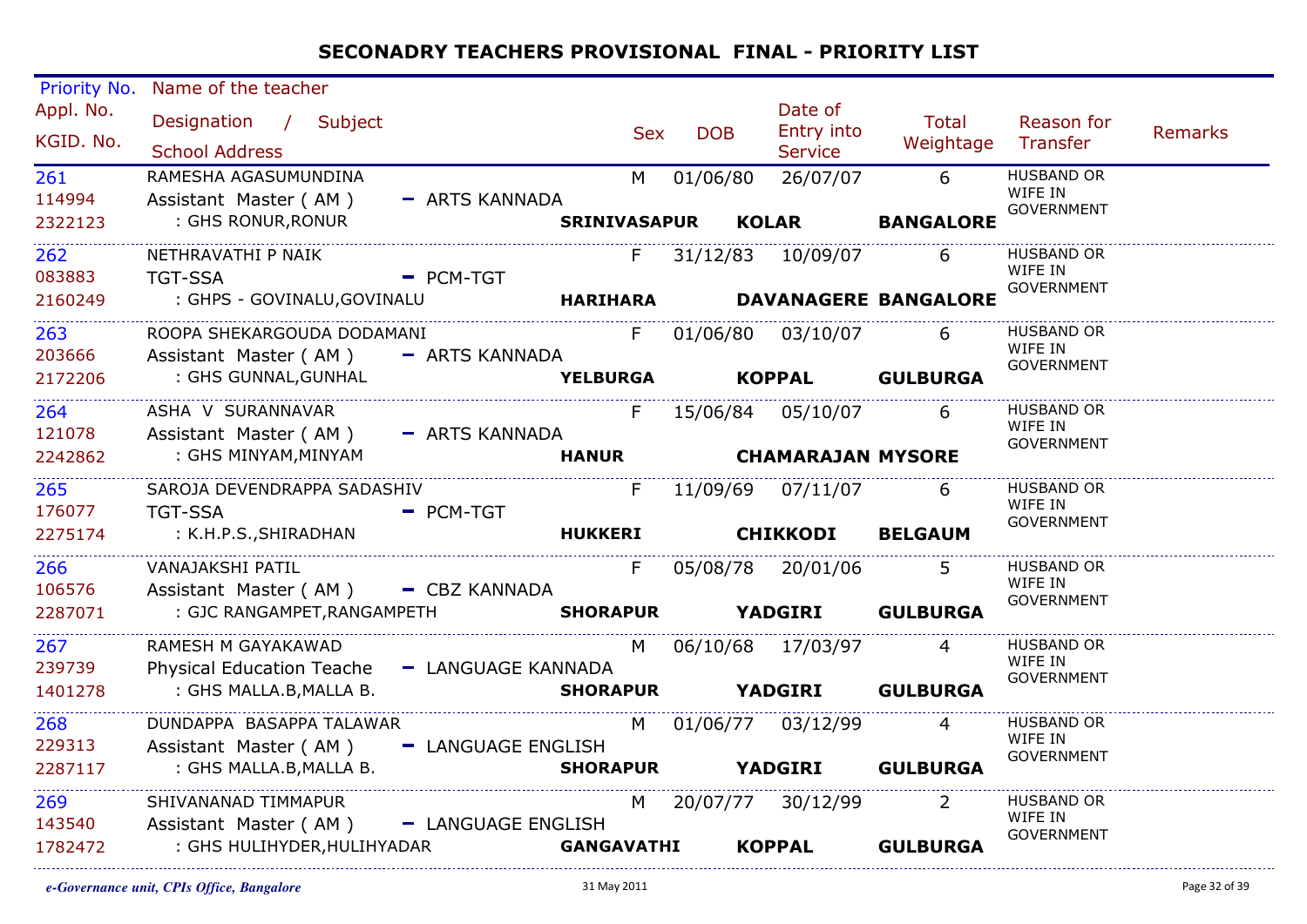# SECONADRY TEACHERS PROVISIONAL FINAL - PRIORITY LIST

| Priority No. / Appl. No. / KGID. No. | Name of the teacher / Designation / Subject / School Address | | | | Sex | DOB | Date of Entry into Service | Total Weightage | Reason for Transfer | Remarks |
|---|---|---|---|---|---|---|---|---|---|---|
| 261 / 114994 / 2322123 | RAMESHA AGASUMUNDINA / Assistant Master ( AM ) - ARTS KANNADA / : GHS RONUR,RONUR | SRINIVASAPUR | KOLAR | BANGALORE | M | 01/06/80 | 26/07/07 | 6 | HUSBAND OR WIFE IN GOVERNMENT | |
| 262 / 083883 / 2160249 | NETHRAVATHI P NAIK / TGT-SSA - PCM-TGT / : GHPS - GOVINALU,GOVINALU | HARIHARA | DAVANAGERE | BANGALORE | F | 31/12/83 | 10/09/07 | 6 | HUSBAND OR WIFE IN GOVERNMENT | |
| 263 / 203666 / 2172206 | ROOPA SHEKARGOUDA DODAMANI / Assistant Master ( AM ) - ARTS KANNADA / : GHS GUNNAL,GUNHAL | YELBURGA | KOPPAL | GULBURGA | F | 01/06/80 | 03/10/07 | 6 | HUSBAND OR WIFE IN GOVERNMENT | |
| 264 / 121078 / 2242862 | ASHA V SURANNAVAR / Assistant Master ( AM ) - ARTS KANNADA / : GHS MINYAM,MINYAM | HANUR | CHAMARAJAN | MYSORE | F | 15/06/84 | 05/10/07 | 6 | HUSBAND OR WIFE IN GOVERNMENT | |
| 265 / 176077 / 2275174 | SAROJA DEVENDRAPPA SADASHIV / TGT-SSA - PCM-TGT / : K.H.P.S.,SHIRADHAN | HUKKERI | CHIKKODI | BELGAUM | F | 11/09/69 | 07/11/07 | 6 | HUSBAND OR WIFE IN GOVERNMENT | |
| 266 / 106576 / 2287071 | VANAJAKSHI PATIL / Assistant Master ( AM ) - CBZ KANNADA / : GJC RANGAMPET,RANGAMPETH | SHORAPUR | YADGIRI | GULBURGA | F | 05/08/78 | 20/01/06 | 5 | HUSBAND OR WIFE IN GOVERNMENT | |
| 267 / 239739 / 1401278 | RAMESH M GAYAKAWAD / Physical Education Teache - LANGUAGE KANNADA / : GHS MALLA.B,MALLA B. | SHORAPUR | YADGIRI | GULBURGA | M | 06/10/68 | 17/03/97 | 4 | HUSBAND OR WIFE IN GOVERNMENT | |
| 268 / 229313 / 2287117 | DUNDAPPA BASAPPA TALAWAR / Assistant Master ( AM ) - LANGUAGE ENGLISH / : GHS MALLA.B,MALLA B. | SHORAPUR | YADGIRI | GULBURGA | M | 01/06/77 | 03/12/99 | 4 | HUSBAND OR WIFE IN GOVERNMENT | |
| 269 / 143540 / 1782472 | SHIVANANAD TIMMAPUR / Assistant Master ( AM ) - LANGUAGE ENGLISH / : GHS HULIHYDER,HULIHYADAR | GANGAVATHI | KOPPAL | GULBURGA | M | 20/07/77 | 30/12/99 | 2 | HUSBAND OR WIFE IN GOVERNMENT | |

*e-Governance unit, CPIs Office, Bangalore* 31 May 2011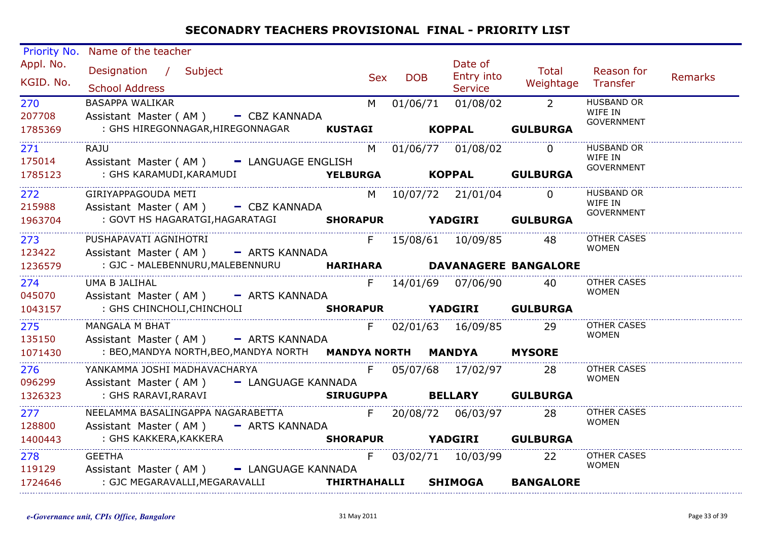# SECONADRY TEACHERS PROVISIONAL FINAL - PRIORITY LIST

| Priority No. / Appl. No. / KGID. No. | Name of the teacher / Designation / Subject / School Address | Sex | DOB | Date of Entry into Service | Total Weightage | Reason for Transfer | Remarks |
|---|---|---|---|---|---|---|---|
| 270<br>207708<br>1785369 | BASAPPA WALIKAR<br>Assistant Master ( AM ) - CBZ KANNADA<br>: GHS HIREGONNAGAR,HIREGONNAGAR **KUSTAGI KOPPAL GULBURGA** | M | 01/06/71 | 01/08/02 | 2 | HUSBAND OR WIFE IN GOVERNMENT | |
| 271<br>175014<br>1785123 | RAJU<br>Assistant Master ( AM ) - LANGUAGE ENGLISH<br>: GHS KARAMUDI,KARAMUDI **YELBURGA KOPPAL GULBURGA** | M | 01/06/77 | 01/08/02 | 0 | HUSBAND OR WIFE IN GOVERNMENT | |
| 272<br>215988<br>1963704 | GIRIYAPPAGOUDA METI<br>Assistant Master ( AM ) - CBZ KANNADA<br>: GOVT HS HAGARATGI,HAGARATAGI **SHORAPUR YADGIRI GULBURGA** | M | 10/07/72 | 21/01/04 | 0 | HUSBAND OR WIFE IN GOVERNMENT | |
| 273<br>123422<br>1236579 | PUSHAPAVATI AGNIHOTRI<br>Assistant Master ( AM ) - ARTS KANNADA<br>: GJC - MALEBENNURU,MALEBENNURU **HARIHARA DAVANAGERE BANGALORE** | F | 15/08/61 | 10/09/85 | 48 | OTHER CASES WOMEN | |
| 274<br>045070<br>1043157 | UMA B JALIHAL<br>Assistant Master ( AM ) - ARTS KANNADA<br>: GHS CHINCHOLI,CHINCHOLI **SHORAPUR YADGIRI GULBURGA** | F | 14/01/69 | 07/06/90 | 40 | OTHER CASES WOMEN | |
| 275<br>135150<br>1071430 | MANGALA M BHAT<br>Assistant Master ( AM ) - ARTS KANNADA<br>: BEO,MANDYA NORTH,BEO,MANDYA NORTH **MANDYA NORTH MANDYA MYSORE** | F | 02/01/63 | 16/09/85 | 29 | OTHER CASES WOMEN | |
| 276<br>096299<br>1326323 | YANKAMMA JOSHI MADHAVACHARYA<br>Assistant Master ( AM ) - LANGUAGE KANNADA<br>: GHS RARAVI,RARAVI **SIRUGUPPA BELLARY GULBURGA** | F | 05/07/68 | 17/02/97 | 28 | OTHER CASES WOMEN | |
| 277<br>128800<br>1400443 | NEELAMMA BASALINGAPPA NAGARABETTA<br>Assistant Master ( AM ) - ARTS KANNADA<br>: GHS KAKKERA,KAKKERA **SHORAPUR YADGIRI GULBURGA** | F | 20/08/72 | 06/03/97 | 28 | OTHER CASES WOMEN | |
| 278<br>119129<br>1724646 | GEETHA<br>Assistant Master ( AM ) - LANGUAGE KANNADA<br>: GJC MEGARAVALLI,MEGARAVALLI **THIRTHAHALLI SHIMOGA BANGALORE** | F | 03/02/71 | 10/03/99 | 22 | OTHER CASES WOMEN | |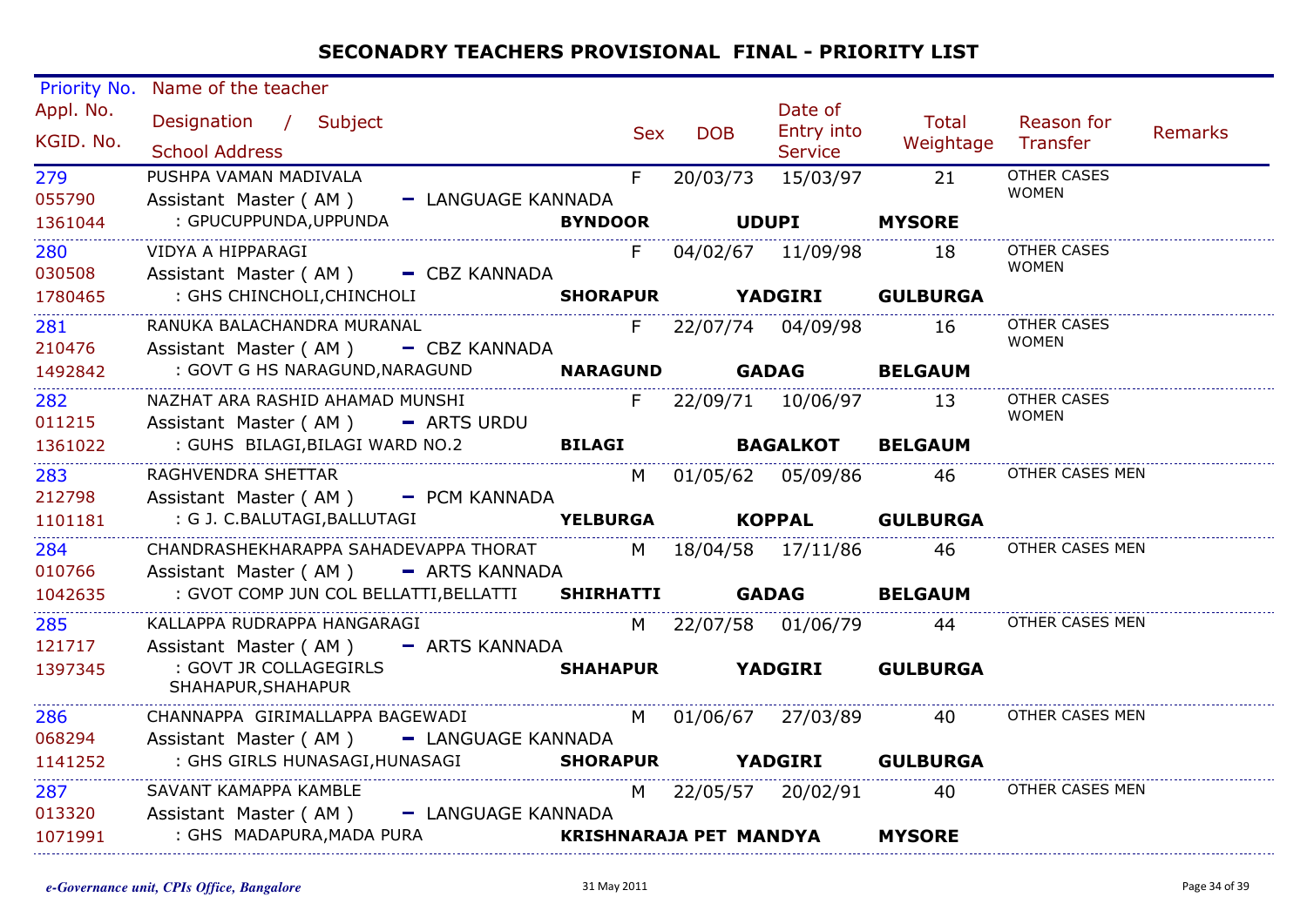# SECONADRY TEACHERS PROVISIONAL FINAL - PRIORITY LIST

| Priority No. / Appl. No. / KGID. No. | Name of the teacher / Designation / Subject / School Address | | | | Sex | DOB | Date of Entry into Service | Total Weightage | Reason for Transfer | Remarks |
|---|---|---|---|---|---|---|---|---|---|---|
| 279 / 055790 / 1361044 | PUSHPA VAMAN MADIVALA / Assistant Master ( AM ) - LANGUAGE KANNADA / : GPUCUPPUNDA,UPPUNDA | **BYNDOOR** | **UDUPI** | **MYSORE** | F | 20/03/73 | 15/03/97 | 21 | OTHER CASES WOMEN | |
| 280 / 030508 / 1780465 | VIDYA A HIPPARAGI / Assistant Master ( AM ) - CBZ KANNADA / : GHS CHINCHOLI,CHINCHOLI | **SHORAPUR** | **YADGIRI** | **GULBURGA** | F | 04/02/67 | 11/09/98 | 18 | OTHER CASES WOMEN | |
| 281 / 210476 / 1492842 | RANUKA BALACHANDRA MURANAL / Assistant Master ( AM ) - CBZ KANNADA / : GOVT G HS NARAGUND,NARAGUND | **NARAGUND** | **GADAG** | **BELGAUM** | F | 22/07/74 | 04/09/98 | 16 | OTHER CASES WOMEN | |
| 282 / 011215 / 1361022 | NAZHAT ARA RASHID AHAMAD MUNSHI / Assistant Master ( AM ) - ARTS URDU / : GUHS BILAGI,BILAGI WARD NO.2 | **BILAGI** | **BAGALKOT** | **BELGAUM** | F | 22/09/71 | 10/06/97 | 13 | OTHER CASES WOMEN | |
| 283 / 212798 / 1101181 | RAGHVENDRA SHETTAR / Assistant Master ( AM ) - PCM KANNADA / : G J. C.BALUTAGI,BALLUTAGI | **YELBURGA** | **KOPPAL** | **GULBURGA** | M | 01/05/62 | 05/09/86 | 46 | OTHER CASES MEN | |
| 284 / 010766 / 1042635 | CHANDRASHEKHARAPPA SAHADEVAPPA THORAT / Assistant Master ( AM ) - ARTS KANNADA / : GVOT COMP JUN COL BELLATTI,BELLATTI | **SHIRHATTI** | **GADAG** | **BELGAUM** | M | 18/04/58 | 17/11/86 | 46 | OTHER CASES MEN | |
| 285 / 121717 / 1397345 | KALLAPPA RUDRAPPA HANGARAGI / Assistant Master ( AM ) - ARTS KANNADA / : GOVT JR COLLAGEGIRLS SHAHAPUR,SHAHAPUR | **SHAHAPUR** | **YADGIRI** | **GULBURGA** | M | 22/07/58 | 01/06/79 | 44 | OTHER CASES MEN | |
| 286 / 068294 / 1141252 | CHANNAPPA GIRIMALLAPPA BAGEWADI / Assistant Master ( AM ) - LANGUAGE KANNADA / : GHS GIRLS HUNASAGI,HUNASAGI | **SHORAPUR** | **YADGIRI** | **GULBURGA** | M | 01/06/67 | 27/03/89 | 40 | OTHER CASES MEN | |
| 287 / 013320 / 1071991 | SAVANT KAMAPPA KAMBLE / Assistant Master ( AM ) - LANGUAGE KANNADA / : GHS MADAPURA,MADA PURA | **KRISHNARAJA PET** | **MANDYA** | **MYSORE** | M | 22/05/57 | 20/02/91 | 40 | OTHER CASES MEN | |

*e-Governance unit, CPIs Office, Bangalore* 31 May 2011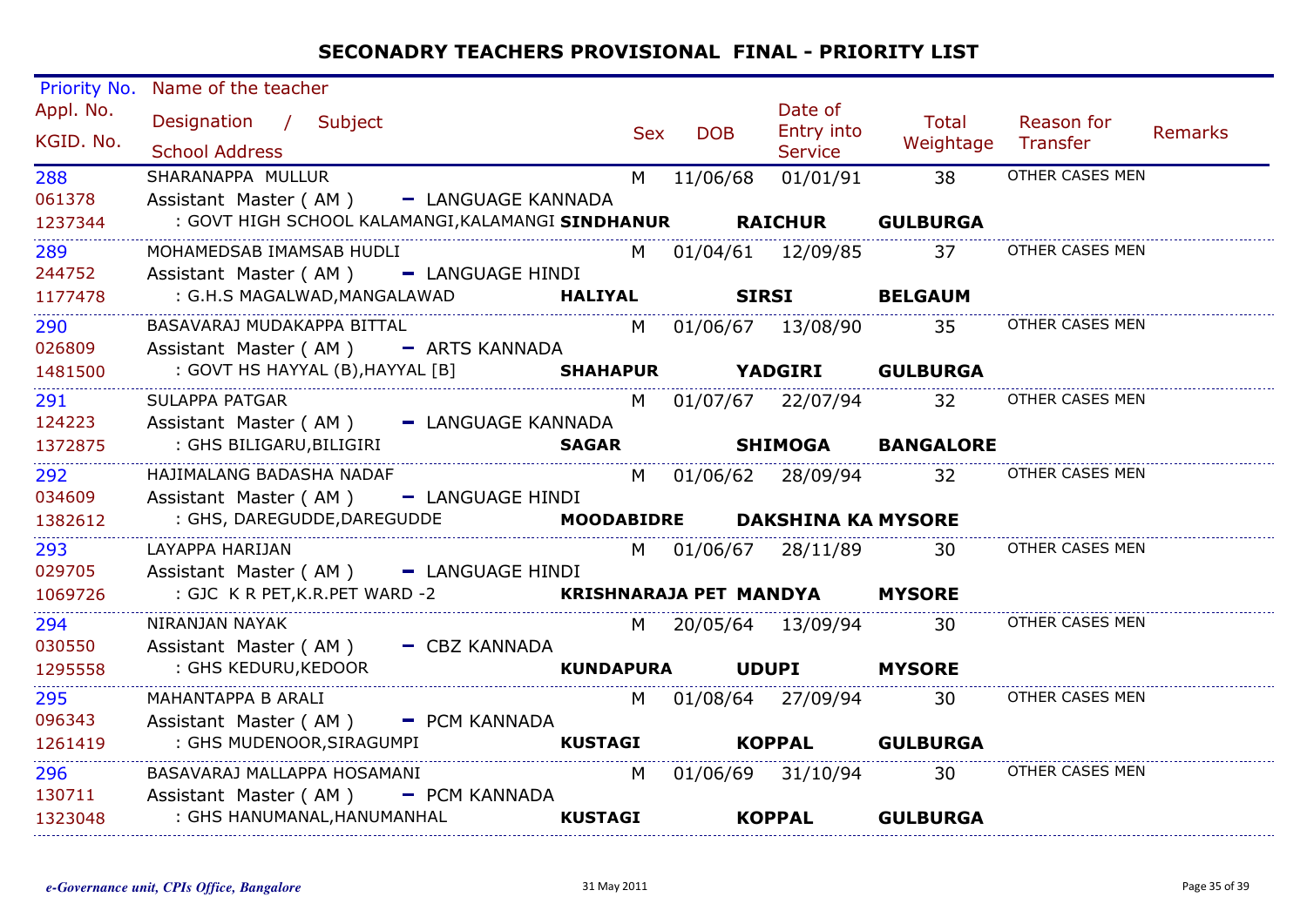# SECONADRY TEACHERS PROVISIONAL FINAL - PRIORITY LIST

| Priority No. / Appl. No. / KGID. No. | Name of the teacher / Designation / Subject / School Address | Sex | DOB | Date of Entry into Service | Total Weightage | Reason for Transfer | Remarks |
|---|---|---|---|---|---|---|---|
| 288<br>061378<br>1237344 | SHARANAPPA MULLUR<br>Assistant Master ( AM ) - LANGUAGE KANNADA<br>: GOVT HIGH SCHOOL KALAMANGI,KALAMANGI **SINDHANUR** **RAICHUR** **GULBURGA** | M | 11/06/68 | 01/01/91 | 38 | OTHER CASES MEN | |
| 289<br>244752<br>1177478 | MOHAMEDSAB IMAMSAB HUDLI<br>Assistant Master ( AM ) - LANGUAGE HINDI<br>: G.H.S MAGALWAD,MANGALAWAD **HALIYAL** **SIRSI** **BELGAUM** | M | 01/04/61 | 12/09/85 | 37 | OTHER CASES MEN | |
| 290<br>026809<br>1481500 | BASAVARAJ MUDAKAPPA BITTAL<br>Assistant Master ( AM ) - ARTS KANNADA<br>: GOVT HS HAYYAL (B),HAYYAL [B] **SHAHAPUR** **YADGIRI** **GULBURGA** | M | 01/06/67 | 13/08/90 | 35 | OTHER CASES MEN | |
| 291<br>124223<br>1372875 | SULAPPA PATGAR<br>Assistant Master ( AM ) - LANGUAGE KANNADA<br>: GHS BILIGARU,BILIGIRI **SAGAR** **SHIMOGA** **BANGALORE** | M | 01/07/67 | 22/07/94 | 32 | OTHER CASES MEN | |
| 292<br>034609<br>1382612 | HAJIMALANG BADASHA NADAF<br>Assistant Master ( AM ) - LANGUAGE HINDI<br>: GHS, DAREGUDDE,DAREGUDDE **MOODABIDRE** **DAKSHINA KA** **MYSORE** | M | 01/06/62 | 28/09/94 | 32 | OTHER CASES MEN | |
| 293<br>029705<br>1069726 | LAYAPPA HARIJAN<br>Assistant Master ( AM ) - LANGUAGE HINDI<br>: GJC K R PET,K.R.PET WARD -2 **KRISHNARAJA PET** **MANDYA** **MYSORE** | M | 01/06/67 | 28/11/89 | 30 | OTHER CASES MEN | |
| 294<br>030550<br>1295558 | NIRANJAN NAYAK<br>Assistant Master ( AM ) - CBZ KANNADA<br>: GHS KEDURU,KEDOOR **KUNDAPURA** **UDUPI** **MYSORE** | M | 20/05/64 | 13/09/94 | 30 | OTHER CASES MEN | |
| 295<br>096343<br>1261419 | MAHANTAPPA B ARALI<br>Assistant Master ( AM ) - PCM KANNADA<br>: GHS MUDENOOR,SIRAGUMPI **KUSTAGI** **KOPPAL** **GULBURGA** | M | 01/08/64 | 27/09/94 | 30 | OTHER CASES MEN | |
| 296<br>130711<br>1323048 | BASAVARAJ MALLAPPA HOSAMANI<br>Assistant Master ( AM ) - PCM KANNADA<br>: GHS HANUMANAL,HANUMANHAL **KUSTAGI** **KOPPAL** **GULBURGA** | M | 01/06/69 | 31/10/94 | 30 | OTHER CASES MEN | |

*e-Governance unit, CPIs Office, Bangalore* 31 May 2011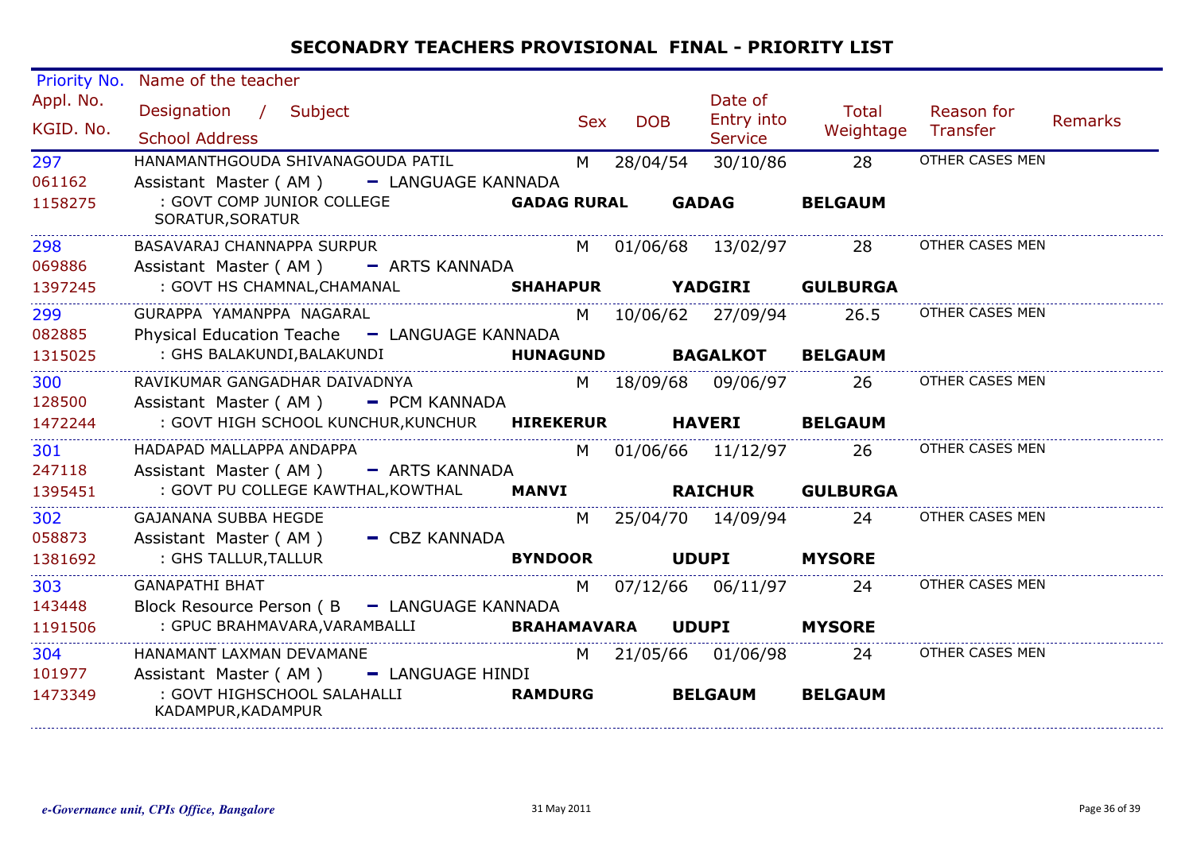# SECONADRY TEACHERS PROVISIONAL FINAL - PRIORITY LIST

| Priority No. / Appl. No. / KGID. No. | Name of the teacher / Designation / Subject / School Address | Sex | DOB | Date of Entry into Service | Total Weightage | Reason for Transfer | Remarks |
|---|---|---|---|---|---|---|---|
| 297<br>061162<br>1158275 | HANAMANTHGOUDA SHIVANAGOUDA PATIL<br>Assistant Master ( AM ) - LANGUAGE KANNADA<br>: GOVT COMP JUNIOR COLLEGE SORATUR,SORATUR **GADAG RURAL** **GADAG** **BELGAUM** | M | 28/04/54 | 30/10/86 | 28 | OTHER CASES MEN | |
| 298<br>069886<br>1397245 | BASAVARAJ CHANNAPPA SURPUR<br>Assistant Master ( AM ) - ARTS KANNADA<br>: GOVT HS CHAMNAL,CHAMANAL **SHAHAPUR** **YADGIRI** **GULBURGA** | M | 01/06/68 | 13/02/97 | 28 | OTHER CASES MEN | |
| 299<br>082885<br>1315025 | GURAPPA YAMANPPA NAGARAL<br>Physical Education Teache - LANGUAGE KANNADA<br>: GHS BALAKUNDI,BALAKUNDI **HUNAGUND** **BAGALKOT** **BELGAUM** | M | 10/06/62 | 27/09/94 | 26.5 | OTHER CASES MEN | |
| 300<br>128500<br>1472244 | RAVIKUMAR GANGADHAR DAIVADNYA<br>Assistant Master ( AM ) - PCM KANNADA<br>: GOVT HIGH SCHOOL KUNCHUR,KUNCHUR **HIREKERUR** **HAVERI** **BELGAUM** | M | 18/09/68 | 09/06/97 | 26 | OTHER CASES MEN | |
| 301<br>247118<br>1395451 | HADAPAD MALLAPPA ANDAPPA<br>Assistant Master ( AM ) - ARTS KANNADA<br>: GOVT PU COLLEGE KAWTHAL,KOWTHAL **MANVI** **RAICHUR** **GULBURGA** | M | 01/06/66 | 11/12/97 | 26 | OTHER CASES MEN | |
| 302<br>058873<br>1381692 | GAJANANA SUBBA HEGDE<br>Assistant Master ( AM ) - CBZ KANNADA<br>: GHS TALLUR,TALLUR **BYNDOOR** **UDUPI** **MYSORE** | M | 25/04/70 | 14/09/94 | 24 | OTHER CASES MEN | |
| 303<br>143448<br>1191506 | GANAPATHI BHAT<br>Block Resource Person ( B - LANGUAGE KANNADA<br>: GPUC BRAHMAVARA,VARAMBALLI **BRAHAMAVARA** **UDUPI** **MYSORE** | M | 07/12/66 | 06/11/97 | 24 | OTHER CASES MEN | |
| 304<br>101977<br>1473349 | HANAMANT LAXMAN DEVAMANE<br>Assistant Master ( AM ) - LANGUAGE HINDI<br>: GOVT HIGHSCHOOL SALAHALLI KADAMPUR,KADAMPUR **RAMDURG** **BELGAUM** **BELGAUM** | M | 21/05/66 | 01/06/98 | 24 | OTHER CASES MEN | |

*e-Governance unit, CPIs Office, Bangalore* — 31 May 2011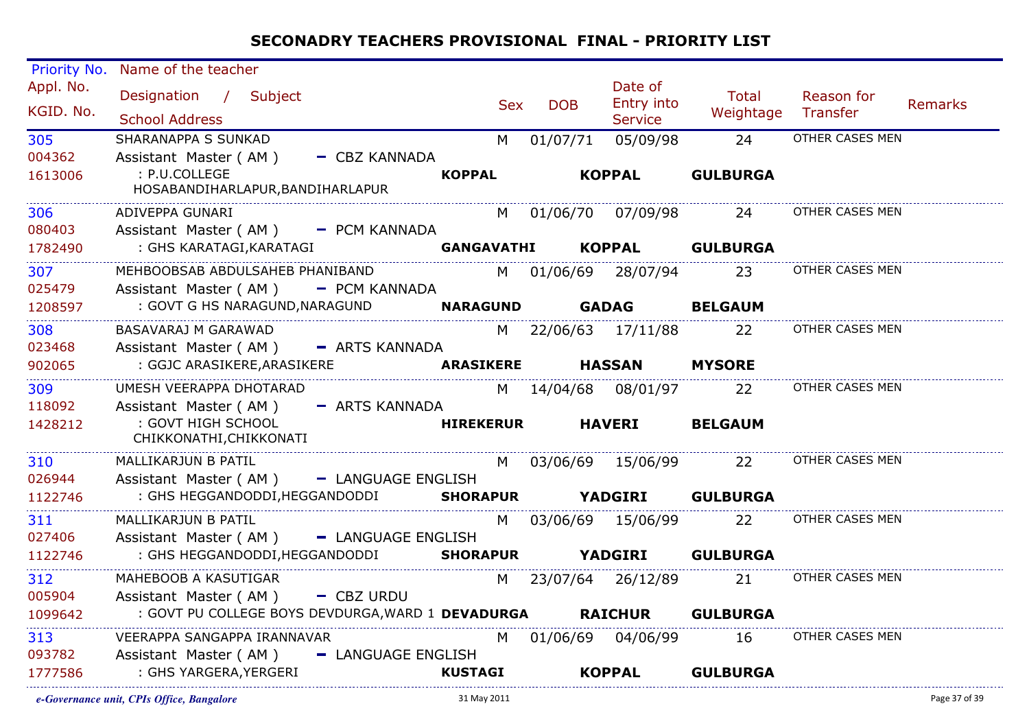# SECONADRY TEACHERS PROVISIONAL FINAL - PRIORITY LIST

| Priority No. / Appl. No. / KGID. No. | Name of the teacher / Designation / Subject / School Address | | | Sex | DOB | Date of Entry into Service | Total Weightage | Reason for Transfer | Remarks |
|---|---|---|---|---|---|---|---|---|---|
| 305 / 004362 / 1613006 | SHARANAPPA S SUNKAD / Assistant Master ( AM ) - CBZ KANNADA / : P.U.COLLEGE HOSABANDIHARLAPUR,BANDIHARLAPUR | **KOPPAL** | **KOPPAL** | M | 01/07/71 | 05/09/98 | 24 **GULBURGA** | OTHER CASES MEN | |
| 306 / 080403 / 1782490 | ADIVEPPA GUNARI / Assistant Master ( AM ) - PCM KANNADA / : GHS KARATAGI,KARATAGI | **GANGAVATHI** | **KOPPAL** | M | 01/06/70 | 07/09/98 | 24 **GULBURGA** | OTHER CASES MEN | |
| 307 / 025479 / 1208597 | MEHBOOBSAB ABDULSAHEB PHANIBAND / Assistant Master ( AM ) - PCM KANNADA / : GOVT G HS NARAGUND,NARAGUND | **NARAGUND** | **GADAG** | M | 01/06/69 | 28/07/94 | 23 **BELGAUM** | OTHER CASES MEN | |
| 308 / 023468 / 902065 | BASAVARAJ M GARAWAD / Assistant Master ( AM ) - ARTS KANNADA / : GGJC ARASIKERE,ARASIKERE | **ARASIKERE** | **HASSAN** | M | 22/06/63 | 17/11/88 | 22 **MYSORE** | OTHER CASES MEN | |
| 309 / 118092 / 1428212 | UMESH VEERAPPA DHOTARAD / Assistant Master ( AM ) - ARTS KANNADA / : GOVT HIGH SCHOOL CHIKKONATHI,CHIKKONATI | **HIREKERUR** | **HAVERI** | M | 14/04/68 | 08/01/97 | 22 **BELGAUM** | OTHER CASES MEN | |
| 310 / 026944 / 1122746 | MALLIKARJUN B PATIL / Assistant Master ( AM ) - LANGUAGE ENGLISH / : GHS HEGGANDODDI,HEGGANDODDI | **SHORAPUR** | **YADGIRI** | M | 03/06/69 | 15/06/99 | 22 **GULBURGA** | OTHER CASES MEN | |
| 311 / 027406 / 1122746 | MALLIKARJUN B PATIL / Assistant Master ( AM ) - LANGUAGE ENGLISH / : GHS HEGGANDODDI,HEGGANDODDI | **SHORAPUR** | **YADGIRI** | M | 03/06/69 | 15/06/99 | 22 **GULBURGA** | OTHER CASES MEN | |
| 312 / 005904 / 1099642 | MAHEBOOB A KASUTIGAR / Assistant Master ( AM ) - CBZ URDU / : GOVT PU COLLEGE BOYS DEVDURGA,WARD 1 | **DEVADURGA** | **RAICHUR** | M | 23/07/64 | 26/12/89 | 21 **GULBURGA** | OTHER CASES MEN | |
| 313 / 093782 / 1777586 | VEERAPPA SANGAPPA IRANNAVAR / Assistant Master ( AM ) - LANGUAGE ENGLISH / : GHS YARGERA,YERGERI | **KUSTAGI** | **KOPPAL** | M | 01/06/69 | 04/06/99 | 16 **GULBURGA** | OTHER CASES MEN | |

*e-Governance unit, CPIs Office, Bangalore* 31 May 2011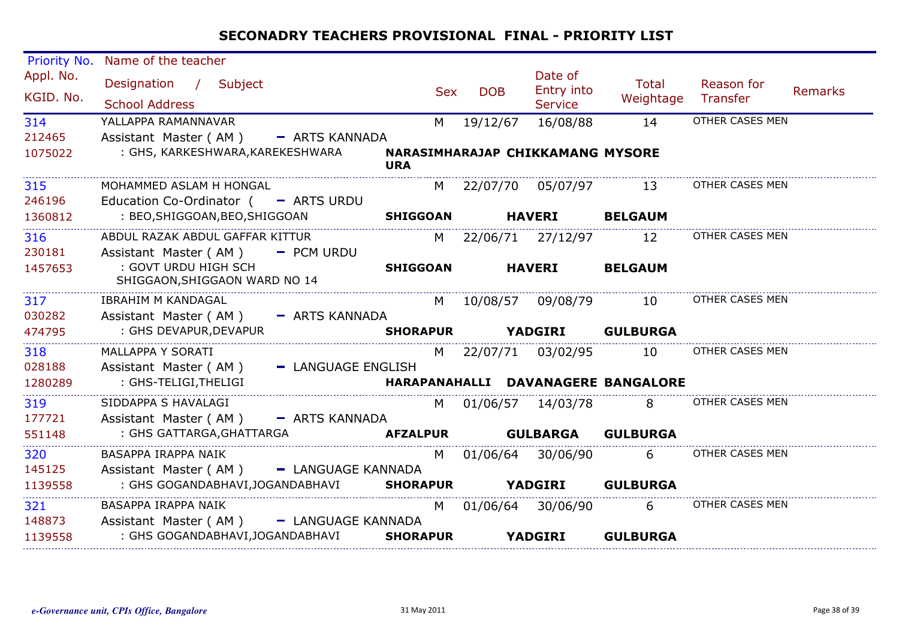# SECONADRY TEACHERS PROVISIONAL FINAL - PRIORITY LIST

| Priority No. / Appl. No. / KGID. No. | Name of the teacher / Designation / Subject / School Address | Sex | DOB | Date of Entry into Service | Total Weightage | Reason for Transfer | Remarks |
|---|---|---|---|---|---|---|---|
| 314 / 212465 / 1075022 | YALLAPPA RAMANNAVAR / Assistant Master ( AM ) - ARTS KANNADA / : GHS, KARKESHWARA,KAREKESHWARA **NARASIMHARAJAPURA CHIKKAMANG MYSORE** | M | 19/12/67 | 16/08/88 | 14 | OTHER CASES MEN | |
| 315 / 246196 / 1360812 | MOHAMMED ASLAM H HONGAL / Education Co-Ordinator ( - ARTS URDU / : BEO,SHIGGOAN,BEO,SHIGGOAN **SHIGGOAN HAVERI BELGAUM** | M | 22/07/70 | 05/07/97 | 13 | OTHER CASES MEN | |
| 316 / 230181 / 1457653 | ABDUL RAZAK ABDUL GAFFAR KITTUR / Assistant Master ( AM ) - PCM URDU / : GOVT URDU HIGH SCH SHIGGAON,SHIGGAON WARD NO 14 **SHIGGOAN HAVERI BELGAUM** | M | 22/06/71 | 27/12/97 | 12 | OTHER CASES MEN | |
| 317 / 030282 / 474795 | IBRAHIM M KANDAGAL / Assistant Master ( AM ) - ARTS KANNADA / : GHS DEVAPUR,DEVAPUR **SHORAPUR YADGIRI GULBURGA** | M | 10/08/57 | 09/08/79 | 10 | OTHER CASES MEN | |
| 318 / 028188 / 1280289 | MALLAPPA Y SORATI / Assistant Master ( AM ) - LANGUAGE ENGLISH / : GHS-TELIGI,THELIGI **HARAPANAHALLI DAVANAGERE BANGALORE** | M | 22/07/71 | 03/02/95 | 10 | OTHER CASES MEN | |
| 319 / 177721 / 551148 | SIDDAPPA S HAVALAGI / Assistant Master ( AM ) - ARTS KANNADA / : GHS GATTARGA,GHATTARGA **AFZALPUR GULBARGA GULBURGA** | M | 01/06/57 | 14/03/78 | 8 | OTHER CASES MEN | |
| 320 / 145125 / 1139558 | BASAPPA IRAPPA NAIK / Assistant Master ( AM ) - LANGUAGE KANNADA / : GHS GOGANDABHAVI,JOGANDABHAVI **SHORAPUR YADGIRI GULBURGA** | M | 01/06/64 | 30/06/90 | 6 | OTHER CASES MEN | |
| 321 / 148873 / 1139558 | BASAPPA IRAPPA NAIK / Assistant Master ( AM ) - LANGUAGE KANNADA / : GHS GOGANDABHAVI,JOGANDABHAVI **SHORAPUR YADGIRI GULBURGA** | M | 01/06/64 | 30/06/90 | 6 | OTHER CASES MEN | |

*e-Governance unit, CPIs Office, Bangalore* — 31 May 2011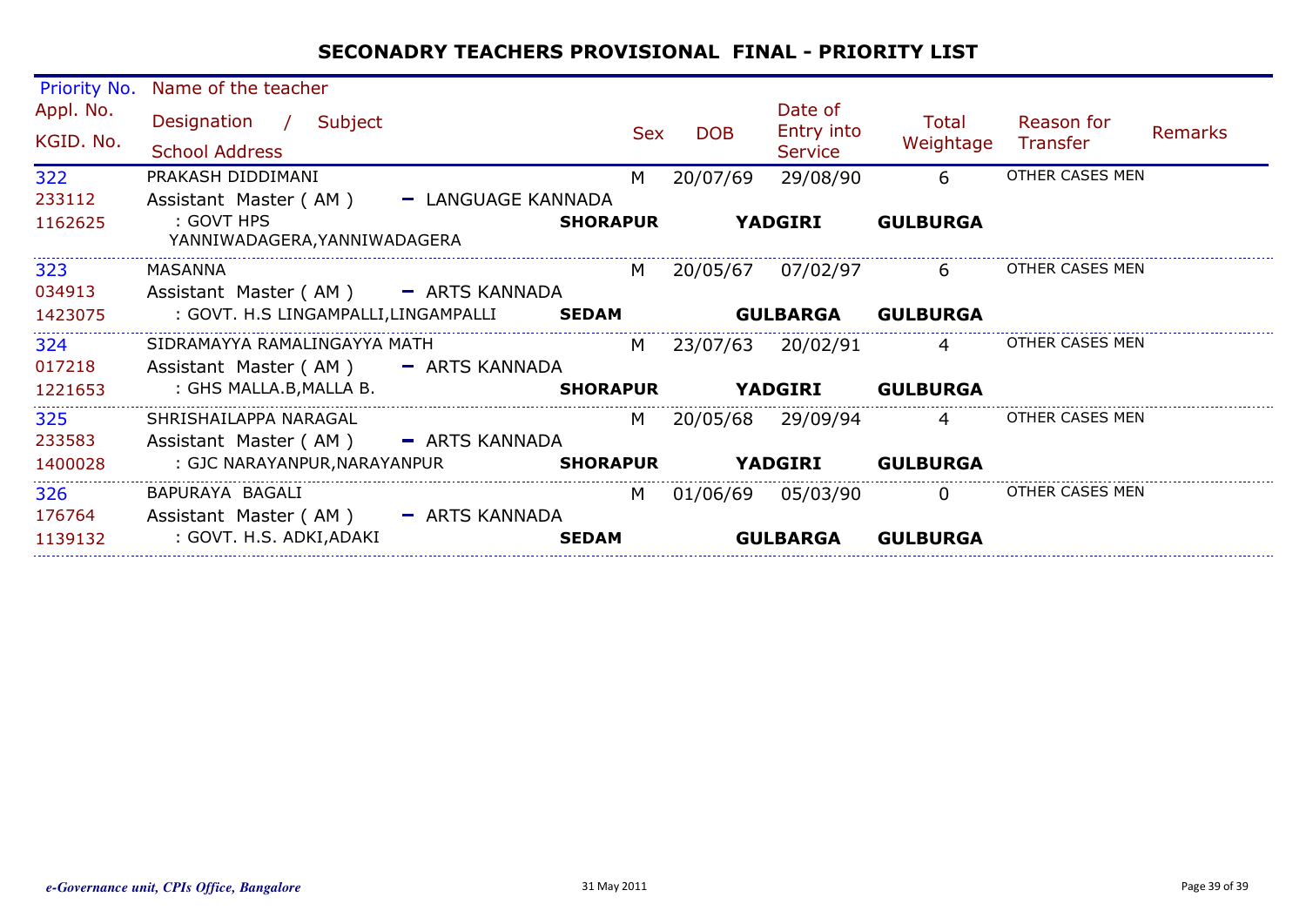# SECONADRY TEACHERS PROVISIONAL FINAL - PRIORITY LIST

| Priority No. / Appl. No. / KGID. No. | Name of the teacher / Designation / Subject / School Address | | | Sex | DOB | Date of Entry into Service | Total Weightage | Reason for Transfer | Remarks |
|---|---|---|---|---|---|---|---|---|---|
| 322<br>233112<br>1162625 | PRAKASH DIDDIMANI<br>Assistant Master ( AM ) - LANGUAGE KANNADA<br>: GOVT HPS YANNIWADAGERA,YANNIWADAGERA | **SHORAPUR** | **YADGIRI** | M | 20/07/69 | 29/08/90 | 6<br>**GULBURGA** | OTHER CASES MEN | |
| 323<br>034913<br>1423075 | MASANNA<br>Assistant Master ( AM ) - ARTS KANNADA<br>: GOVT. H.S LINGAMPALLI,LINGAMPALLI | **SEDAM** | **GULBARGA** | M | 20/05/67 | 07/02/97 | 6<br>**GULBURGA** | OTHER CASES MEN | |
| 324<br>017218<br>1221653 | SIDRAMAYYA RAMALINGAYYA MATH<br>Assistant Master ( AM ) - ARTS KANNADA<br>: GHS MALLA.B,MALLA B. | **SHORAPUR** | **YADGIRI** | M | 23/07/63 | 20/02/91 | 4<br>**GULBURGA** | OTHER CASES MEN | |
| 325<br>233583<br>1400028 | SHRISHAILAPPA NARAGAL<br>Assistant Master ( AM ) - ARTS KANNADA<br>: GJC NARAYANPUR,NARAYANPUR | **SHORAPUR** | **YADGIRI** | M | 20/05/68 | 29/09/94 | 4<br>**GULBURGA** | OTHER CASES MEN | |
| 326<br>176764<br>1139132 | BAPURAYA BAGALI<br>Assistant Master ( AM ) - ARTS KANNADA<br>: GOVT. H.S. ADKI,ADAKI | **SEDAM** | **GULBARGA** | M | 01/06/69 | 05/03/90 | 0<br>**GULBURGA** | OTHER CASES MEN | |

*e-Governance unit, CPIs Office, Bangalore* 31 May 2011